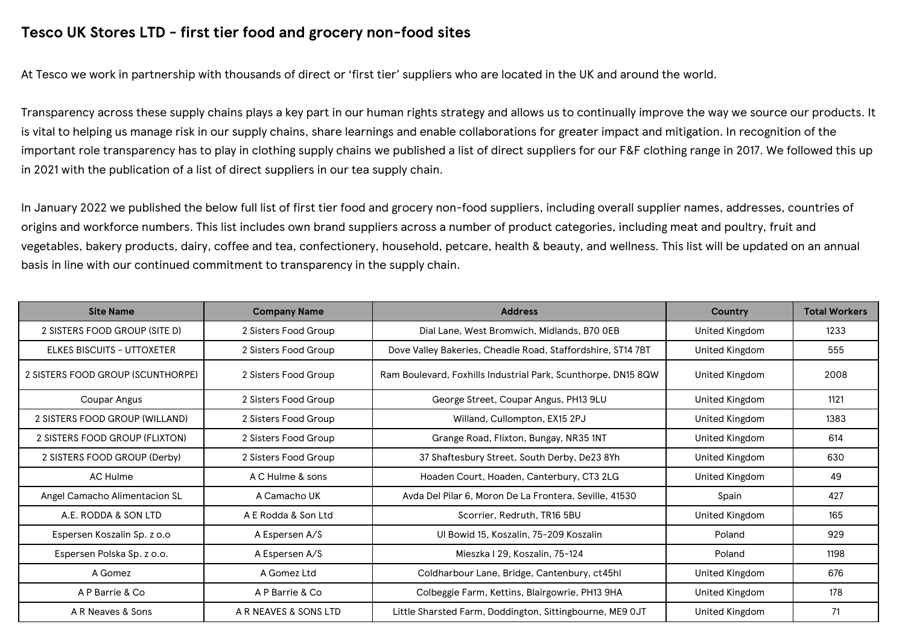# Tesco UK Stores LTD - first tier food and grocery non-food sites

At Tesco we work in partnership with thousands of direct or 'first tier' suppliers who are located in the UK and around the world.

Transparency across these supply chains plays a key part in our human rights strategy and allows us to continually improve the way we source our products. It is vital to helping us manage risk in our supply chains, share learnings and enable collaborations for greater impact and mitigation. In recognition of the important role transparency has to play in clothing supply chains we published a list of direct suppliers for our F&F clothing range in 2017. We followed this up in 2021 with the publication of a list of direct suppliers in our tea supply chain.

In January 2022 we published the below full list of first tier food and grocery non-food suppliers, including overall supplier names, addresses, countries of origins and workforce numbers. This list includes own brand suppliers across a number of product categories, including meat and poultry, fruit and vegetables, bakery products, dairy, coffee and tea, confectionery, household, petcare, health & beauty, and wellness. This list will be updated on an annual basis in line with our continued commitment to transparency in the supply chain.

| Site Name | Company Name | Address | Country | Total Workers |
|---|---|---|---|---|
| 2 SISTERS FOOD GROUP (SITE D) | 2 Sisters Food Group | Dial Lane, West Bromwich, Midlands, B70 0EB | United Kingdom | 1233 |
| ELKES BISCUITS - UTTOXETER | 2 Sisters Food Group | Dove Valley Bakeries, Cheadle Road, Staffordshire, ST14 7BT | United Kingdom | 555 |
| 2 SISTERS FOOD GROUP (SCUNTHORPE) | 2 Sisters Food Group | Ram Boulevard, Foxhills Industrial Park, Scunthorpe, DN15 8QW | United Kingdom | 2008 |
| Coupar Angus | 2 Sisters Food Group | George Street, Coupar Angus, PH13 9LU | United Kingdom | 1121 |
| 2 SISTERS FOOD GROUP (WILLAND) | 2 Sisters Food Group | Willand, Cullompton, EX15 2PJ | United Kingdom | 1383 |
| 2 SISTERS FOOD GROUP (FLIXTON) | 2 Sisters Food Group | Grange Road, Flixton, Bungay, NR35 1NT | United Kingdom | 614 |
| 2 SISTERS FOOD GROUP (Derby) | 2 Sisters Food Group | 37 Shaftesbury Street, South Derby, De23 8Yh | United Kingdom | 630 |
| AC Hulme | A C Hulme & sons | Hoaden Court, Hoaden, Canterbury, CT3 2LG | United Kingdom | 49 |
| Angel Camacho Alimentacion SL | A Camacho UK | Avda Del Pilar 6, Moron De La Frontera, Seville, 41530 | Spain | 427 |
| A.E. RODDA & SON LTD | A E Rodda & Son Ltd | Scorrier, Redruth, TR16 5BU | United Kingdom | 165 |
| Espersen Koszalin Sp. z o.o | A Espersen A/S | Ul Bowid 15, Koszalin, 75-209 Koszalin | Poland | 929 |
| Espersen Polska Sp. z o.o. | A Espersen A/S | Mieszka I 29, Koszalin, 75-124 | Poland | 1198 |
| A Gomez | A Gomez Ltd | Coldharbour Lane, Bridge, Cantenbury, ct45hl | United Kingdom | 676 |
| A P Barrie & Co | A P Barrie & Co | Colbeggie Farm, Kettins, Blairgowrie, PH13 9HA | United Kingdom | 178 |
| A R Neaves & Sons | A R NEAVES & SONS LTD | Little Sharsted Farm, Doddington, Sittingbourne, ME9 0JT | United Kingdom | 71 |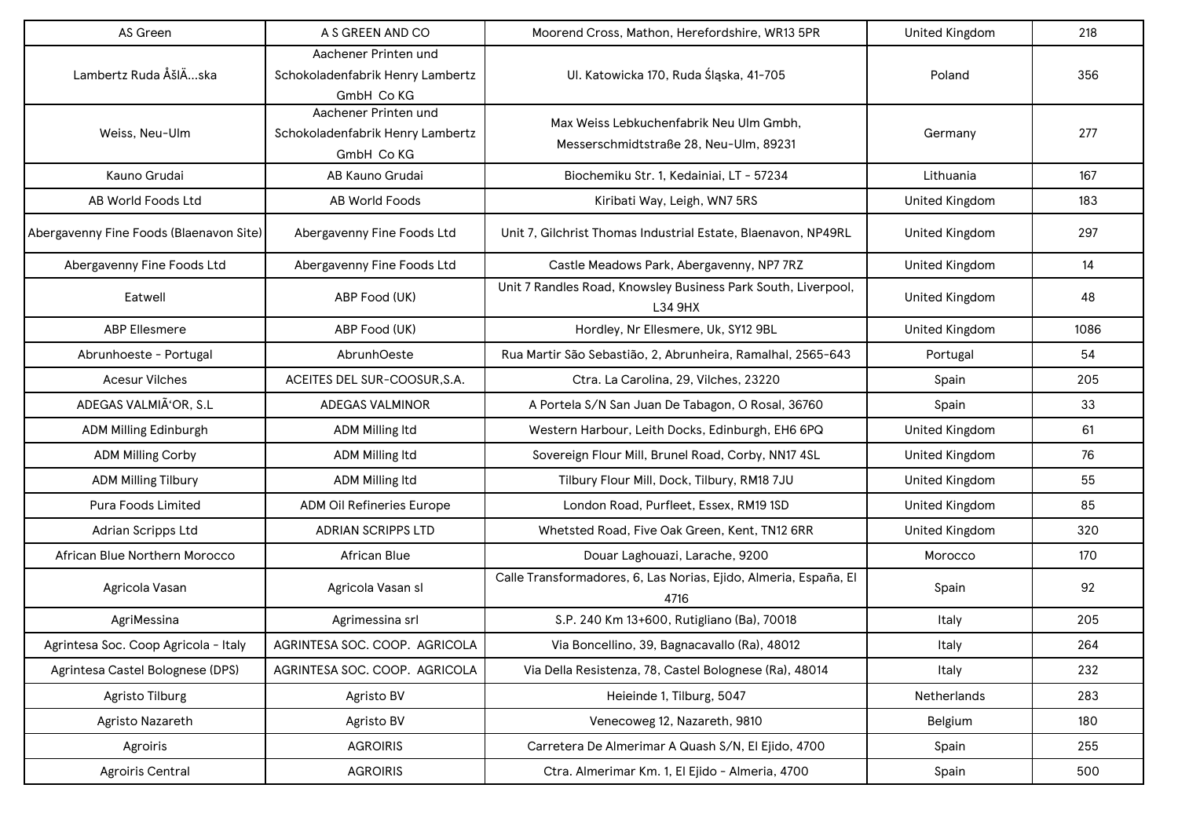| AS Green | A S GREEN AND CO | Moorend Cross, Mathon, Herefordshire, WR13 5PR | United Kingdom | 218 |
|---|---|---|---|---|
| Lambertz Ruda ÅšlÄ…ska | Aachener Printen und Schokoladenfabrik Henry Lambertz GmbH Co KG | Ul. Katowicka 170, Ruda Śląska, 41-705 | Poland | 356 |
| Weiss, Neu-Ulm | Aachener Printen und Schokoladenfabrik Henry Lambertz GmbH Co KG | Max Weiss Lebkuchenfabrik Neu Ulm Gmbh, Messerschmidtstraße 28, Neu-Ulm, 89231 | Germany | 277 |
| Kauno Grudai | AB Kauno Grudai | Biochemiku Str. 1, Kedainiai, LT - 57234 | Lithuania | 167 |
| AB World Foods Ltd | AB World Foods | Kiribati Way, Leigh, WN7 5RS | United Kingdom | 183 |
| Abergavenny Fine Foods (Blaenavon Site) | Abergavenny Fine Foods Ltd | Unit 7, Gilchrist Thomas Industrial Estate, Blaenavon, NP49RL | United Kingdom | 297 |
| Abergavenny Fine Foods Ltd | Abergavenny Fine Foods Ltd | Castle Meadows Park, Abergavenny, NP7 7RZ | United Kingdom | 14 |
| Eatwell | ABP Food (UK) | Unit 7 Randles Road, Knowsley Business Park South, Liverpool, L34 9HX | United Kingdom | 48 |
| ABP Ellesmere | ABP Food (UK) | Hordley, Nr Ellesmere, Uk, SY12 9BL | United Kingdom | 1086 |
| Abrunhoeste - Portugal | AbrunhOeste | Rua Martir São Sebastião, 2, Abrunheira, Ramalhal, 2565-643 | Portugal | 54 |
| Acesur Vilches | ACEITES DEL SUR-COOSUR,S.A. | Ctra. La Carolina, 29, Vilches, 23220 | Spain | 205 |
| ADEGAS VALMIÃ'OR, S.L | ADEGAS VALMINOR | A Portela S/N San Juan De Tabagon, O Rosal, 36760 | Spain | 33 |
| ADM Milling Edinburgh | ADM Milling ltd | Western Harbour, Leith Docks, Edinburgh, EH6 6PQ | United Kingdom | 61 |
| ADM Milling Corby | ADM Milling ltd | Sovereign Flour Mill, Brunel Road, Corby, NN17 4SL | United Kingdom | 76 |
| ADM Milling Tilbury | ADM Milling ltd | Tilbury Flour Mill, Dock, Tilbury, RM18 7JU | United Kingdom | 55 |
| Pura Foods Limited | ADM Oil Refineries Europe | London Road, Purfleet, Essex, RM19 1SD | United Kingdom | 85 |
| Adrian Scripps Ltd | ADRIAN SCRIPPS LTD | Whetsted Road, Five Oak Green, Kent, TN12 6RR | United Kingdom | 320 |
| African Blue Northern Morocco | African Blue | Douar Laghouazi, Larache, 9200 | Morocco | 170 |
| Agricola Vasan | Agricola Vasan sl | Calle Transformadores, 6, Las Norias, Ejido, Almeria, España, El 4716 | Spain | 92 |
| AgriMessina | Agrimessina srl | S.P. 240 Km 13+600, Rutigliano (Ba), 70018 | Italy | 205 |
| Agrintesa Soc. Coop Agricola - Italy | AGRINTESA SOC. COOP. AGRICOLA | Via Boncellino, 39, Bagnacavallo (Ra), 48012 | Italy | 264 |
| Agrintesa Castel Bolognese (DPS) | AGRINTESA SOC. COOP. AGRICOLA | Via Della Resistenza, 78, Castel Bolognese (Ra), 48014 | Italy | 232 |
| Agristo Tilburg | Agristo BV | Heieinde 1, Tilburg, 5047 | Netherlands | 283 |
| Agristo Nazareth | Agristo BV | Venecoweg 12, Nazareth, 9810 | Belgium | 180 |
| Agroiris | AGROIRIS | Carretera De Almerimar A Quash S/N, El Ejido, 4700 | Spain | 255 |
| Agroiris Central | AGROIRIS | Ctra. Almerimar Km. 1, El Ejido - Almeria, 4700 | Spain | 500 |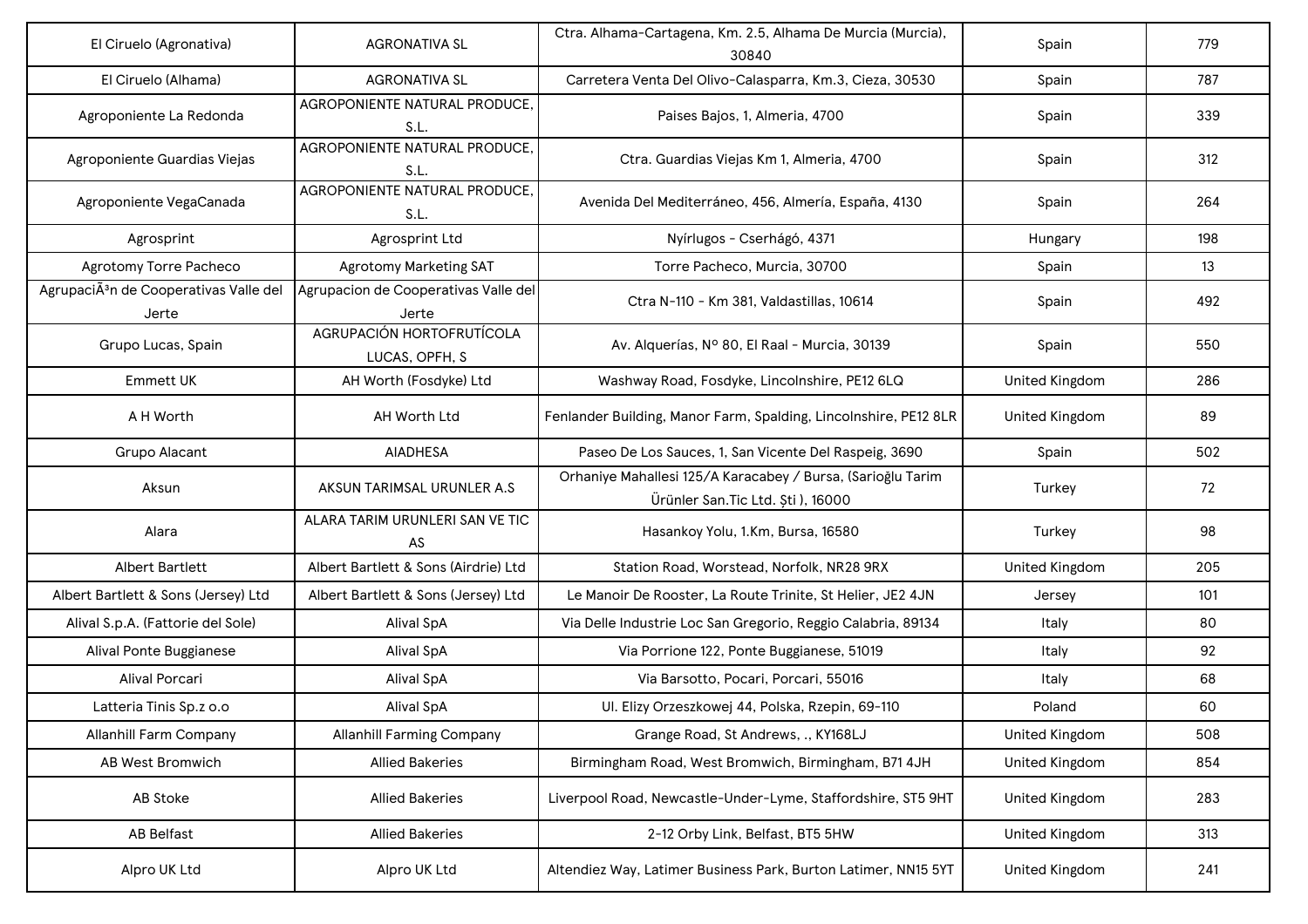| | | | | |
|---|---|---|---|---|
| El Ciruelo (Agronativa) | AGRONATIVA SL | Ctra. Alhama-Cartagena, Km. 2.5, Alhama De Murcia (Murcia), 30840 | Spain | 779 |
| El Ciruelo (Alhama) | AGRONATIVA SL | Carretera Venta Del Olivo-Calasparra, Km.3, Cieza, 30530 | Spain | 787 |
| Agroponiente La Redonda | AGROPONIENTE NATURAL PRODUCE, S.L. | Paises Bajos, 1, Almeria, 4700 | Spain | 339 |
| Agroponiente Guardias Viejas | AGROPONIENTE NATURAL PRODUCE, S.L. | Ctra. Guardias Viejas Km 1, Almeria, 4700 | Spain | 312 |
| Agroponiente VegaCanada | AGROPONIENTE NATURAL PRODUCE, S.L. | Avenida Del Mediterráneo, 456, Almería, España, 4130 | Spain | 264 |
| Agrosprint | Agrosprint Ltd | Nyírlugos - Cserhágó, 4371 | Hungary | 198 |
| Agrotomy Torre Pacheco | Agrotomy Marketing SAT | Torre Pacheco, Murcia, 30700 | Spain | 13 |
| AgrupaciÃ³n de Cooperativas Valle del Jerte | Agrupacion de Cooperativas Valle del Jerte | Ctra N-110 - Km 381, Valdastillas, 10614 | Spain | 492 |
| Grupo Lucas, Spain | AGRUPACIÓN HORTOFRUTÍCOLA LUCAS, OPFH, S | Av. Alquerías, Nº 80, El Raal - Murcia, 30139 | Spain | 550 |
| Emmett UK | AH Worth (Fosdyke) Ltd | Washway Road, Fosdyke, Lincolnshire, PE12 6LQ | United Kingdom | 286 |
| A H Worth | AH Worth Ltd | Fenlander Building, Manor Farm, Spalding, Lincolnshire, PE12 8LR | United Kingdom | 89 |
| Grupo Alacant | AIADHESA | Paseo De Los Sauces, 1, San Vicente Del Raspeig, 3690 | Spain | 502 |
| Aksun | AKSUN TARIMSAL URUNLER A.S | Orhaniye Mahallesi 125/A Karacabey / Bursa, (Sarioğlu Tarim Ürünler San.Tic Ltd. Şti ), 16000 | Turkey | 72 |
| Alara | ALARA TARIM URUNLERI SAN VE TIC AS | Hasankoy Yolu, 1.Km, Bursa, 16580 | Turkey | 98 |
| Albert Bartlett | Albert Bartlett & Sons (Airdrie) Ltd | Station Road, Worstead, Norfolk, NR28 9RX | United Kingdom | 205 |
| Albert Bartlett & Sons (Jersey) Ltd | Albert Bartlett & Sons (Jersey) Ltd | Le Manoir De Rooster, La Route Trinite, St Helier, JE2 4JN | Jersey | 101 |
| Alival S.p.A. (Fattorie del Sole) | Alival SpA | Via Delle Industrie Loc San Gregorio, Reggio Calabria, 89134 | Italy | 80 |
| Alival Ponte Buggianese | Alival SpA | Via Porrione 122, Ponte Buggianese, 51019 | Italy | 92 |
| Alival Porcari | Alival SpA | Via Barsotto, Pocari, Porcari, 55016 | Italy | 68 |
| Latteria Tinis Sp.z o.o | Alival SpA | Ul. Elizy Orzeszkowej 44, Polska, Rzepin, 69-110 | Poland | 60 |
| Allanhill Farm Company | Allanhill Farming Company | Grange Road, St Andrews, ., KY168LJ | United Kingdom | 508 |
| AB West Bromwich | Allied Bakeries | Birmingham Road, West Bromwich, Birmingham, B71 4JH | United Kingdom | 854 |
| AB Stoke | Allied Bakeries | Liverpool Road, Newcastle-Under-Lyme, Staffordshire, ST5 9HT | United Kingdom | 283 |
| AB Belfast | Allied Bakeries | 2-12 Orby Link, Belfast, BT5 5HW | United Kingdom | 313 |
| Alpro UK Ltd | Alpro UK Ltd | Altendiez Way, Latimer Business Park, Burton Latimer, NN15 5YT | United Kingdom | 241 |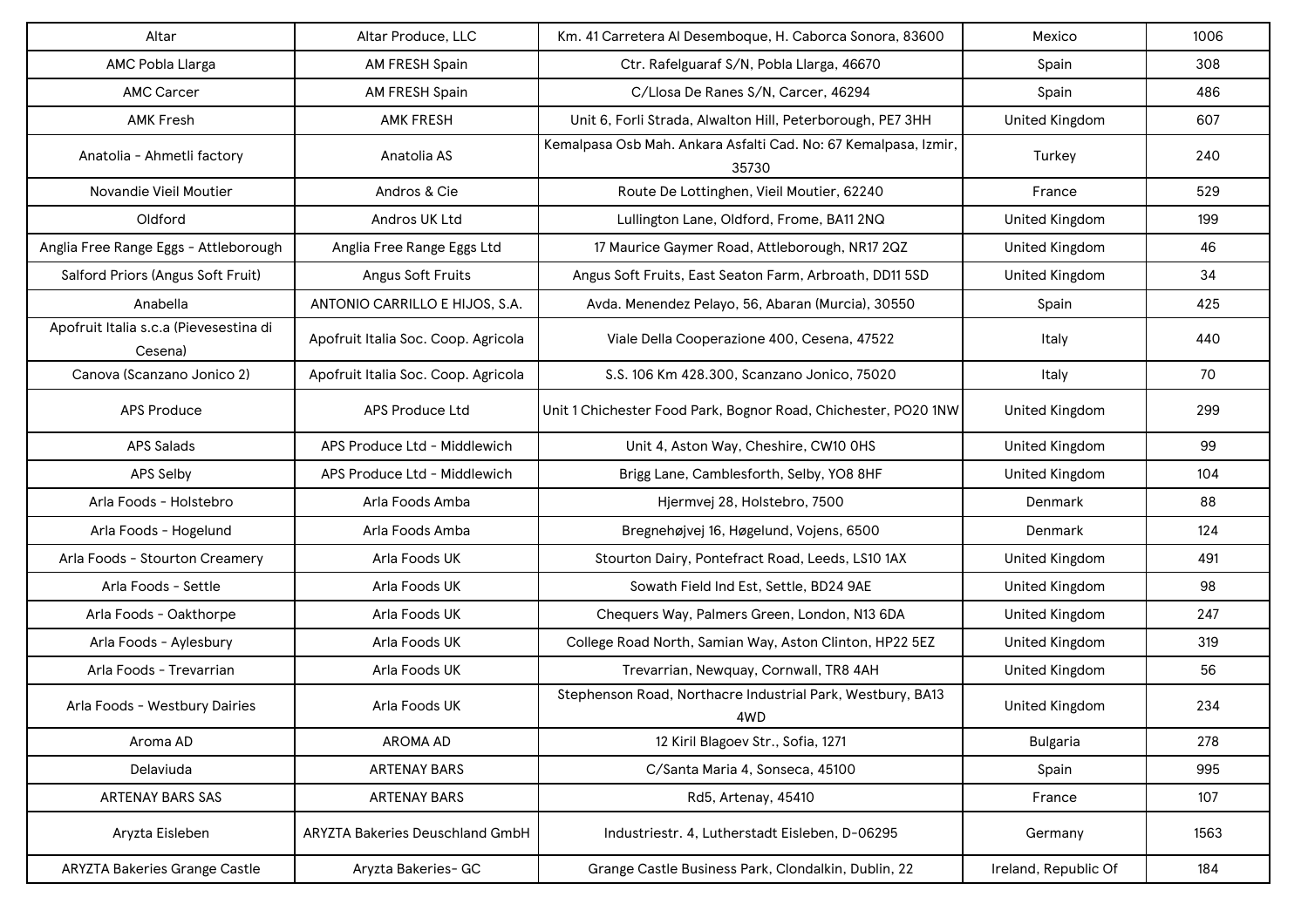| Altar | Altar Produce, LLC | Km. 41 Carretera Al Desemboque, H. Caborca Sonora, 83600 | Mexico | 1006 |
|---|---|---|---|---|
| AMC Pobla Llarga | AM FRESH Spain | Ctr. Rafelguaraf S/N, Pobla Llarga, 46670 | Spain | 308 |
| AMC Carcer | AM FRESH Spain | C/Llosa De Ranes S/N, Carcer, 46294 | Spain | 486 |
| AMK Fresh | AMK FRESH | Unit 6, Forli Strada, Alwalton Hill, Peterborough, PE7 3HH | United Kingdom | 607 |
| Anatolia - Ahmetli factory | Anatolia AS | Kemalpasa Osb Mah. Ankara Asfalti Cad. No: 67 Kemalpasa, Izmir, 35730 | Turkey | 240 |
| Novandie Vieil Moutier | Andros & Cie | Route De Lottinghen, Vieil Moutier, 62240 | France | 529 |
| Oldford | Andros UK Ltd | Lullington Lane, Oldford, Frome, BA11 2NQ | United Kingdom | 199 |
| Anglia Free Range Eggs - Attleborough | Anglia Free Range Eggs Ltd | 17 Maurice Gaymer Road, Attleborough, NR17 2QZ | United Kingdom | 46 |
| Salford Priors (Angus Soft Fruit) | Angus Soft Fruits | Angus Soft Fruits, East Seaton Farm, Arbroath, DD11 5SD | United Kingdom | 34 |
| Anabella | ANTONIO CARRILLO E HIJOS, S.A. | Avda. Menendez Pelayo, 56, Abaran (Murcia), 30550 | Spain | 425 |
| Apofruit Italia s.c.a (Pievesestina di Cesena) | Apofruit Italia Soc. Coop. Agricola | Viale Della Cooperazione 400, Cesena, 47522 | Italy | 440 |
| Canova (Scanzano Jonico 2) | Apofruit Italia Soc. Coop. Agricola | S.S. 106 Km 428.300, Scanzano Jonico, 75020 | Italy | 70 |
| APS Produce | APS Produce Ltd | Unit 1 Chichester Food Park, Bognor Road, Chichester, PO20 1NW | United Kingdom | 299 |
| APS Salads | APS Produce Ltd - Middlewich | Unit 4, Aston Way, Cheshire, CW10 0HS | United Kingdom | 99 |
| APS Selby | APS Produce Ltd - Middlewich | Brigg Lane, Camblesforth, Selby, YO8 8HF | United Kingdom | 104 |
| Arla Foods - Holstebro | Arla Foods Amba | Hjermvej 28, Holstebro, 7500 | Denmark | 88 |
| Arla Foods - Hogelund | Arla Foods Amba | Bregnehøjvej 16, Høgelund, Vojens, 6500 | Denmark | 124 |
| Arla Foods - Stourton Creamery | Arla Foods UK | Stourton Dairy, Pontefract Road, Leeds, LS10 1AX | United Kingdom | 491 |
| Arla Foods - Settle | Arla Foods UK | Sowath Field Ind Est, Settle, BD24 9AE | United Kingdom | 98 |
| Arla Foods - Oakthorpe | Arla Foods UK | Chequers Way, Palmers Green, London, N13 6DA | United Kingdom | 247 |
| Arla Foods - Aylesbury | Arla Foods UK | College Road North, Samian Way, Aston Clinton, HP22 5EZ | United Kingdom | 319 |
| Arla Foods - Trevarrian | Arla Foods UK | Trevarrian, Newquay, Cornwall, TR8 4AH | United Kingdom | 56 |
| Arla Foods - Westbury Dairies | Arla Foods UK | Stephenson Road, Northacre Industrial Park, Westbury, BA13 4WD | United Kingdom | 234 |
| Aroma AD | AROMA AD | 12 Kiril Blagoev Str., Sofia, 1271 | Bulgaria | 278 |
| Delaviuda | ARTENAY BARS | C/Santa Maria 4, Sonseca, 45100 | Spain | 995 |
| ARTENAY BARS SAS | ARTENAY BARS | Rd5, Artenay, 45410 | France | 107 |
| Aryzta Eisleben | ARYZTA Bakeries Deuschland GmbH | Industriestr. 4, Lutherstadt Eisleben, D-06295 | Germany | 1563 |
| ARYZTA Bakeries Grange Castle | Aryzta Bakeries- GC | Grange Castle Business Park, Clondalkin, Dublin, 22 | Ireland, Republic Of | 184 |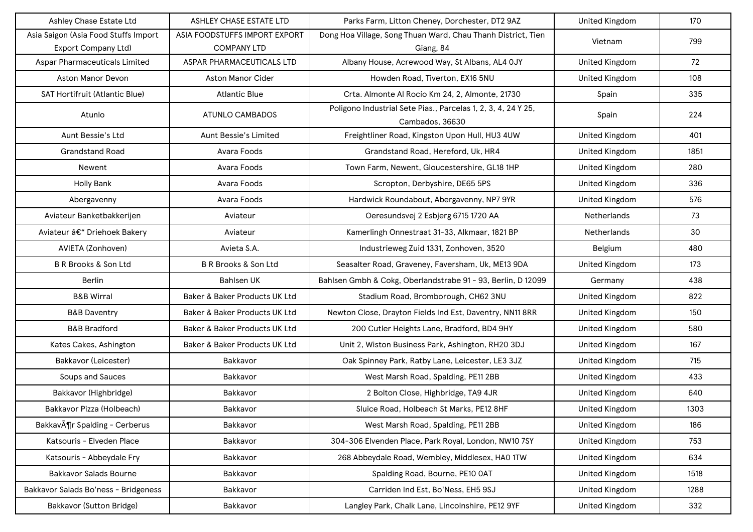| Ashley Chase Estate Ltd | ASHLEY CHASE ESTATE LTD | Parks Farm, Litton Cheney, Dorchester, DT2 9AZ | United Kingdom | 170 |
|---|---|---|---|---|
| Asia Saigon (Asia Food Stuffs Import Export Company Ltd) | ASIA FOODSTUFFS IMPORT EXPORT COMPANY LTD | Dong Hoa Village, Song Thuan Ward, Chau Thanh District, Tien Giang, 84 | Vietnam | 799 |
| Aspar Pharmaceuticals Limited | ASPAR PHARMACEUTICALS LTD | Albany House, Acrewood Way, St Albans, AL4 0JY | United Kingdom | 72 |
| Aston Manor Devon | Aston Manor Cider | Howden Road, Tiverton, EX16 5NU | United Kingdom | 108 |
| SAT Hortifruit (Atlantic Blue) | Atlantic Blue | Crta. Almonte Al Rocío Km 24, 2, Almonte, 21730 | Spain | 335 |
| Atunlo | ATUNLO CAMBADOS | Poligono Industrial Sete Pias., Parcelas 1, 2, 3, 4, 24 Y 25, Cambados, 36630 | Spain | 224 |
| Aunt Bessie's Ltd | Aunt Bessie's Limited | Freightliner Road, Kingston Upon Hull, HU3 4UW | United Kingdom | 401 |
| Grandstand Road | Avara Foods | Grandstand Road, Hereford, Uk, HR4 | United Kingdom | 1851 |
| Newent | Avara Foods | Town Farm, Newent, Gloucestershire, GL18 1HP | United Kingdom | 280 |
| Holly Bank | Avara Foods | Scropton, Derbyshire, DE65 5PS | United Kingdom | 336 |
| Abergavenny | Avara Foods | Hardwick Roundabout, Abergavenny, NP7 9YR | United Kingdom | 576 |
| Aviateur Banketbakkerijen | Aviateur | Oeresundsvej 2 Esbjerg 6715 1720 AA | Netherlands | 73 |
| Aviateur â€“ Driehoek Bakery | Aviateur | Kamerlingh Onnestraat 31-33, Alkmaar, 1821 BP | Netherlands | 30 |
| AVIETA (Zonhoven) | Avieta S.A. | Industrieweg Zuid 1331, Zonhoven, 3520 | Belgium | 480 |
| B R Brooks & Son Ltd | B R Brooks & Son Ltd | Seasalter Road, Graveney, Faversham, Uk, ME13 9DA | United Kingdom | 173 |
| Berlin | Bahlsen UK | Bahlsen Gmbh & Cokg, Oberlandstrabe 91 - 93, Berlin, D 12099 | Germany | 438 |
| B&B Wirral | Baker & Baker Products UK Ltd | Stadium Road, Bromborough, CH62 3NU | United Kingdom | 822 |
| B&B Daventry | Baker & Baker Products UK Ltd | Newton Close, Drayton Fields Ind Est, Daventry, NN11 8RR | United Kingdom | 150 |
| B&B Bradford | Baker & Baker Products UK Ltd | 200 Cutler Heights Lane, Bradford, BD4 9HY | United Kingdom | 580 |
| Kates Cakes, Ashington | Baker & Baker Products UK Ltd | Unit 2, Wiston Business Park, Ashington, RH20 3DJ | United Kingdom | 167 |
| Bakkavor (Leicester) | Bakkavor | Oak Spinney Park, Ratby Lane, Leicester, LE3 3JZ | United Kingdom | 715 |
| Soups and Sauces | Bakkavor | West Marsh Road, Spalding, PE11 2BB | United Kingdom | 433 |
| Bakkavor (Highbridge) | Bakkavor | 2 Bolton Close, Highbridge, TA9 4JR | United Kingdom | 640 |
| Bakkavor Pizza (Holbeach) | Bakkavor | Sluice Road, Holbeach St Marks, PE12 8HF | United Kingdom | 1303 |
| BakkavÃ¶r Spalding - Cerberus | Bakkavor | West Marsh Road, Spalding, PE11 2BB | United Kingdom | 186 |
| Katsouris - Elveden Place | Bakkavor | 304-306 Elvenden Place, Park Royal, London, NW10 7SY | United Kingdom | 753 |
| Katsouris - Abbeydale Fry | Bakkavor | 268 Abbeydale Road, Wembley, Middlesex, HA0 1TW | United Kingdom | 634 |
| Bakkavor Salads Bourne | Bakkavor | Spalding Road, Bourne, PE10 0AT | United Kingdom | 1518 |
| Bakkavor Salads Bo'ness - Bridgeness | Bakkavor | Carriden Ind Est, Bo'Ness, EH5 9SJ | United Kingdom | 1288 |
| Bakkavor (Sutton Bridge) | Bakkavor | Langley Park, Chalk Lane, Lincolnshire, PE12 9YF | United Kingdom | 332 |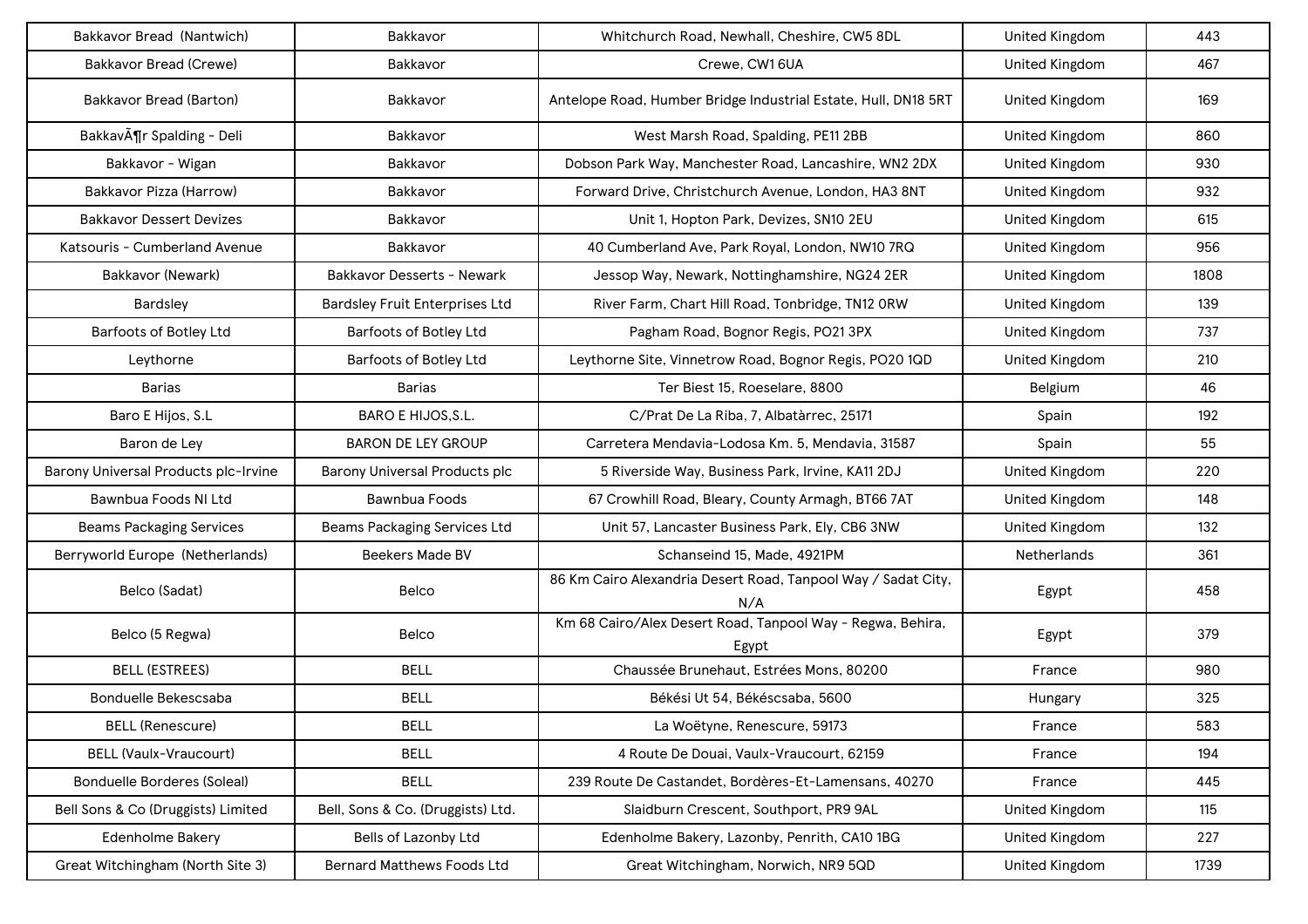| Bakkavor Bread (Nantwich) | Bakkavor | Whitchurch Road, Newhall, Cheshire, CW5 8DL | United Kingdom | 443 |
|---|---|---|---|---|
| Bakkavor Bread (Crewe) | Bakkavor | Crewe, CW1 6UA | United Kingdom | 467 |
| Bakkavor Bread (Barton) | Bakkavor | Antelope Road, Humber Bridge Industrial Estate, Hull, DN18 5RT | United Kingdom | 169 |
| BakkavÃ¶r Spalding - Deli | Bakkavor | West Marsh Road, Spalding, PE11 2BB | United Kingdom | 860 |
| Bakkavor - Wigan | Bakkavor | Dobson Park Way, Manchester Road, Lancashire, WN2 2DX | United Kingdom | 930 |
| Bakkavor Pizza (Harrow) | Bakkavor | Forward Drive, Christchurch Avenue, London, HA3 8NT | United Kingdom | 932 |
| Bakkavor Dessert Devizes | Bakkavor | Unit 1, Hopton Park, Devizes, SN10 2EU | United Kingdom | 615 |
| Katsouris - Cumberland Avenue | Bakkavor | 40 Cumberland Ave, Park Royal, London, NW10 7RQ | United Kingdom | 956 |
| Bakkavor (Newark) | Bakkavor Desserts - Newark | Jessop Way, Newark, Nottinghamshire, NG24 2ER | United Kingdom | 1808 |
| Bardsley | Bardsley Fruit Enterprises Ltd | River Farm, Chart Hill Road, Tonbridge, TN12 0RW | United Kingdom | 139 |
| Barfoots of Botley Ltd | Barfoots of Botley Ltd | Pagham Road, Bognor Regis, PO21 3PX | United Kingdom | 737 |
| Leythorne | Barfoots of Botley Ltd | Leythorne Site, Vinnetrow Road, Bognor Regis, PO20 1QD | United Kingdom | 210 |
| Barias | Barias | Ter Biest 15, Roeselare, 8800 | Belgium | 46 |
| Baro E Hijos, S.L | BARO E HIJOS,S.L. | C/Prat De La Riba, 7, Albatàrrec, 25171 | Spain | 192 |
| Baron de Ley | BARON DE LEY GROUP | Carretera Mendavia-Lodosa Km. 5, Mendavia, 31587 | Spain | 55 |
| Barony Universal Products plc-Irvine | Barony Universal Products plc | 5 Riverside Way, Business Park, Irvine, KA11 2DJ | United Kingdom | 220 |
| Bawnbua Foods NI Ltd | Bawnbua Foods | 67 Crowhill Road, Bleary, County Armagh, BT66 7AT | United Kingdom | 148 |
| Beams Packaging Services | Beams Packaging Services Ltd | Unit 57, Lancaster Business Park, Ely, CB6 3NW | United Kingdom | 132 |
| Berryworld Europe (Netherlands) | Beekers Made BV | Schanseind 15, Made, 4921PM | Netherlands | 361 |
| Belco (Sadat) | Belco | 86 Km Cairo Alexandria Desert Road, Tanpool Way / Sadat City, N/A | Egypt | 458 |
| Belco (5 Regwa) | Belco | Km 68 Cairo/Alex Desert Road, Tanpool Way - Regwa, Behira, Egypt | Egypt | 379 |
| BELL (ESTREES) | BELL | Chaussée Brunehaut, Estrées Mons, 80200 | France | 980 |
| Bonduelle Bekescsaba | BELL | Békési Ut 54, Békéscsaba, 5600 | Hungary | 325 |
| BELL (Renescure) | BELL | La Woëtyne, Renescure, 59173 | France | 583 |
| BELL (Vaulx-Vraucourt) | BELL | 4 Route De Douai, Vaulx-Vraucourt, 62159 | France | 194 |
| Bonduelle Borderes (Soleal) | BELL | 239 Route De Castandet, Bordères-Et-Lamensans, 40270 | France | 445 |
| Bell Sons & Co (Druggists) Limited | Bell, Sons & Co. (Druggists) Ltd. | Slaidburn Crescent, Southport, PR9 9AL | United Kingdom | 115 |
| Edenholme Bakery | Bells of Lazonby Ltd | Edenholme Bakery, Lazonby, Penrith, CA10 1BG | United Kingdom | 227 |
| Great Witchingham (North Site 3) | Bernard Matthews Foods Ltd | Great Witchingham, Norwich, NR9 5QD | United Kingdom | 1739 |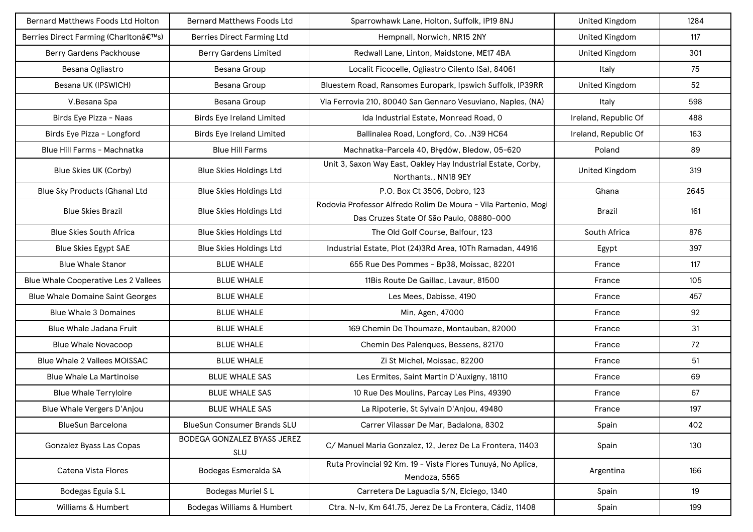| Bernard Matthews Foods Ltd Holton | Bernard Matthews Foods Ltd | Sparrowhawk Lane, Holton, Suffolk, IP19 8NJ | United Kingdom | 1284 |
|---|---|---|---|---|
| Berries Direct Farming (Charltonâ€™s) | Berries Direct Farming Ltd | Hempnall, Norwich, NR15 2NY | United Kingdom | 117 |
| Berry Gardens Packhouse | Berry Gardens Limited | Redwall Lane, Linton, Maidstone, ME17 4BA | United Kingdom | 301 |
| Besana Ogliastro | Besana Group | Localit Ficocelle, Ogliastro Cilento (Sa), 84061 | Italy | 75 |
| Besana UK (IPSWICH) | Besana Group | Bluestem Road, Ransomes Europark, Ipswich Suffolk, IP39RR | United Kingdom | 52 |
| V.Besana Spa | Besana Group | Via Ferrovia 210, 80040 San Gennaro Vesuviano, Naples, (NA) | Italy | 598 |
| Birds Eye Pizza - Naas | Birds Eye Ireland Limited | Ida Industrial Estate, Monread Road, 0 | Ireland, Republic Of | 488 |
| Birds Eye Pizza - Longford | Birds Eye Ireland Limited | Ballinalea Road, Longford, Co. .N39 HC64 | Ireland, Republic Of | 163 |
| Blue Hill Farms - Machnatka | Blue Hill Farms | Machnatka-Parcela 40, Błędów, Bledow, 05-620 | Poland | 89 |
| Blue Skies UK (Corby) | Blue Skies Holdings Ltd | Unit 3, Saxon Way East, Oakley Hay Industrial Estate, Corby, Northants., NN18 9EY | United Kingdom | 319 |
| Blue Sky Products (Ghana) Ltd | Blue Skies Holdings Ltd | P.O. Box Ct 3506, Dobro, 123 | Ghana | 2645 |
| Blue Skies Brazil | Blue Skies Holdings Ltd | Rodovia Professor Alfredo Rolim De Moura - Vila Partenio, Mogi Das Cruzes State Of São Paulo, 08880-000 | Brazil | 161 |
| Blue Skies South Africa | Blue Skies Holdings Ltd | The Old Golf Course, Balfour, 123 | South Africa | 876 |
| Blue Skies Egypt SAE | Blue Skies Holdings Ltd | Industrial Estate, Plot (24)3Rd Area, 10Th Ramadan, 44916 | Egypt | 397 |
| Blue Whale Stanor | BLUE WHALE | 655 Rue Des Pommes - Bp38, Moissac, 82201 | France | 117 |
| Blue Whale Cooperative Les 2 Vallees | BLUE WHALE | 11Bis Route De Gaillac, Lavaur, 81500 | France | 105 |
| Blue Whale Domaine Saint Georges | BLUE WHALE | Les Mees, Dabisse, 4190 | France | 457 |
| Blue Whale 3 Domaines | BLUE WHALE | Min, Agen, 47000 | France | 92 |
| Blue Whale Jadana Fruit | BLUE WHALE | 169 Chemin De Thoumaze, Montauban, 82000 | France | 31 |
| Blue Whale Novacoop | BLUE WHALE | Chemin Des Palenques, Bessens, 82170 | France | 72 |
| Blue Whale 2 Vallees MOISSAC | BLUE WHALE | Zi St Michel, Moissac, 82200 | France | 51 |
| Blue Whale La Martinoise | BLUE WHALE SAS | Les Ermites, Saint Martin D'Auxigny, 18110 | France | 69 |
| Blue Whale Terryloire | BLUE WHALE SAS | 10 Rue Des Moulins, Parcay Les Pins, 49390 | France | 67 |
| Blue Whale Vergers D'Anjou | BLUE WHALE SAS | La Ripoterie, St Sylvain D'Anjou, 49480 | France | 197 |
| BlueSun Barcelona | BlueSun Consumer Brands SLU | Carrer Vilassar De Mar, Badalona, 8302 | Spain | 402 |
| Gonzalez Byass Las Copas | BODEGA GONZALEZ BYASS JEREZ SLU | C/ Manuel Maria Gonzalez, 12, Jerez De La Frontera, 11403 | Spain | 130 |
| Catena Vista Flores | Bodegas Esmeralda SA | Ruta Provincial 92 Km. 19 - Vista Flores Tunuyá, No Aplica, Mendoza, 5565 | Argentina | 166 |
| Bodegas Eguia S.L | Bodegas Muriel S L | Carretera De Laguadia S/N, Elciego, 1340 | Spain | 19 |
| Williams & Humbert | Bodegas Williams & Humbert | Ctra. N-Iv, Km 641.75, Jerez De La Frontera, Cádiz, 11408 | Spain | 199 |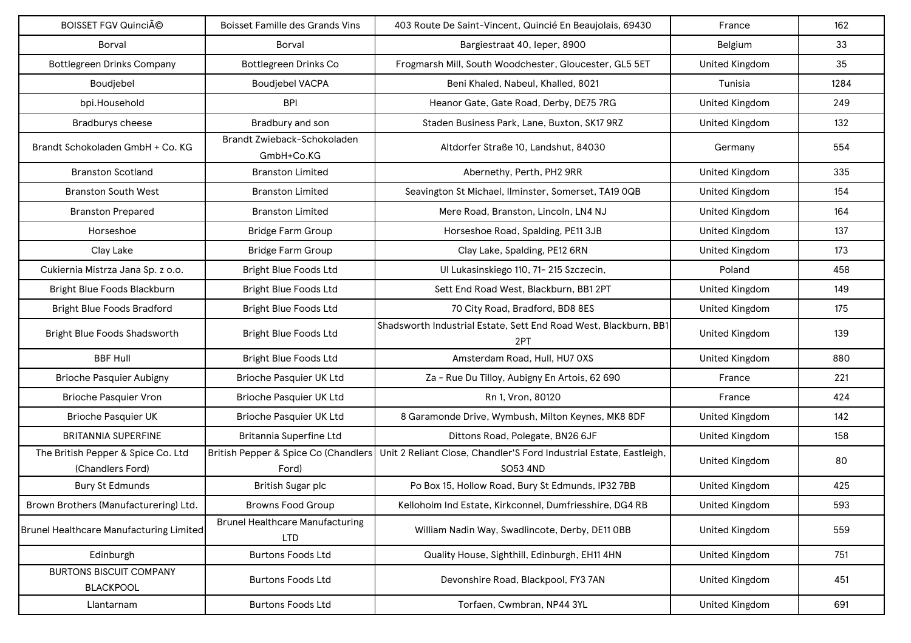| BOISSET FGV QuinciÃ© | Boisset Famille des Grands Vins | 403 Route De Saint-Vincent, Quincié En Beaujolais, 69430 | France | 162 |
|---|---|---|---|---|
| Borval | Borval | Bargiestraat 40, Ieper, 8900 | Belgium | 33 |
| Bottlegreen Drinks Company | Bottlegreen Drinks Co | Frogmarsh Mill, South Woodchester, Gloucester, GL5 5ET | United Kingdom | 35 |
| Boudjebel | Boudjebel VACPA | Beni Khaled, Nabeul, Khalled, 8021 | Tunisia | 1284 |
| bpi.Household | BPI | Heanor Gate, Gate Road, Derby, DE75 7RG | United Kingdom | 249 |
| Bradburys cheese | Bradbury and son | Staden Business Park, Lane, Buxton, SK17 9RZ | United Kingdom | 132 |
| Brandt Schokoladen GmbH + Co. KG | Brandt Zwieback-Schokoladen GmbH+Co.KG | Altdorfer Straße 10, Landshut, 84030 | Germany | 554 |
| Branston Scotland | Branston Limited | Abernethy, Perth, PH2 9RR | United Kingdom | 335 |
| Branston South West | Branston Limited | Seavington St Michael, Ilminster, Somerset, TA19 0QB | United Kingdom | 154 |
| Branston Prepared | Branston Limited | Mere Road, Branston, Lincoln, LN4 NJ | United Kingdom | 164 |
| Horseshoe | Bridge Farm Group | Horseshoe Road, Spalding, PE11 3JB | United Kingdom | 137 |
| Clay Lake | Bridge Farm Group | Clay Lake, Spalding, PE12 6RN | United Kingdom | 173 |
| Cukiernia Mistrza Jana Sp. z o.o. | Bright Blue Foods Ltd | Ul Lukasinskiego 110, 71- 215 Szczecin, | Poland | 458 |
| Bright Blue Foods Blackburn | Bright Blue Foods Ltd | Sett End Road West, Blackburn, BB1 2PT | United Kingdom | 149 |
| Bright Blue Foods Bradford | Bright Blue Foods Ltd | 70 City Road, Bradford, BD8 8ES | United Kingdom | 175 |
| Bright Blue Foods Shadsworth | Bright Blue Foods Ltd | Shadsworth Industrial Estate, Sett End Road West, Blackburn, BB1 2PT | United Kingdom | 139 |
| BBF Hull | Bright Blue Foods Ltd | Amsterdam Road, Hull, HU7 0XS | United Kingdom | 880 |
| Brioche Pasquier Aubigny | Brioche Pasquier UK Ltd | Za - Rue Du Tilloy, Aubigny En Artois, 62 690 | France | 221 |
| Brioche Pasquier Vron | Brioche Pasquier UK Ltd | Rn 1, Vron, 80120 | France | 424 |
| Brioche Pasquier UK | Brioche Pasquier UK Ltd | 8 Garamonde Drive, Wymbush, Milton Keynes, MK8 8DF | United Kingdom | 142 |
| BRITANNIA SUPERFINE | Britannia Superfine Ltd | Dittons Road, Polegate, BN26 6JF | United Kingdom | 158 |
| The British Pepper & Spice Co. Ltd (Chandlers Ford) | British Pepper & Spice Co (Chandlers Ford) | Unit 2 Reliant Close, Chandler'S Ford Industrial Estate, Eastleigh, SO53 4ND | United Kingdom | 80 |
| Bury St Edmunds | British Sugar plc | Po Box 15, Hollow Road, Bury St Edmunds, IP32 7BB | United Kingdom | 425 |
| Brown Brothers (Manufacturering) Ltd. | Browns Food Group | Kelloholm Ind Estate, Kirkconnel, Dumfriesshire, DG4 RB | United Kingdom | 593 |
| Brunel Healthcare Manufacturing Limited | Brunel Healthcare Manufacturing LTD | William Nadin Way, Swadlincote, Derby, DE11 0BB | United Kingdom | 559 |
| Edinburgh | Burtons Foods Ltd | Quality House, Sighthill, Edinburgh, EH11 4HN | United Kingdom | 751 |
| BURTONS BISCUIT COMPANY BLACKPOOL | Burtons Foods Ltd | Devonshire Road, Blackpool, FY3 7AN | United Kingdom | 451 |
| Llantarnam | Burtons Foods Ltd | Torfaen, Cwmbran, NP44 3YL | United Kingdom | 691 |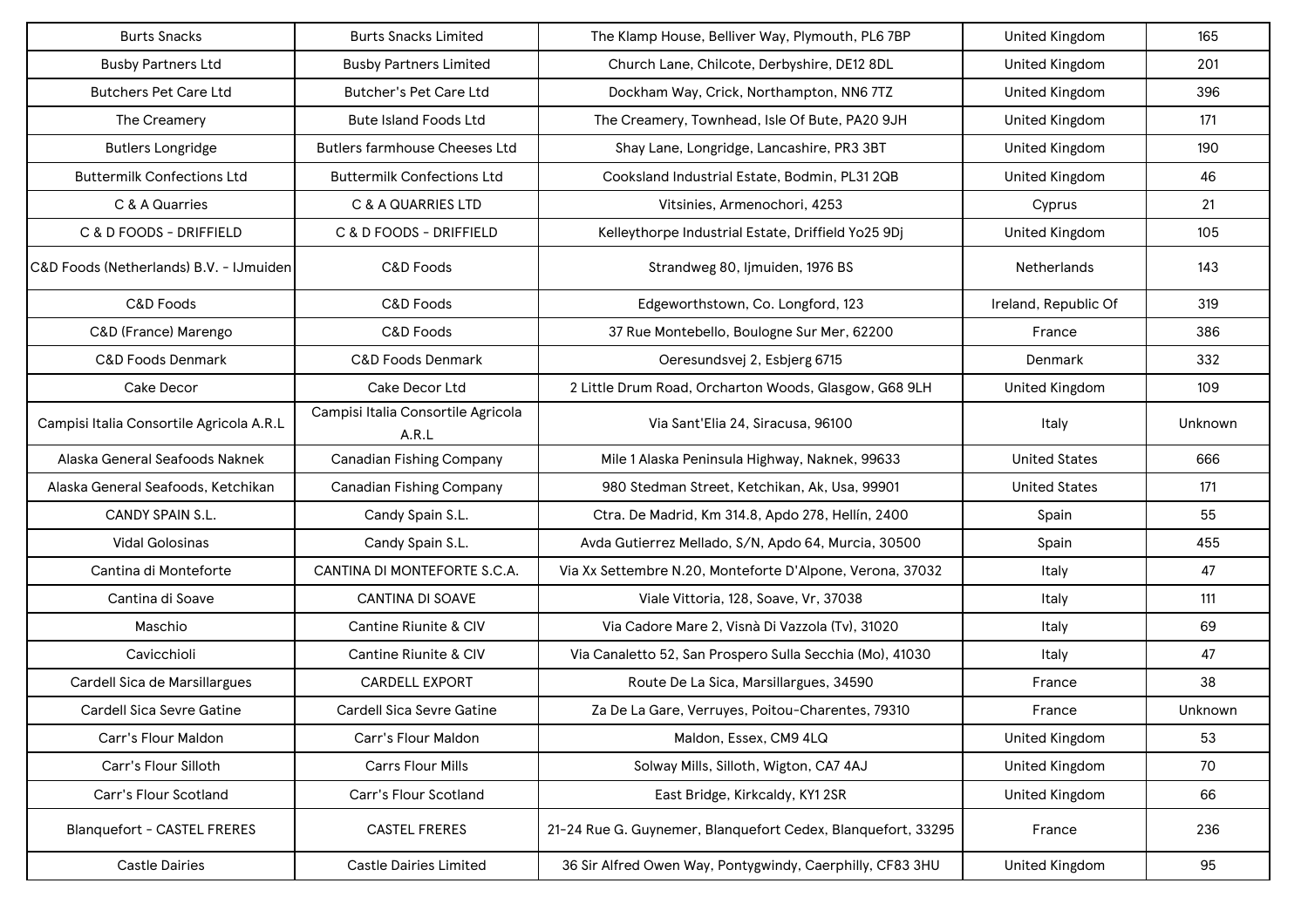| | | | | |
|---|---|---|---|---|
| Burts Snacks | Burts Snacks Limited | The Klamp House, Belliver Way, Plymouth, PL6 7BP | United Kingdom | 165 |
| Busby Partners Ltd | Busby Partners Limited | Church Lane, Chilcote, Derbyshire, DE12 8DL | United Kingdom | 201 |
| Butchers Pet Care Ltd | Butcher's Pet Care Ltd | Dockham Way, Crick, Northampton, NN6 7TZ | United Kingdom | 396 |
| The Creamery | Bute Island Foods Ltd | The Creamery, Townhead, Isle Of Bute, PA20 9JH | United Kingdom | 171 |
| Butlers Longridge | Butlers farmhouse Cheeses Ltd | Shay Lane, Longridge, Lancashire, PR3 3BT | United Kingdom | 190 |
| Buttermilk Confections Ltd | Buttermilk Confections Ltd | Cooksland Industrial Estate, Bodmin, PL31 2QB | United Kingdom | 46 |
| C & A Quarries | C & A QUARRIES LTD | Vitsinies, Armenochori, 4253 | Cyprus | 21 |
| C & D FOODS - DRIFFIELD | C & D FOODS - DRIFFIELD | Kelleythorpe Industrial Estate, Driffield Yo25 9Dj | United Kingdom | 105 |
| C&D Foods (Netherlands) B.V. - IJmuiden | C&D Foods | Strandweg 80, Ijmuiden, 1976 BS | Netherlands | 143 |
| C&D Foods | C&D Foods | Edgeworthstown, Co. Longford, 123 | Ireland, Republic Of | 319 |
| C&D (France) Marengo | C&D Foods | 37 Rue Montebello, Boulogne Sur Mer, 62200 | France | 386 |
| C&D Foods Denmark | C&D Foods Denmark | Oeresundsvej 2, Esbjerg 6715 | Denmark | 332 |
| Cake Decor | Cake Decor Ltd | 2 Little Drum Road, Orcharton Woods, Glasgow, G68 9LH | United Kingdom | 109 |
| Campisi Italia Consortile Agricola A.R.L | Campisi Italia Consortile Agricola A.R.L | Via Sant'Elia 24, Siracusa, 96100 | Italy | Unknown |
| Alaska General Seafoods Naknek | Canadian Fishing Company | Mile 1 Alaska Peninsula Highway, Naknek, 99633 | United States | 666 |
| Alaska General Seafoods, Ketchikan | Canadian Fishing Company | 980 Stedman Street, Ketchikan, Ak, Usa, 99901 | United States | 171 |
| CANDY SPAIN S.L. | Candy Spain S.L. | Ctra. De Madrid, Km 314.8, Apdo 278, Hellín, 2400 | Spain | 55 |
| Vidal Golosinas | Candy Spain S.L. | Avda Gutierrez Mellado, S/N, Apdo 64, Murcia, 30500 | Spain | 455 |
| Cantina di Monteforte | CANTINA DI MONTEFORTE S.C.A. | Via Xx Settembre N.20, Monteforte D'Alpone, Verona, 37032 | Italy | 47 |
| Cantina di Soave | CANTINA DI SOAVE | Viale Vittoria, 128, Soave, Vr, 37038 | Italy | 111 |
| Maschio | Cantine Riunite & CIV | Via Cadore Mare 2, Visnà Di Vazzola (Tv), 31020 | Italy | 69 |
| Cavicchioli | Cantine Riunite & CIV | Via Canaletto 52, San Prospero Sulla Secchia (Mo), 41030 | Italy | 47 |
| Cardell Sica de Marsillargues | CARDELL EXPORT | Route De La Sica, Marsillargues, 34590 | France | 38 |
| Cardell Sica Sevre Gatine | Cardell Sica Sevre Gatine | Za De La Gare, Verruyes, Poitou-Charentes, 79310 | France | Unknown |
| Carr's Flour Maldon | Carr's Flour Maldon | Maldon, Essex, CM9 4LQ | United Kingdom | 53 |
| Carr's Flour Silloth | Carrs Flour Mills | Solway Mills, Silloth, Wigton, CA7 4AJ | United Kingdom | 70 |
| Carr's Flour Scotland | Carr's Flour Scotland | East Bridge, Kirkcaldy, KY1 2SR | United Kingdom | 66 |
| Blanquefort - CASTEL FRERES | CASTEL FRERES | 21-24 Rue G. Guynemer, Blanquefort Cedex, Blanquefort, 33295 | France | 236 |
| Castle Dairies | Castle Dairies Limited | 36 Sir Alfred Owen Way, Pontygwindy, Caerphilly, CF83 3HU | United Kingdom | 95 |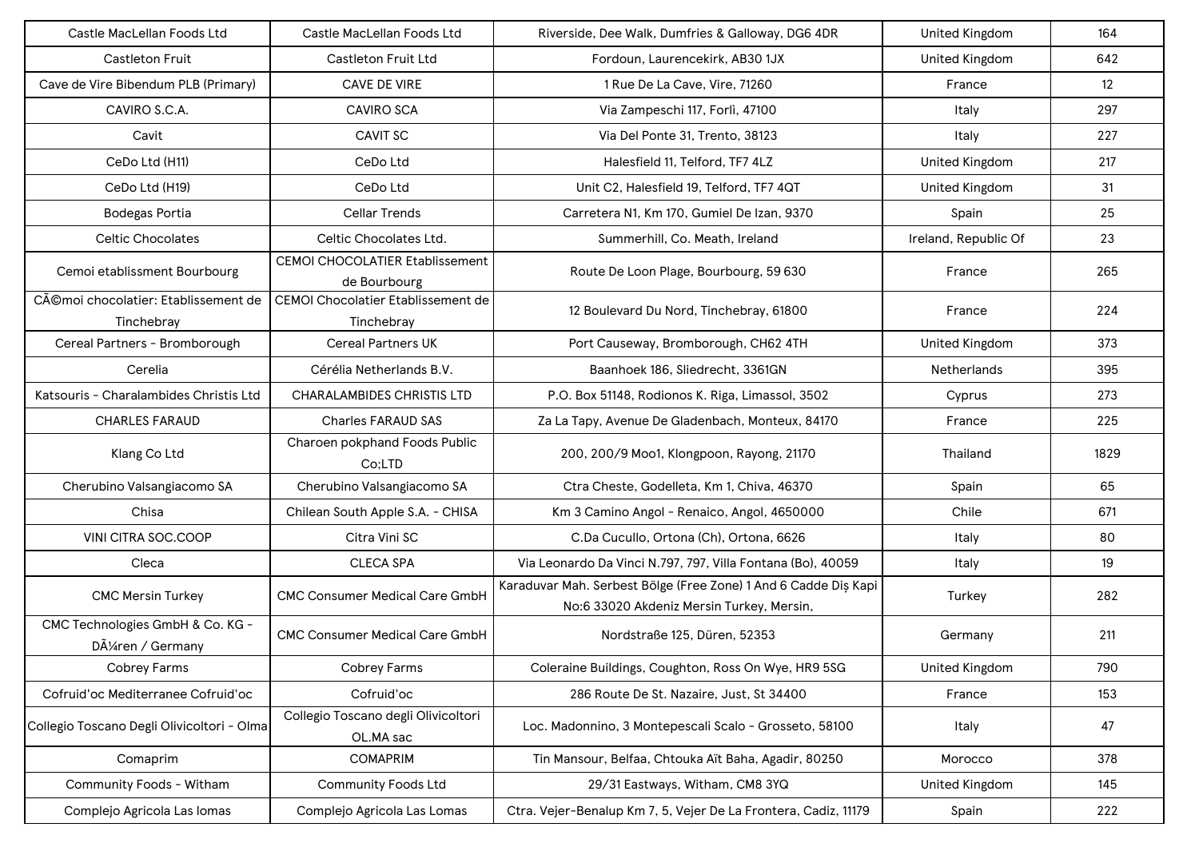| Castle MacLellan Foods Ltd | Castle MacLellan Foods Ltd | Riverside, Dee Walk, Dumfries & Galloway, DG6 4DR | United Kingdom | 164 |
|---|---|---|---|---|
| Castleton Fruit | Castleton Fruit Ltd | Fordoun, Laurencekirk, AB30 1JX | United Kingdom | 642 |
| Cave de Vire Bibendum PLB (Primary) | CAVE DE VIRE | 1 Rue De La Cave, Vire, 71260 | France | 12 |
| CAVIRO S.C.A. | CAVIRO SCA | Via Zampeschi 117, Forlì, 47100 | Italy | 297 |
| Cavit | CAVIT SC | Via Del Ponte 31, Trento, 38123 | Italy | 227 |
| CeDo Ltd (H11) | CeDo Ltd | Halesfield 11, Telford, TF7 4LZ | United Kingdom | 217 |
| CeDo Ltd (H19) | CeDo Ltd | Unit C2, Halesfield 19, Telford, TF7 4QT | United Kingdom | 31 |
| Bodegas Portia | Cellar Trends | Carretera N1, Km 170, Gumiel De Izan, 9370 | Spain | 25 |
| Celtic Chocolates | Celtic Chocolates Ltd. | Summerhill, Co. Meath, Ireland | Ireland, Republic Of | 23 |
| Cemoi etablissment Bourbourg | CEMOI CHOCOLATIER Etablissement de Bourbourg | Route De Loon Plage, Bourbourg, 59 630 | France | 265 |
| CÃ©moi chocolatier: Etablissement de Tinchebray | CEMOI Chocolatier Etablissement de Tinchebray | 12 Boulevard Du Nord, Tinchebray, 61800 | France | 224 |
| Cereal Partners - Bromborough | Cereal Partners UK | Port Causeway, Bromborough, CH62 4TH | United Kingdom | 373 |
| Cerelia | Cérélia Netherlands B.V. | Baanhoek 186, Sliedrecht, 3361GN | Netherlands | 395 |
| Katsouris - Charalambides Christis Ltd | CHARALAMBIDES CHRISTIS LTD | P.O. Box 51148, Rodionos K. Riga, Limassol, 3502 | Cyprus | 273 |
| CHARLES FARAUD | Charles FARAUD SAS | Za La Tapy, Avenue De Gladenbach, Monteux, 84170 | France | 225 |
| Klang Co Ltd | Charoen pokphand Foods Public Co;LTD | 200, 200/9 Moo1, Klongpoon, Rayong, 21170 | Thailand | 1829 |
| Cherubino Valsangiacomo SA | Cherubino Valsangiacomo SA | Ctra Cheste, Godelleta, Km 1, Chiva, 46370 | Spain | 65 |
| Chisa | Chilean South Apple S.A. - CHISA | Km 3 Camino Angol - Renaico, Angol, 4650000 | Chile | 671 |
| VINI CITRA SOC.COOP | Citra Vini SC | C.Da Cucullo, Ortona (Ch), Ortona, 6626 | Italy | 80 |
| Cleca | CLECA SPA | Via Leonardo Da Vinci N.797, 797, Villa Fontana (Bo), 40059 | Italy | 19 |
| CMC Mersin Turkey | CMC Consumer Medical Care GmbH | Karaduvar Mah. Serbest Bölge (Free Zone) 1 And 6 Cadde Diş Kapi No:6 33020 Akdeniz Mersin Turkey, Mersin, | Turkey | 282 |
| CMC Technologies GmbH & Co. KG - DÃ¼ren / Germany | CMC Consumer Medical Care GmbH | Nordstraße 125, Düren, 52353 | Germany | 211 |
| Cobrey Farms | Cobrey Farms | Coleraine Buildings, Coughton, Ross On Wye, HR9 5SG | United Kingdom | 790 |
| Cofruid'oc Mediterranee Cofruid'oc | Cofruid'oc | 286 Route De St. Nazaire, Just, St 34400 | France | 153 |
| Collegio Toscano Degli Olivicoltori - Olma | Collegio Toscano degli Olivicoltori OL.MA sac | Loc. Madonnino, 3 Montepescali Scalo - Grosseto, 58100 | Italy | 47 |
| Comaprim | COMAPRIM | Tin Mansour, Belfaa, Chtouka Aït Baha, Agadir, 80250 | Morocco | 378 |
| Community Foods - Witham | Community Foods Ltd | 29/31 Eastways, Witham, CM8 3YQ | United Kingdom | 145 |
| Complejo Agricola Las lomas | Complejo Agricola Las Lomas | Ctra. Vejer-Benalup Km 7, 5, Vejer De La Frontera, Cadiz, 11179 | Spain | 222 |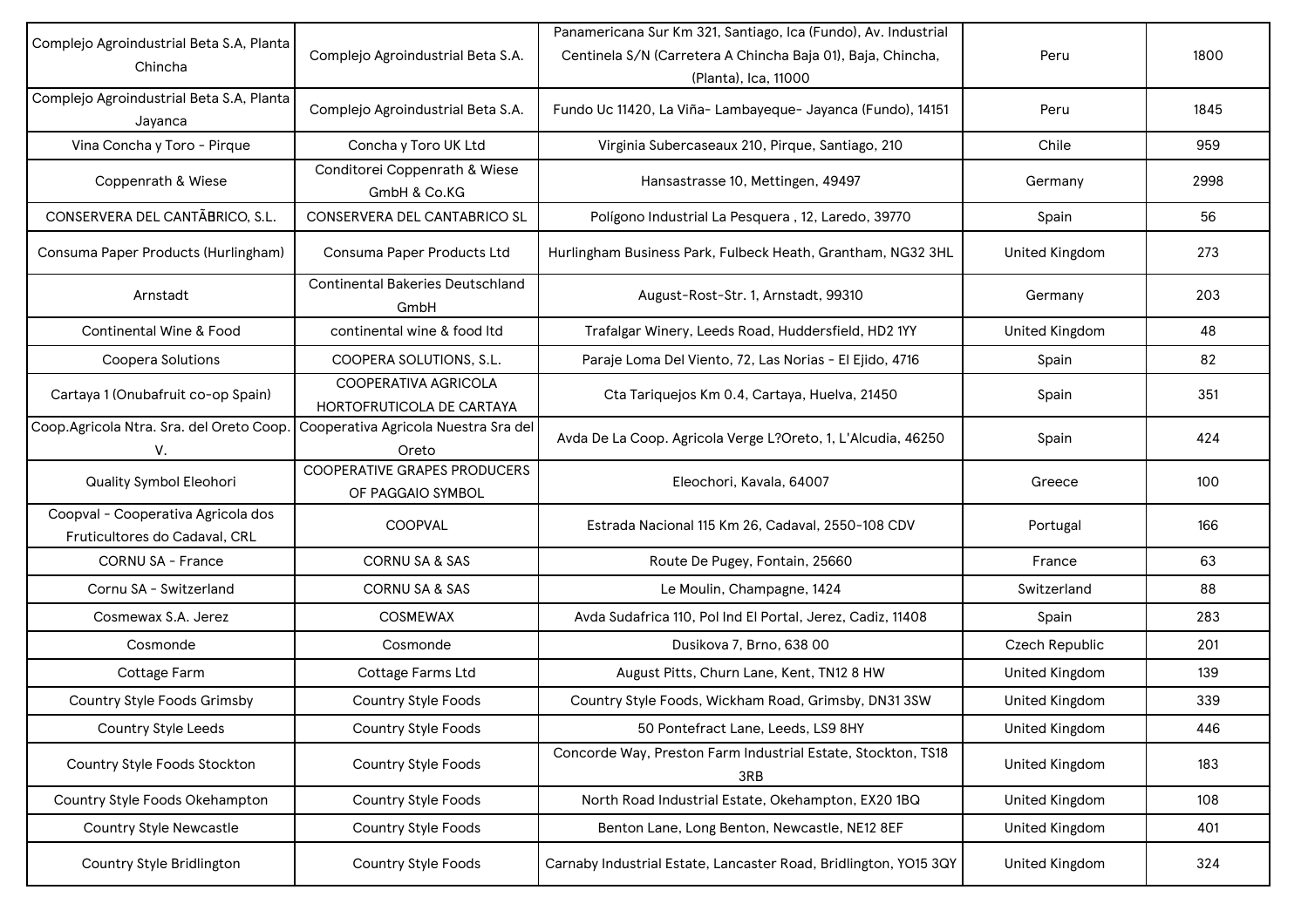| | | | | |
|---|---|---|---|---|
| Complejo Agroindustrial Beta S.A, Planta Chincha | Complejo Agroindustrial Beta S.A. | Panamericana Sur Km 321, Santiago, Ica (Fundo), Av. Industrial Centinela S/N (Carretera A Chincha Baja 01), Baja, Chincha, (Planta), Ica, 11000 | Peru | 1800 |
| Complejo Agroindustrial Beta S.A, Planta Jayanca | Complejo Agroindustrial Beta S.A. | Fundo Uc 11420, La Viña- Lambayeque- Jayanca (Fundo), 14151 | Peru | 1845 |
| Vina Concha y Toro - Pirque | Concha y Toro UK Ltd | Virginia Subercaseaux 210, Pirque, Santiago, 210 | Chile | 959 |
| Coppenrath & Wiese | Conditorei Coppenrath & Wiese GmbH & Co.KG | Hansastrasse 10, Mettingen, 49497 | Germany | 2998 |
| CONSERVERA DEL CANTÃBRICO, S.L. | CONSERVERA DEL CANTABRICO SL | Polígono Industrial La Pesquera , 12, Laredo, 39770 | Spain | 56 |
| Consuma Paper Products (Hurlingham) | Consuma Paper Products Ltd | Hurlingham Business Park, Fulbeck Heath, Grantham, NG32 3HL | United Kingdom | 273 |
| Arnstadt | Continental Bakeries Deutschland GmbH | August-Rost-Str. 1, Arnstadt, 99310 | Germany | 203 |
| Continental Wine & Food | continental wine & food ltd | Trafalgar Winery, Leeds Road, Huddersfield, HD2 1YY | United Kingdom | 48 |
| Coopera Solutions | COOPERA SOLUTIONS, S.L. | Paraje Loma Del Viento, 72, Las Norias - El Ejido, 4716 | Spain | 82 |
| Cartaya 1 (Onubafruit co-op Spain) | COOPERATIVA AGRICOLA HORTOFRUTICOLA DE CARTAYA | Cta Tariquejos Km 0.4, Cartaya, Huelva, 21450 | Spain | 351 |
| Coop.Agricola Ntra. Sra. del Oreto Coop. V. | Cooperativa Agricola Nuestra Sra del Oreto | Avda De La Coop. Agricola Verge L?Oreto, 1, L'Alcudia, 46250 | Spain | 424 |
| Quality Symbol Eleohori | COOPERATIVE GRAPES PRODUCERS OF PAGGAIO SYMBOL | Eleochori, Kavala, 64007 | Greece | 100 |
| Coopval - Cooperativa Agricola dos Fruticultores do Cadaval, CRL | COOPVAL | Estrada Nacional 115 Km 26, Cadaval, 2550-108 CDV | Portugal | 166 |
| CORNU SA - France | CORNU SA & SAS | Route De Pugey, Fontain, 25660 | France | 63 |
| Cornu SA - Switzerland | CORNU SA & SAS | Le Moulin, Champagne, 1424 | Switzerland | 88 |
| Cosmewax S.A. Jerez | COSMEWAX | Avda Sudafrica 110, Pol Ind El Portal, Jerez, Cadiz, 11408 | Spain | 283 |
| Cosmonde | Cosmonde | Dusikova 7, Brno, 638 00 | Czech Republic | 201 |
| Cottage Farm | Cottage Farms Ltd | August Pitts, Churn Lane, Kent, TN12 8 HW | United Kingdom | 139 |
| Country Style Foods Grimsby | Country Style Foods | Country Style Foods, Wickham Road, Grimsby, DN31 3SW | United Kingdom | 339 |
| Country Style Leeds | Country Style Foods | 50 Pontefract Lane, Leeds, LS9 8HY | United Kingdom | 446 |
| Country Style Foods Stockton | Country Style Foods | Concorde Way, Preston Farm Industrial Estate, Stockton, TS18 3RB | United Kingdom | 183 |
| Country Style Foods Okehampton | Country Style Foods | North Road Industrial Estate, Okehampton, EX20 1BQ | United Kingdom | 108 |
| Country Style Newcastle | Country Style Foods | Benton Lane, Long Benton, Newcastle, NE12 8EF | United Kingdom | 401 |
| Country Style Bridlington | Country Style Foods | Carnaby Industrial Estate, Lancaster Road, Bridlington, YO15 3QY | United Kingdom | 324 |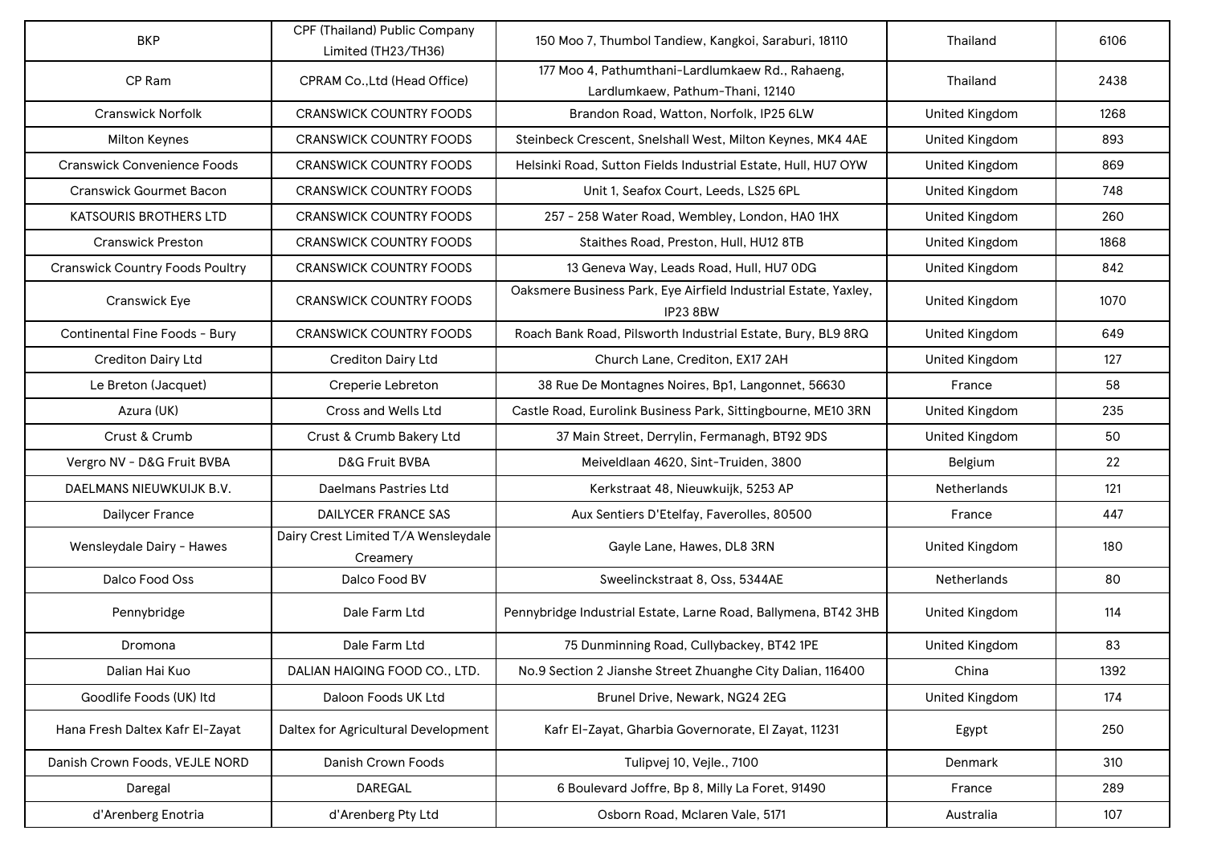| BKP | CPF (Thailand) Public Company Limited (TH23/TH36) | 150 Moo 7, Thumbol Tandiew, Kangkoi, Saraburi, 18110 | Thailand | 6106 |
|---|---|---|---|---|
| CP Ram | CPRAM Co.,Ltd (Head Office) | 177 Moo 4, Pathumthani-Lardlumkaew Rd., Rahaeng, Lardlumkaew, Pathum-Thani, 12140 | Thailand | 2438 |
| Cranswick Norfolk | CRANSWICK COUNTRY FOODS | Brandon Road, Watton, Norfolk, IP25 6LW | United Kingdom | 1268 |
| Milton Keynes | CRANSWICK COUNTRY FOODS | Steinbeck Crescent, Snelshall West, Milton Keynes, MK4 4AE | United Kingdom | 893 |
| Cranswick Convenience Foods | CRANSWICK COUNTRY FOODS | Helsinki Road, Sutton Fields Industrial Estate, Hull, HU7 OYW | United Kingdom | 869 |
| Cranswick Gourmet Bacon | CRANSWICK COUNTRY FOODS | Unit 1, Seafox Court, Leeds, LS25 6PL | United Kingdom | 748 |
| KATSOURIS BROTHERS LTD | CRANSWICK COUNTRY FOODS | 257 - 258 Water Road, Wembley, London, HA0 1HX | United Kingdom | 260 |
| Cranswick Preston | CRANSWICK COUNTRY FOODS | Staithes Road, Preston, Hull, HU12 8TB | United Kingdom | 1868 |
| Cranswick Country Foods Poultry | CRANSWICK COUNTRY FOODS | 13 Geneva Way, Leads Road, Hull, HU7 0DG | United Kingdom | 842 |
| Cranswick Eye | CRANSWICK COUNTRY FOODS | Oaksmere Business Park, Eye Airfield Industrial Estate, Yaxley, IP23 8BW | United Kingdom | 1070 |
| Continental Fine Foods - Bury | CRANSWICK COUNTRY FOODS | Roach Bank Road, Pilsworth Industrial Estate, Bury, BL9 8RQ | United Kingdom | 649 |
| Crediton Dairy Ltd | Crediton Dairy Ltd | Church Lane, Crediton, EX17 2AH | United Kingdom | 127 |
| Le Breton (Jacquet) | Creperie Lebreton | 38 Rue De Montagnes Noires, Bp1, Langonnet, 56630 | France | 58 |
| Azura (UK) | Cross and Wells Ltd | Castle Road, Eurolink Business Park, Sittingbourne, ME10 3RN | United Kingdom | 235 |
| Crust & Crumb | Crust & Crumb Bakery Ltd | 37 Main Street, Derrylin, Fermanagh, BT92 9DS | United Kingdom | 50 |
| Vergro NV - D&G Fruit BVBA | D&G Fruit BVBA | Meiveldlaan 4620, Sint-Truiden, 3800 | Belgium | 22 |
| DAELMANS NIEUWKUIJK B.V. | Daelmans Pastries Ltd | Kerkstraat 48, Nieuwkuijk, 5253 AP | Netherlands | 121 |
| Dailycer France | DAILYCER FRANCE SAS | Aux Sentiers D'Etelfay, Faverolles, 80500 | France | 447 |
| Wensleydale Dairy - Hawes | Dairy Crest Limited T/A Wensleydale Creamery | Gayle Lane, Hawes, DL8 3RN | United Kingdom | 180 |
| Dalco Food Oss | Dalco Food BV | Sweelinckstraat 8, Oss, 5344AE | Netherlands | 80 |
| Pennybridge | Dale Farm Ltd | Pennybridge Industrial Estate, Larne Road, Ballymena, BT42 3HB | United Kingdom | 114 |
| Dromona | Dale Farm Ltd | 75 Dunminning Road, Cullybackey, BT42 1PE | United Kingdom | 83 |
| Dalian Hai Kuo | DALIAN HAIQING FOOD CO., LTD. | No.9 Section 2 Jianshe Street Zhuanghe City Dalian, 116400 | China | 1392 |
| Goodlife Foods (UK) ltd | Daloon Foods UK Ltd | Brunel Drive, Newark, NG24 2EG | United Kingdom | 174 |
| Hana Fresh Daltex Kafr El-Zayat | Daltex for Agricultural Development | Kafr El-Zayat, Gharbia Governorate, El Zayat, 11231 | Egypt | 250 |
| Danish Crown Foods, VEJLE NORD | Danish Crown Foods | Tulipvej 10, Vejle., 7100 | Denmark | 310 |
| Daregal | DAREGAL | 6 Boulevard Joffre, Bp 8, Milly La Foret, 91490 | France | 289 |
| d'Arenberg Enotria | d'Arenberg Pty Ltd | Osborn Road, Mclaren Vale, 5171 | Australia | 107 |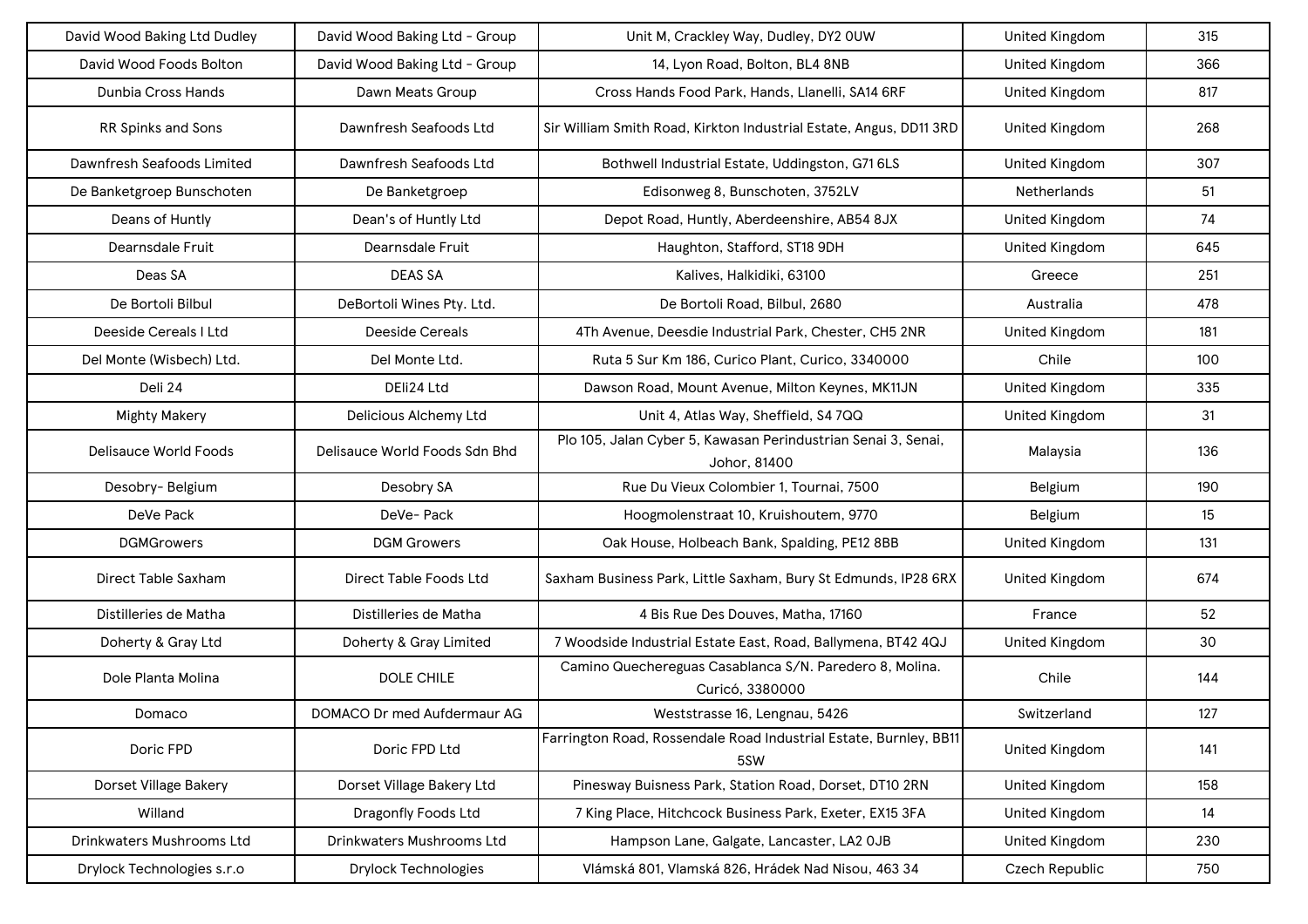| David Wood Baking Ltd Dudley | David Wood Baking Ltd - Group | Unit M, Crackley Way, Dudley, DY2 0UW | United Kingdom | 315 |
|---|---|---|---|---|
| David Wood Foods Bolton | David Wood Baking Ltd - Group | 14, Lyon Road, Bolton, BL4 8NB | United Kingdom | 366 |
| Dunbia Cross Hands | Dawn Meats Group | Cross Hands Food Park, Hands, Llanelli, SA14 6RF | United Kingdom | 817 |
| RR Spinks and Sons | Dawnfresh Seafoods Ltd | Sir William Smith Road, Kirkton Industrial Estate, Angus, DD11 3RD | United Kingdom | 268 |
| Dawnfresh Seafoods Limited | Dawnfresh Seafoods Ltd | Bothwell Industrial Estate, Uddingston, G71 6LS | United Kingdom | 307 |
| De Banketgroep Bunschoten | De Banketgroep | Edisonweg 8, Bunschoten, 3752LV | Netherlands | 51 |
| Deans of Huntly | Dean's of Huntly Ltd | Depot Road, Huntly, Aberdeenshire, AB54 8JX | United Kingdom | 74 |
| Dearnsdale Fruit | Dearnsdale Fruit | Haughton, Stafford, ST18 9DH | United Kingdom | 645 |
| Deas SA | DEAS SA | Kalives, Halkidiki, 63100 | Greece | 251 |
| De Bortoli Bilbul | DeBortoli Wines Pty. Ltd. | De Bortoli Road, Bilbul, 2680 | Australia | 478 |
| Deeside Cereals I Ltd | Deeside Cereals | 4Th Avenue, Deesdie Industrial Park, Chester, CH5 2NR | United Kingdom | 181 |
| Del Monte (Wisbech) Ltd. | Del Monte Ltd. | Ruta 5 Sur Km 186, Curico Plant, Curico, 3340000 | Chile | 100 |
| Deli 24 | DEli24 Ltd | Dawson Road, Mount Avenue, Milton Keynes, MK11JN | United Kingdom | 335 |
| Mighty Makery | Delicious Alchemy Ltd | Unit 4, Atlas Way, Sheffield, S4 7QQ | United Kingdom | 31 |
| Delisauce World Foods | Delisauce World Foods Sdn Bhd | Plo 105, Jalan Cyber 5, Kawasan Perindustrian Senai 3, Senai, Johor, 81400 | Malaysia | 136 |
| Desobry- Belgium | Desobry SA | Rue Du Vieux Colombier 1, Tournai, 7500 | Belgium | 190 |
| DeVe Pack | DeVe- Pack | Hoogmolenstraat 10, Kruishoutem, 9770 | Belgium | 15 |
| DGMGrowers | DGM Growers | Oak House, Holbeach Bank, Spalding, PE12 8BB | United Kingdom | 131 |
| Direct Table Saxham | Direct Table Foods Ltd | Saxham Business Park, Little Saxham, Bury St Edmunds, IP28 6RX | United Kingdom | 674 |
| Distilleries de Matha | Distilleries de Matha | 4 Bis Rue Des Douves, Matha, 17160 | France | 52 |
| Doherty & Gray Ltd | Doherty & Gray Limited | 7 Woodside Industrial Estate East, Road, Ballymena, BT42 4QJ | United Kingdom | 30 |
| Dole Planta Molina | DOLE CHILE | Camino Quechereguas Casablanca S/N. Paredero 8, Molina. Curicó, 3380000 | Chile | 144 |
| Domaco | DOMACO Dr med Aufdermaur AG | Weststrasse 16, Lengnau, 5426 | Switzerland | 127 |
| Doric FPD | Doric FPD Ltd | Farrington Road, Rossendale Road Industrial Estate, Burnley, BB11 5SW | United Kingdom | 141 |
| Dorset Village Bakery | Dorset Village Bakery Ltd | Pinesway Buisness Park, Station Road, Dorset, DT10 2RN | United Kingdom | 158 |
| Willand | Dragonfly Foods Ltd | 7 King Place, Hitchcock Business Park, Exeter, EX15 3FA | United Kingdom | 14 |
| Drinkwaters Mushrooms Ltd | Drinkwaters Mushrooms Ltd | Hampson Lane, Galgate, Lancaster, LA2 0JB | United Kingdom | 230 |
| Drylock Technologies s.r.o | Drylock Technologies | Vlámská 801, Vlamská 826, Hrádek Nad Nisou, 463 34 | Czech Republic | 750 |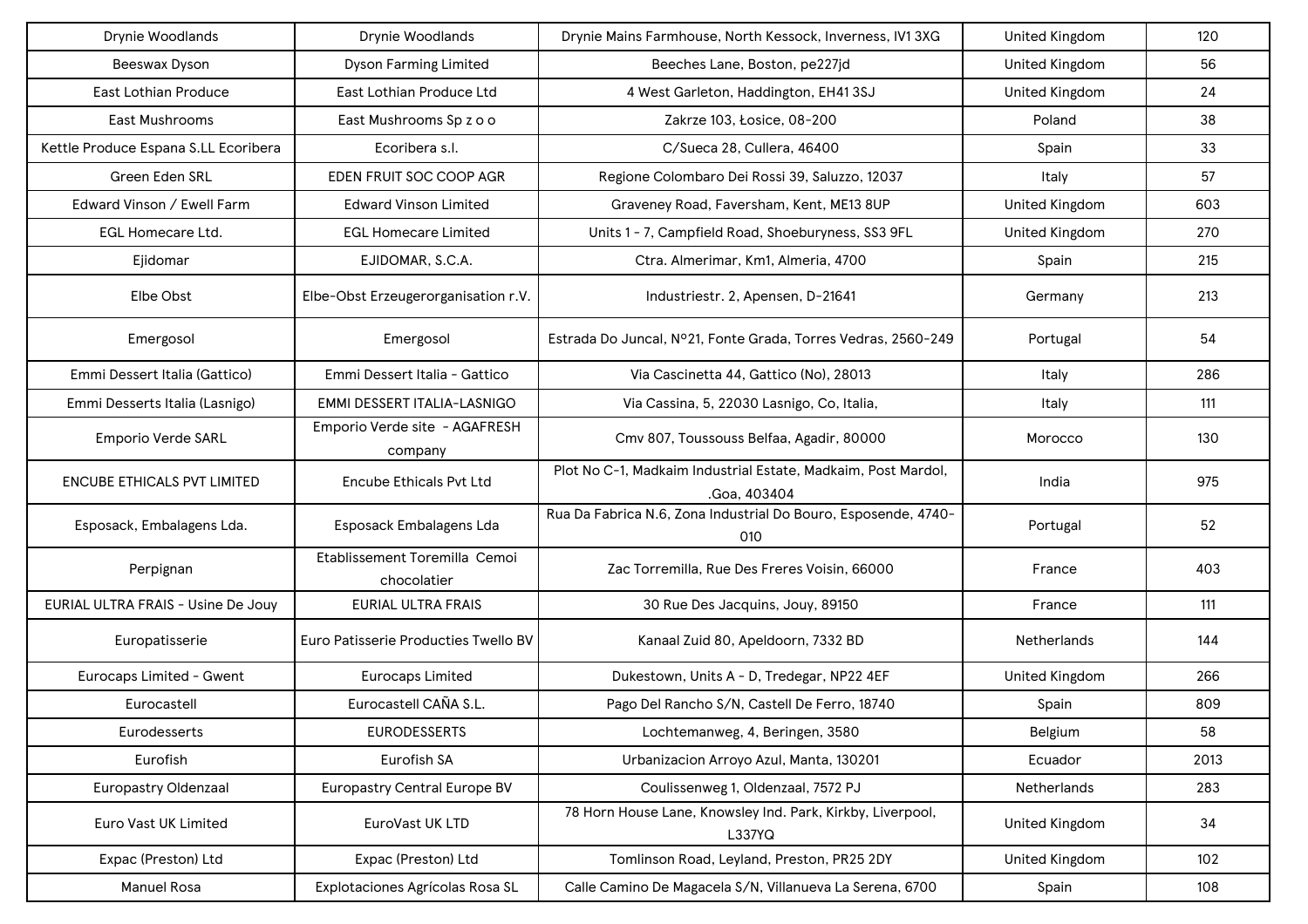| | | | | |
|---|---|---|---|---|
| Drynie Woodlands | Drynie Woodlands | Drynie Mains Farmhouse, North Kessock, Inverness, IV1 3XG | United Kingdom | 120 |
| Beeswax Dyson | Dyson Farming Limited | Beeches Lane, Boston, pe227jd | United Kingdom | 56 |
| East Lothian Produce | East Lothian Produce Ltd | 4 West Garleton, Haddington, EH41 3SJ | United Kingdom | 24 |
| East Mushrooms | East Mushrooms Sp z o o | Zakrze 103, Łosice, 08-200 | Poland | 38 |
| Kettle Produce Espana S.LL Ecoribera | Ecoribera s.l. | C/Sueca 28, Cullera, 46400 | Spain | 33 |
| Green Eden SRL | EDEN FRUIT SOC COOP AGR | Regione Colombaro Dei Rossi 39, Saluzzo, 12037 | Italy | 57 |
| Edward Vinson / Ewell Farm | Edward Vinson Limited | Graveney Road, Faversham, Kent, ME13 8UP | United Kingdom | 603 |
| EGL Homecare Ltd. | EGL Homecare Limited | Units 1 - 7, Campfield Road, Shoeburyness, SS3 9FL | United Kingdom | 270 |
| Ejidomar | EJIDOMAR, S.C.A. | Ctra. Almerimar, Km1, Almeria, 4700 | Spain | 215 |
| Elbe Obst | Elbe-Obst Erzeugerorganisation r.V. | Industriestr. 2, Apensen, D-21641 | Germany | 213 |
| Emergosol | Emergosol | Estrada Do Juncal, Nº21, Fonte Grada, Torres Vedras, 2560-249 | Portugal | 54 |
| Emmi Dessert Italia (Gattico) | Emmi Dessert Italia - Gattico | Via Cascinetta 44, Gattico (No), 28013 | Italy | 286 |
| Emmi Desserts Italia (Lasnigo) | EMMI DESSERT ITALIA-LASNIGO | Via Cassina, 5, 22030 Lasnigo, Co, Italia, | Italy | 111 |
| Emporio Verde SARL | Emporio Verde site - AGAFRESH company | Cmv 807, Toussouss Belfaa, Agadir, 80000 | Morocco | 130 |
| ENCUBE ETHICALS PVT LIMITED | Encube Ethicals Pvt Ltd | Plot No C-1, Madkaim Industrial Estate, Madkaim, Post Mardol, .Goa, 403404 | India | 975 |
| Esposack, Embalagens Lda. | Esposack Embalagens Lda | Rua Da Fabrica N.6, Zona Industrial Do Bouro, Esposende, 4740-010 | Portugal | 52 |
| Perpignan | Etablissement Toremilla Cemoi chocolatier | Zac Torremilla, Rue Des Freres Voisin, 66000 | France | 403 |
| EURIAL ULTRA FRAIS - Usine De Jouy | EURIAL ULTRA FRAIS | 30 Rue Des Jacquins, Jouy, 89150 | France | 111 |
| Europatisserie | Euro Patisserie Producties Twello BV | Kanaal Zuid 80, Apeldoorn, 7332 BD | Netherlands | 144 |
| Eurocaps Limited - Gwent | Eurocaps Limited | Dukestown, Units A - D, Tredegar, NP22 4EF | United Kingdom | 266 |
| Eurocastell | Eurocastell CAÑA S.L. | Pago Del Rancho S/N, Castell De Ferro, 18740 | Spain | 809 |
| Eurodesserts | EURODESSERTS | Lochtemanweg, 4, Beringen, 3580 | Belgium | 58 |
| Eurofish | Eurofish SA | Urbanizacion Arroyo Azul, Manta, 130201 | Ecuador | 2013 |
| Europastry Oldenzaal | Europastry Central Europe BV | Coulissenweg 1, Oldenzaal, 7572 PJ | Netherlands | 283 |
| Euro Vast UK Limited | EuroVast UK LTD | 78 Horn House Lane, Knowsley Ind. Park, Kirkby, Liverpool, L337YQ | United Kingdom | 34 |
| Expac (Preston) Ltd | Expac (Preston) Ltd | Tomlinson Road, Leyland, Preston, PR25 2DY | United Kingdom | 102 |
| Manuel Rosa | Explotaciones Agrícolas Rosa SL | Calle Camino De Magacela S/N, Villanueva La Serena, 6700 | Spain | 108 |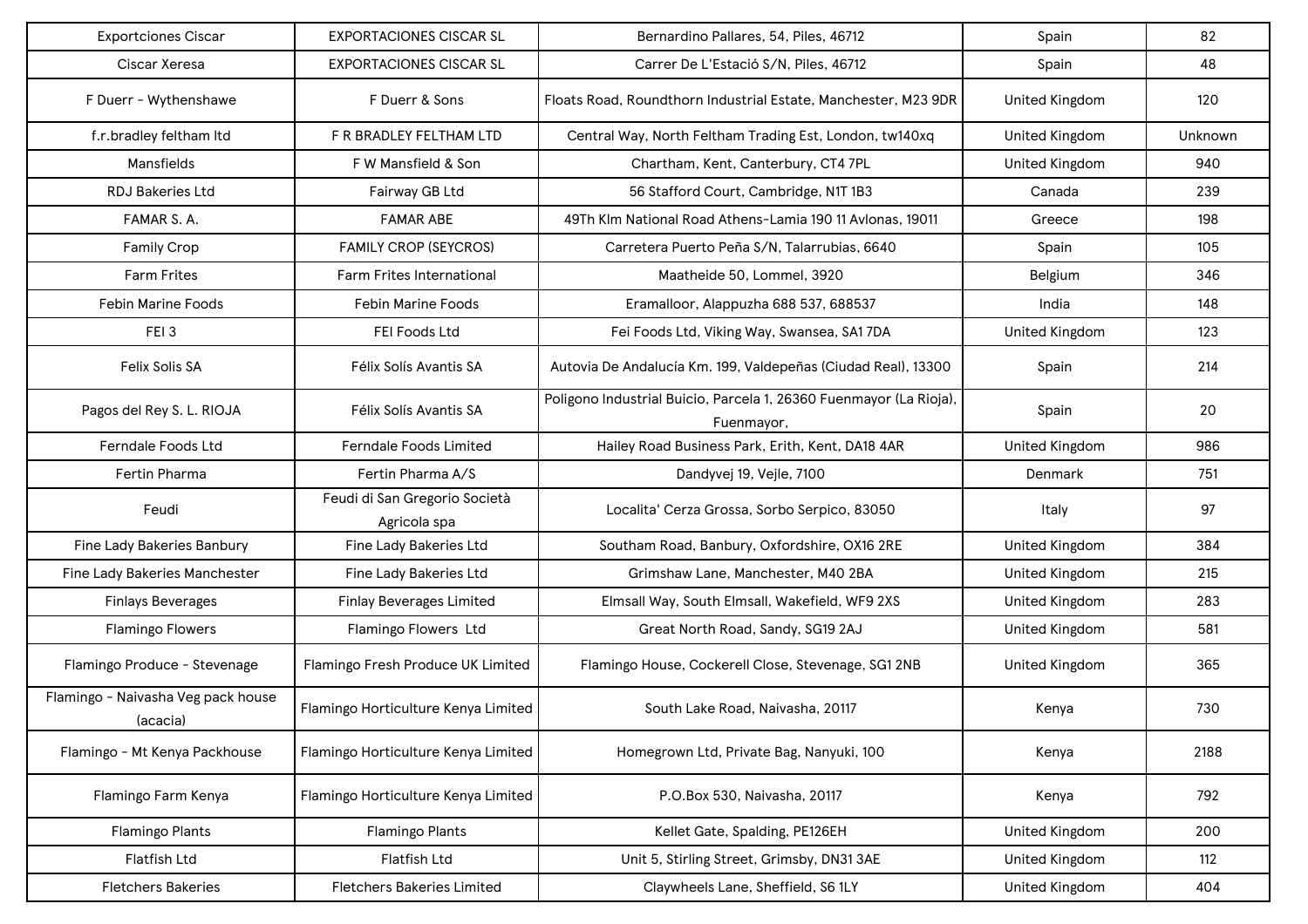| Exportciones Ciscar | EXPORTACIONES CISCAR SL | Bernardino Pallares, 54, Piles, 46712 | Spain | 82 |
|---|---|---|---|---|
| Ciscar Xeresa | EXPORTACIONES CISCAR SL | Carrer De L'Estació S/N, Piles, 46712 | Spain | 48 |
| F Duerr - Wythenshawe | F Duerr & Sons | Floats Road, Roundthorn Industrial Estate, Manchester, M23 9DR | United Kingdom | 120 |
| f.r.bradley feltham ltd | F R BRADLEY FELTHAM LTD | Central Way, North Feltham Trading Est, London, tw140xq | United Kingdom | Unknown |
| Mansfields | F W Mansfield & Son | Chartham, Kent, Canterbury, CT4 7PL | United Kingdom | 940 |
| RDJ Bakeries Ltd | Fairway GB Ltd | 56 Stafford Court, Cambridge, N1T 1B3 | Canada | 239 |
| FAMAR S. A. | FAMAR ABE | 49Th Klm National Road Athens-Lamia 190 11 Avlonas, 19011 | Greece | 198 |
| Family Crop | FAMILY CROP (SEYCROS) | Carretera Puerto Peña S/N, Talarrubias, 6640 | Spain | 105 |
| Farm Frites | Farm Frites International | Maatheide 50, Lommel, 3920 | Belgium | 346 |
| Febin Marine Foods | Febin Marine Foods | Eramalloor, Alappuzha 688 537, 688537 | India | 148 |
| FEI 3 | FEI Foods Ltd | Fei Foods Ltd, Viking Way, Swansea, SA1 7DA | United Kingdom | 123 |
| Felix Solis SA | Félix Solís Avantis SA | Autovia De Andalucía Km. 199, Valdepeñas (Ciudad Real), 13300 | Spain | 214 |
| Pagos del Rey S. L. RIOJA | Félix Solís Avantis SA | Poligono Industrial Buicio, Parcela 1, 26360 Fuenmayor (La Rioja), Fuenmayor, | Spain | 20 |
| Ferndale Foods Ltd | Ferndale Foods Limited | Hailey Road Business Park, Erith, Kent, DA18 4AR | United Kingdom | 986 |
| Fertin Pharma | Fertin Pharma A/S | Dandyvej 19, Vejle, 7100 | Denmark | 751 |
| Feudi | Feudi di San Gregorio Società Agricola spa | Localita' Cerza Grossa, Sorbo Serpico, 83050 | Italy | 97 |
| Fine Lady Bakeries Banbury | Fine Lady Bakeries Ltd | Southam Road, Banbury, Oxfordshire, OX16 2RE | United Kingdom | 384 |
| Fine Lady Bakeries Manchester | Fine Lady Bakeries Ltd | Grimshaw Lane, Manchester, M40 2BA | United Kingdom | 215 |
| Finlays Beverages | Finlay Beverages Limited | Elmsall Way, South Elmsall, Wakefield, WF9 2XS | United Kingdom | 283 |
| Flamingo Flowers | Flamingo Flowers Ltd | Great North Road, Sandy, SG19 2AJ | United Kingdom | 581 |
| Flamingo Produce - Stevenage | Flamingo Fresh Produce UK Limited | Flamingo House, Cockerell Close, Stevenage, SG1 2NB | United Kingdom | 365 |
| Flamingo - Naivasha Veg pack house (acacia) | Flamingo Horticulture Kenya Limited | South Lake Road, Naivasha, 20117 | Kenya | 730 |
| Flamingo - Mt Kenya Packhouse | Flamingo Horticulture Kenya Limited | Homegrown Ltd, Private Bag, Nanyuki, 100 | Kenya | 2188 |
| Flamingo Farm Kenya | Flamingo Horticulture Kenya Limited | P.O.Box 530, Naivasha, 20117 | Kenya | 792 |
| Flamingo Plants | Flamingo Plants | Kellet Gate, Spalding, PE126EH | United Kingdom | 200 |
| Flatfish Ltd | Flatfish Ltd | Unit 5, Stirling Street, Grimsby, DN31 3AE | United Kingdom | 112 |
| Fletchers Bakeries | Fletchers Bakeries Limited | Claywheels Lane, Sheffield, S6 1LY | United Kingdom | 404 |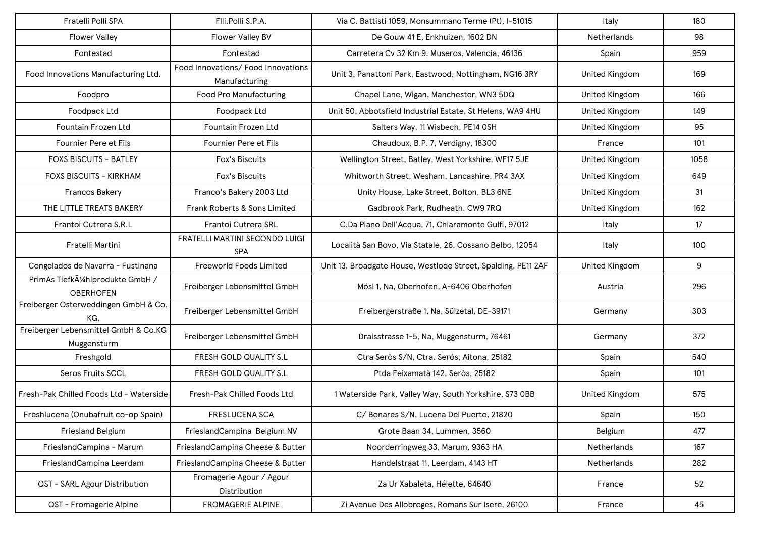| | | | | |
|---|---|---|---|---|
| Fratelli Polli SPA | Flli.Polli S.P.A. | Via C. Battisti 1059, Monsummano Terme (Pt), I-51015 | Italy | 180 |
| Flower Valley | Flower Valley BV | De Gouw 41 E, Enkhuizen, 1602 DN | Netherlands | 98 |
| Fontestad | Fontestad | Carretera Cv 32 Km 9, Museros, Valencia, 46136 | Spain | 959 |
| Food Innovations Manufacturing Ltd. | Food Innovations/ Food Innovations Manufacturing | Unit 3, Panattoni Park, Eastwood, Nottingham, NG16 3RY | United Kingdom | 169 |
| Foodpro | Food Pro Manufacturing | Chapel Lane, Wigan, Manchester, WN3 5DQ | United Kingdom | 166 |
| Foodpack Ltd | Foodpack Ltd | Unit 50, Abbotsfield Industrial Estate, St Helens, WA9 4HU | United Kingdom | 149 |
| Fountain Frozen Ltd | Fountain Frozen Ltd | Salters Way, 11 Wisbech, PE14 0SH | United Kingdom | 95 |
| Fournier Pere et Fils | Fournier Pere et Fils | Chaudoux, B.P. 7, Verdigny, 18300 | France | 101 |
| FOXS BISCUITS - BATLEY | Fox's Biscuits | Wellington Street, Batley, West Yorkshire, WF17 5JE | United Kingdom | 1058 |
| FOXS BISCUITS - KIRKHAM | Fox's Biscuits | Whitworth Street, Wesham, Lancashire, PR4 3AX | United Kingdom | 649 |
| Francos Bakery | Franco's Bakery 2003 Ltd | Unity House, Lake Street, Bolton, BL3 6NE | United Kingdom | 31 |
| THE LITTLE TREATS BAKERY | Frank Roberts & Sons Limited | Gadbrook Park, Rudheath, CW9 7RQ | United Kingdom | 162 |
| Frantoi Cutrera S.R.L | Frantoi Cutrera SRL | C.Da Piano Dell'Acqua, 71, Chiaramonte Gulfi, 97012 | Italy | 17 |
| Fratelli Martini | FRATELLI MARTINI SECONDO LUIGI SPA | Località San Bovo, Via Statale, 26, Cossano Belbo, 12054 | Italy | 100 |
| Congelados de Navarra - Fustinana | Freeworld Foods Limited | Unit 13, Broadgate House, Westlode Street, Spalding, PE11 2AF | United Kingdom | 9 |
| PrimAs TiefkÃ¼hlprodukte GmbH / OBERHOFEN | Freiberger Lebensmittel GmbH | Mösl 1, Na, Oberhofen, A-6406 Oberhofen | Austria | 296 |
| Freiberger Osterweddingen GmbH & Co. KG. | Freiberger Lebensmittel GmbH | Freibergerstraße 1, Na, Sülzetal, DE-39171 | Germany | 303 |
| Freiberger Lebensmittel GmbH & Co.KG Muggensturm | Freiberger Lebensmittel GmbH | Draisstrasse 1-5, Na, Muggensturm, 76461 | Germany | 372 |
| Freshgold | FRESH GOLD QUALITY S.L | Ctra Seròs S/N, Ctra. Serós, Aitona, 25182 | Spain | 540 |
| Seros Fruits SCCL | FRESH GOLD QUALITY S.L | Ptda Feixamatà 142, Seròs, 25182 | Spain | 101 |
| Fresh-Pak Chilled Foods Ltd - Waterside | Fresh-Pak Chilled Foods Ltd | 1 Waterside Park, Valley Way, South Yorkshire, S73 0BB | United Kingdom | 575 |
| Freshlucena (Onubafruit co-op Spain) | FRESLUCENA SCA | C/ Bonares S/N, Lucena Del Puerto, 21820 | Spain | 150 |
| Friesland Belgium | FrieslandCampina Belgium NV | Grote Baan 34, Lummen, 3560 | Belgium | 477 |
| FrieslandCampina - Marum | FrieslandCampina Cheese & Butter | Noorderringweg 33, Marum, 9363 HA | Netherlands | 167 |
| FrieslandCampina Leerdam | FrieslandCampina Cheese & Butter | Handelstraat 11, Leerdam, 4143 HT | Netherlands | 282 |
| QST - SARL Agour Distribution | Fromagerie Agour / Agour Distribution | Za Ur Xabaleta, Hélette, 64640 | France | 52 |
| QST - Fromagerie Alpine | FROMAGERIE ALPINE | Zi Avenue Des Allobroges, Romans Sur Isere, 26100 | France | 45 |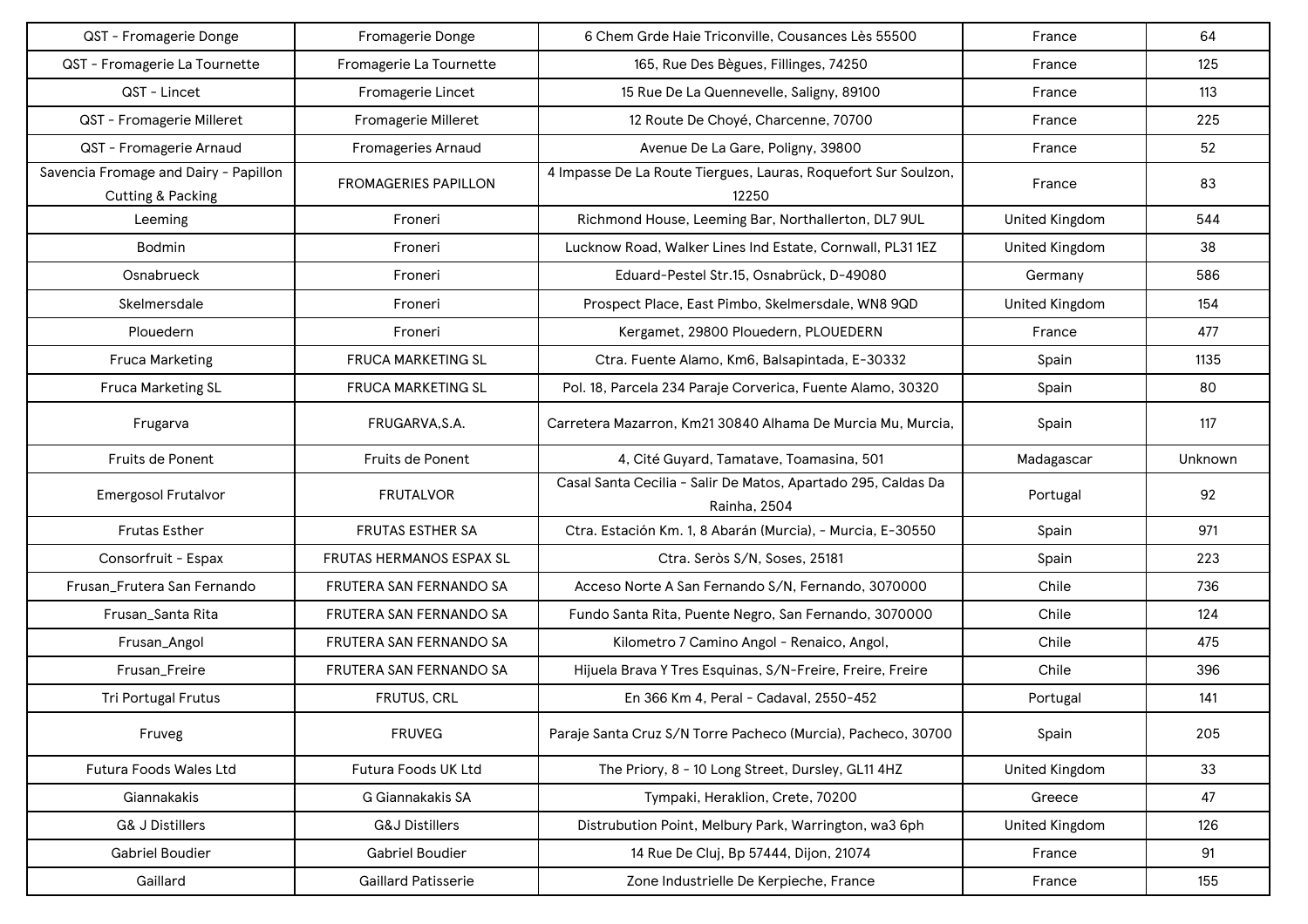| QST - Fromagerie Donge | Fromagerie Donge | 6 Chem Grde Haie Triconville, Cousances Lès 55500 | France | 64 |
|---|---|---|---|---|
| QST - Fromagerie La Tournette | Fromagerie La Tournette | 165, Rue Des Bègues, Fillinges, 74250 | France | 125 |
| QST - Lincet | Fromagerie Lincet | 15 Rue De La Quennevelle, Saligny, 89100 | France | 113 |
| QST - Fromagerie Milleret | Fromagerie Milleret | 12 Route De Choyé, Charcenne, 70700 | France | 225 |
| QST - Fromagerie Arnaud | Fromageries Arnaud | Avenue De La Gare, Poligny, 39800 | France | 52 |
| Savencia Fromage and Dairy - Papillon Cutting & Packing | FROMAGERIES PAPILLON | 4 Impasse De La Route Tiergues, Lauras, Roquefort Sur Soulzon, 12250 | France | 83 |
| Leeming | Froneri | Richmond House, Leeming Bar, Northallerton, DL7 9UL | United Kingdom | 544 |
| Bodmin | Froneri | Lucknow Road, Walker Lines Ind Estate, Cornwall, PL31 1EZ | United Kingdom | 38 |
| Osnabrueck | Froneri | Eduard-Pestel Str.15, Osnabrück, D-49080 | Germany | 586 |
| Skelmersdale | Froneri | Prospect Place, East Pimbo, Skelmersdale, WN8 9QD | United Kingdom | 154 |
| Plouedern | Froneri | Kergamet, 29800 Plouedern, PLOUEDERN | France | 477 |
| Fruca Marketing | FRUCA MARKETING SL | Ctra. Fuente Alamo, Km6, Balsapintada, E-30332 | Spain | 1135 |
| Fruca Marketing SL | FRUCA MARKETING SL | Pol. 18, Parcela 234 Paraje Corverica, Fuente Alamo, 30320 | Spain | 80 |
| Frugarva | FRUGARVA,S.A. | Carretera Mazarron, Km21 30840 Alhama De Murcia Mu, Murcia, | Spain | 117 |
| Fruits de Ponent | Fruits de Ponent | 4, Cité Guyard, Tamatave, Toamasina, 501 | Madagascar | Unknown |
| Emergosol Frutalvor | FRUTALVOR | Casal Santa Cecilia - Salir De Matos, Apartado 295, Caldas Da Rainha, 2504 | Portugal | 92 |
| Frutas Esther | FRUTAS ESTHER SA | Ctra. Estación Km. 1, 8 Abarán (Murcia), - Murcia, E-30550 | Spain | 971 |
| Consorfruit - Espax | FRUTAS HERMANOS ESPAX SL | Ctra. Seròs S/N, Soses, 25181 | Spain | 223 |
| Frusan_Frutera San Fernando | FRUTERA SAN FERNANDO SA | Acceso Norte A San Fernando S/N, Fernando, 3070000 | Chile | 736 |
| Frusan_Santa Rita | FRUTERA SAN FERNANDO SA | Fundo Santa Rita, Puente Negro, San Fernando, 3070000 | Chile | 124 |
| Frusan_Angol | FRUTERA SAN FERNANDO SA | Kilometro 7 Camino Angol - Renaico, Angol, | Chile | 475 |
| Frusan_Freire | FRUTERA SAN FERNANDO SA | Hijuela Brava Y Tres Esquinas, S/N-Freire, Freire, Freire | Chile | 396 |
| Tri Portugal Frutus | FRUTUS, CRL | En 366 Km 4, Peral - Cadaval, 2550-452 | Portugal | 141 |
| Fruveg | FRUVEG | Paraje Santa Cruz S/N Torre Pacheco (Murcia), Pacheco, 30700 | Spain | 205 |
| Futura Foods Wales Ltd | Futura Foods UK Ltd | The Priory, 8 - 10 Long Street, Dursley, GL11 4HZ | United Kingdom | 33 |
| Giannakakis | G Giannakakis SA | Tympaki, Heraklion, Crete, 70200 | Greece | 47 |
| G& J Distillers | G&J Distillers | Distrubution Point, Melbury Park, Warrington, wa3 6ph | United Kingdom | 126 |
| Gabriel Boudier | Gabriel Boudier | 14 Rue De Cluj, Bp 57444, Dijon, 21074 | France | 91 |
| Gaillard | Gaillard Patisserie | Zone Industrielle De Kerpieche, France | France | 155 |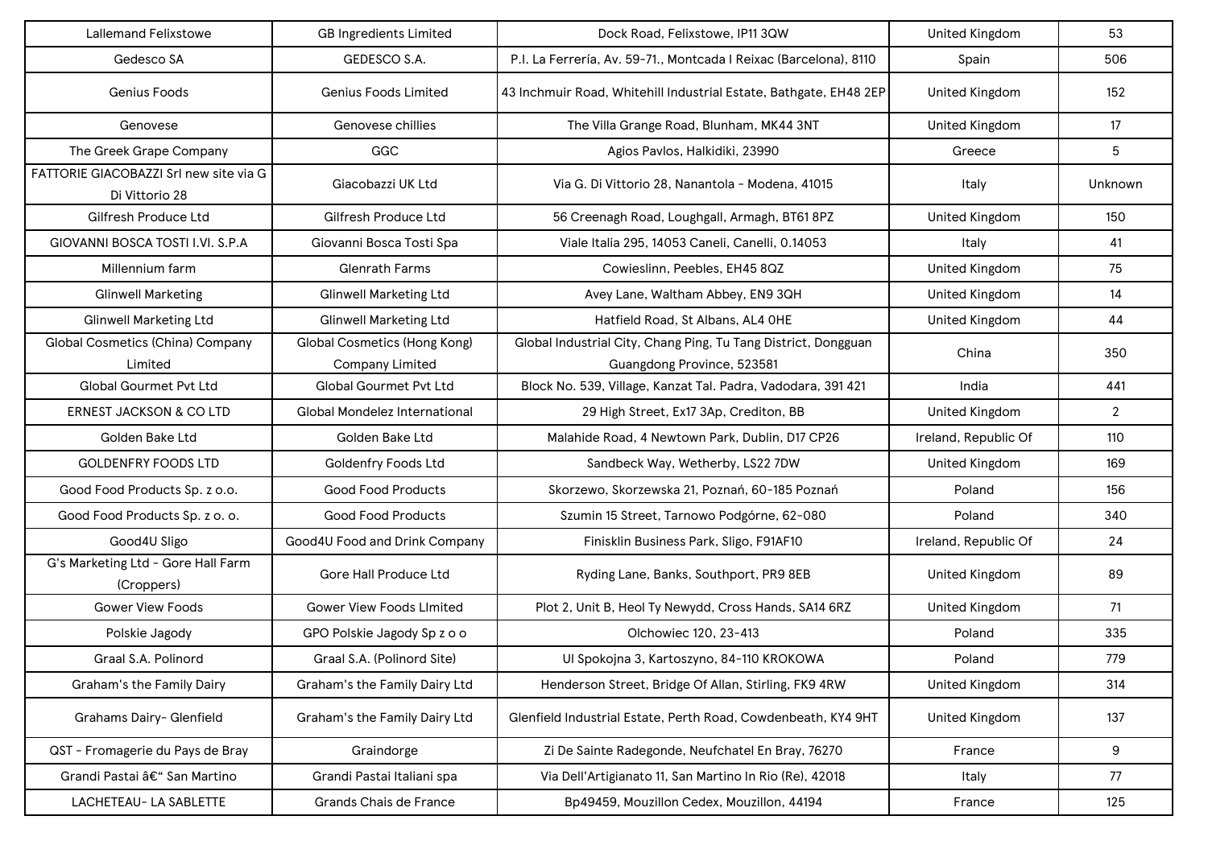| | | | | |
|---|---|---|---|---|
| Lallemand Felixstowe | GB Ingredients Limited | Dock Road, Felixstowe, IP11 3QW | United Kingdom | 53 |
| Gedesco SA | GEDESCO S.A. | P.I. La Ferrería, Av. 59-71., Montcada I Reixac (Barcelona), 8110 | Spain | 506 |
| Genius Foods | Genius Foods Limited | 43 Inchmuir Road, Whitehill Industrial Estate, Bathgate, EH48 2EP | United Kingdom | 152 |
| Genovese | Genovese chillies | The Villa Grange Road, Blunham, MK44 3NT | United Kingdom | 17 |
| The Greek Grape Company | GGC | Agios Pavlos, Halkidiki, 23990 | Greece | 5 |
| FATTORIE GIACOBAZZI Srl new site via G Di Vittorio 28 | Giacobazzi UK Ltd | Via G. Di Vittorio 28, Nanantola - Modena, 41015 | Italy | Unknown |
| Gilfresh Produce Ltd | Gilfresh Produce Ltd | 56 Creenagh Road, Loughgall, Armagh, BT61 8PZ | United Kingdom | 150 |
| GIOVANNI BOSCA TOSTI I.VI. S.P.A | Giovanni Bosca Tosti Spa | Viale Italia 295, 14053 Caneli, Canelli, 0.14053 | Italy | 41 |
| Millennium farm | Glenrath Farms | Cowieslinn, Peebles, EH45 8QZ | United Kingdom | 75 |
| Glinwell Marketing | Glinwell Marketing Ltd | Avey Lane, Waltham Abbey, EN9 3QH | United Kingdom | 14 |
| Glinwell Marketing Ltd | Glinwell Marketing Ltd | Hatfield Road, St Albans, AL4 0HE | United Kingdom | 44 |
| Global Cosmetics (China) Company Limited | Global Cosmetics (Hong Kong) Company Limited | Global Industrial City, Chang Ping, Tu Tang District, Dongguan Guangdong Province, 523581 | China | 350 |
| Global Gourmet Pvt Ltd | Global Gourmet Pvt Ltd | Block No. 539, Village, Kanzat Tal. Padra, Vadodara, 391 421 | India | 441 |
| ERNEST JACKSON & CO LTD | Global Mondelez International | 29 High Street, Ex17 3Ap, Crediton, BB | United Kingdom | 2 |
| Golden Bake Ltd | Golden Bake Ltd | Malahide Road, 4 Newtown Park, Dublin, D17 CP26 | Ireland, Republic Of | 110 |
| GOLDENFRY FOODS LTD | Goldenfry Foods Ltd | Sandbeck Way, Wetherby, LS22 7DW | United Kingdom | 169 |
| Good Food Products Sp. z o.o. | Good Food Products | Skorzewo, Skorzewska 21, Poznań, 60-185 Poznań | Poland | 156 |
| Good Food Products Sp. z o. o. | Good Food Products | Szumin 15 Street, Tarnowo Podgórne, 62-080 | Poland | 340 |
| Good4U Sligo | Good4U Food and Drink Company | Finisklin Business Park, Sligo, F91AF10 | Ireland, Republic Of | 24 |
| G's Marketing Ltd - Gore Hall Farm (Croppers) | Gore Hall Produce Ltd | Ryding Lane, Banks, Southport, PR9 8EB | United Kingdom | 89 |
| Gower View Foods | Gower View Foods LImited | Plot 2, Unit B, Heol Ty Newydd, Cross Hands, SA14 6RZ | United Kingdom | 71 |
| Polskie Jagody | GPO Polskie Jagody Sp z o o | Olchowiec 120, 23-413 | Poland | 335 |
| Graal S.A. Polinord | Graal S.A. (Polinord Site) | Ul Spokojna 3, Kartoszyno, 84-110 KROKOWA | Poland | 779 |
| Graham's the Family Dairy | Graham's the Family Dairy Ltd | Henderson Street, Bridge Of Allan, Stirling, FK9 4RW | United Kingdom | 314 |
| Grahams Dairy- Glenfield | Graham's the Family Dairy Ltd | Glenfield Industrial Estate, Perth Road, Cowdenbeath, KY4 9HT | United Kingdom | 137 |
| QST - Fromagerie du Pays de Bray | Graindorge | Zi De Sainte Radegonde, Neufchatel En Bray, 76270 | France | 9 |
| Grandi Pastai â€“ San Martino | Grandi Pastai Italiani spa | Via Dell'Artigianato 11, San Martino In Rio (Re), 42018 | Italy | 77 |
| LACHETEAU- LA SABLETTE | Grands Chais de France | Bp49459, Mouzillon Cedex, Mouzillon, 44194 | France | 125 |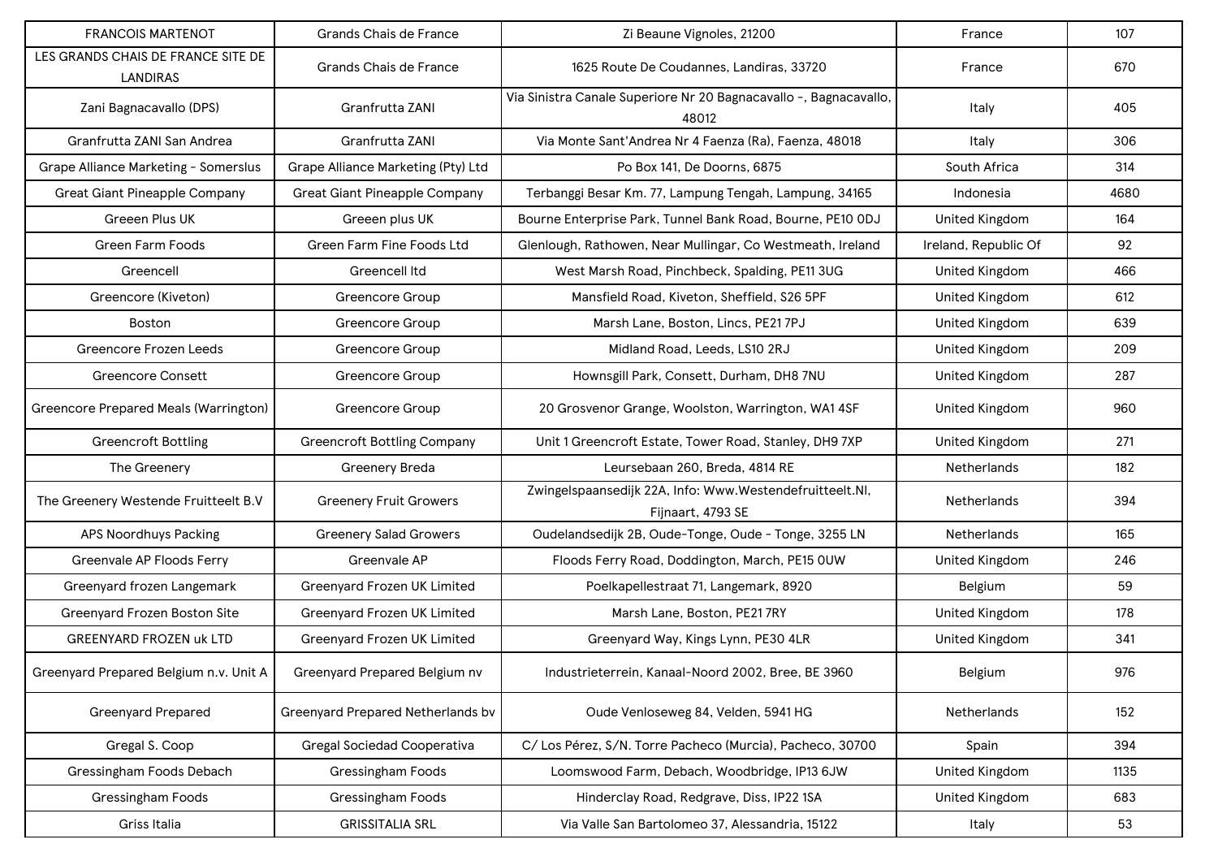| FRANCOIS MARTENOT | Grands Chais de France | Zi Beaune Vignoles, 21200 | France | 107 |
|---|---|---|---|---|
| LES GRANDS CHAIS DE FRANCE SITE DE LANDIRAS | Grands Chais de France | 1625 Route De Coudannes, Landiras, 33720 | France | 670 |
| Zani Bagnacavallo (DPS) | Granfrutta ZANI | Via Sinistra Canale Superiore Nr 20 Bagnacavallo -, Bagnacavallo, 48012 | Italy | 405 |
| Granfrutta ZANI San Andrea | Granfrutta ZANI | Via Monte Sant'Andrea Nr 4 Faenza (Ra), Faenza, 48018 | Italy | 306 |
| Grape Alliance Marketing - Somerslus | Grape Alliance Marketing (Pty) Ltd | Po Box 141, De Doorns, 6875 | South Africa | 314 |
| Great Giant Pineapple Company | Great Giant Pineapple Company | Terbanggi Besar Km. 77, Lampung Tengah, Lampung, 34165 | Indonesia | 4680 |
| Greeen Plus UK | Greeen plus UK | Bourne Enterprise Park, Tunnel Bank Road, Bourne, PE10 0DJ | United Kingdom | 164 |
| Green Farm Foods | Green Farm Fine Foods Ltd | Glenlough, Rathowen, Near Mullingar, Co Westmeath, Ireland | Ireland, Republic Of | 92 |
| Greencell | Greencell ltd | West Marsh Road, Pinchbeck, Spalding, PE11 3UG | United Kingdom | 466 |
| Greencore (Kiveton) | Greencore Group | Mansfield Road, Kiveton, Sheffield, S26 5PF | United Kingdom | 612 |
| Boston | Greencore Group | Marsh Lane, Boston, Lincs, PE21 7PJ | United Kingdom | 639 |
| Greencore Frozen Leeds | Greencore Group | Midland Road, Leeds, LS10 2RJ | United Kingdom | 209 |
| Greencore Consett | Greencore Group | Hownsgill Park, Consett, Durham, DH8 7NU | United Kingdom | 287 |
| Greencore Prepared Meals (Warrington) | Greencore Group | 20 Grosvenor Grange, Woolston, Warrington, WA1 4SF | United Kingdom | 960 |
| Greencroft Bottling | Greencroft Bottling Company | Unit 1 Greencroft Estate, Tower Road, Stanley, DH9 7XP | United Kingdom | 271 |
| The Greenery | Greenery Breda | Leursebaan 260, Breda, 4814 RE | Netherlands | 182 |
| The Greenery Westende Fruitteelt B.V | Greenery Fruit Growers | Zwingelspaansedijk 22A, Info: Www.Westendefruitteelt.Nl, Fijnaart, 4793 SE | Netherlands | 394 |
| APS Noordhuys Packing | Greenery Salad Growers | Oudelandsedijk 2B, Oude-Tonge, Oude - Tonge, 3255 LN | Netherlands | 165 |
| Greenvale AP Floods Ferry | Greenvale AP | Floods Ferry Road, Doddington, March, PE15 0UW | United Kingdom | 246 |
| Greenyard frozen Langemark | Greenyard Frozen UK Limited | Poelkapellestraat 71, Langemark, 8920 | Belgium | 59 |
| Greenyard Frozen Boston Site | Greenyard Frozen UK Limited | Marsh Lane, Boston, PE21 7RY | United Kingdom | 178 |
| GREENYARD FROZEN uk LTD | Greenyard Frozen UK Limited | Greenyard Way, Kings Lynn, PE30 4LR | United Kingdom | 341 |
| Greenyard Prepared Belgium n.v. Unit A | Greenyard Prepared Belgium nv | Industrieterrein, Kanaal-Noord 2002, Bree, BE 3960 | Belgium | 976 |
| Greenyard Prepared | Greenyard Prepared Netherlands bv | Oude Venloseweg 84, Velden, 5941 HG | Netherlands | 152 |
| Gregal S. Coop | Gregal Sociedad Cooperativa | C/ Los Pérez, S/N. Torre Pacheco (Murcia), Pacheco, 30700 | Spain | 394 |
| Gressingham Foods Debach | Gressingham Foods | Loomswood Farm, Debach, Woodbridge, IP13 6JW | United Kingdom | 1135 |
| Gressingham Foods | Gressingham Foods | Hinderclay Road, Redgrave, Diss, IP22 1SA | United Kingdom | 683 |
| Griss Italia | GRISSITALIA SRL | Via Valle San Bartolomeo 37, Alessandria, 15122 | Italy | 53 |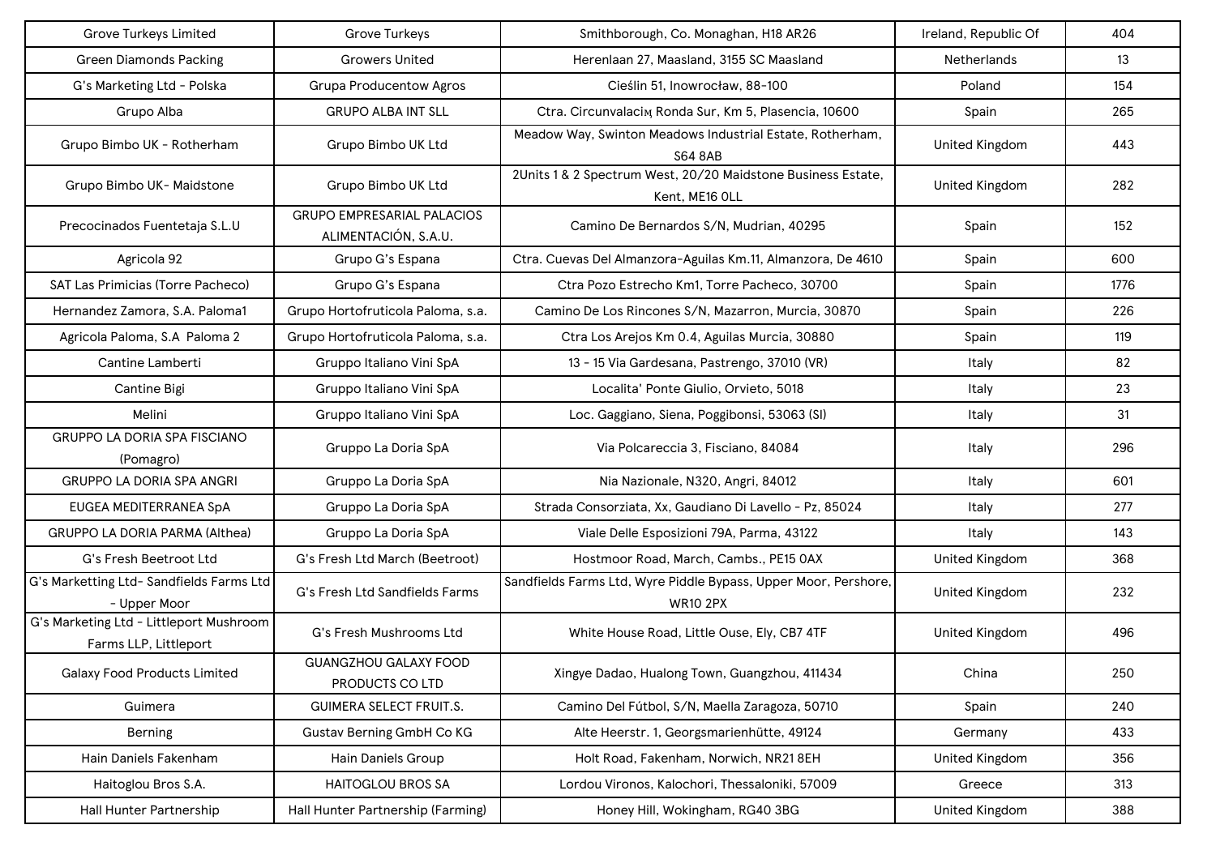| Grove Turkeys Limited | Grove Turkeys | Smithborough, Co. Monaghan, H18 AR26 | Ireland, Republic Of | 404 |
|---|---|---|---|---|
| Green Diamonds Packing | Growers United | Herenlaan 27, Maasland, 3155 SC Maasland | Netherlands | 13 |
| G's Marketing Ltd - Polska | Grupa Producentow Agros | Cieślin 51, Inowrocław, 88-100 | Poland | 154 |
| Grupo Alba | GRUPO ALBA INT SLL | Ctra. Circunvalacioౢ Ronda Sur, Km 5, Plasencia, 10600 | Spain | 265 |
| Grupo Bimbo UK - Rotherham | Grupo Bimbo UK Ltd | Meadow Way, Swinton Meadows Industrial Estate, Rotherham, S64 8AB | United Kingdom | 443 |
| Grupo Bimbo UK- Maidstone | Grupo Bimbo UK Ltd | 2Units 1 & 2 Spectrum West, 20/20 Maidstone Business Estate, Kent, ME16 0LL | United Kingdom | 282 |
| Precocinados Fuentetaja S.L.U | GRUPO EMPRESARIAL PALACIOS ALIMENTACIÓN, S.A.U. | Camino De Bernardos S/N, Mudrian, 40295 | Spain | 152 |
| Agricola 92 | Grupo G's Espana | Ctra. Cuevas Del Almanzora-Aguilas Km.11, Almanzora, De 4610 | Spain | 600 |
| SAT Las Primicias (Torre Pacheco) | Grupo G's Espana | Ctra Pozo Estrecho Km1, Torre Pacheco, 30700 | Spain | 1776 |
| Hernandez Zamora, S.A. Paloma1 | Grupo Hortofruticola Paloma, s.a. | Camino De Los Rincones S/N, Mazarron, Murcia, 30870 | Spain | 226 |
| Agricola Paloma, S.A Paloma 2 | Grupo Hortofruticola Paloma, s.a. | Ctra Los Arejos Km 0.4, Aguilas Murcia, 30880 | Spain | 119 |
| Cantine Lamberti | Gruppo Italiano Vini SpA | 13 - 15 Via Gardesana, Pastrengo, 37010 (VR) | Italy | 82 |
| Cantine Bigi | Gruppo Italiano Vini SpA | Localita' Ponte Giulio, Orvieto, 5018 | Italy | 23 |
| Melini | Gruppo Italiano Vini SpA | Loc. Gaggiano, Siena, Poggibonsi, 53063 (SI) | Italy | 31 |
| GRUPPO LA DORIA SPA FISCIANO (Pomagro) | Gruppo La Doria SpA | Via Polcareccia 3, Fisciano, 84084 | Italy | 296 |
| GRUPPO LA DORIA SPA ANGRI | Gruppo La Doria SpA | Nia Nazionale, N320, Angri, 84012 | Italy | 601 |
| EUGEA MEDITERRANEA SpA | Gruppo La Doria SpA | Strada Consorziata, Xx, Gaudiano Di Lavello - Pz, 85024 | Italy | 277 |
| GRUPPO LA DORIA PARMA (Althea) | Gruppo La Doria SpA | Viale Delle Esposizioni 79A, Parma, 43122 | Italy | 143 |
| G's Fresh Beetroot Ltd | G's Fresh Ltd March (Beetroot) | Hostmoor Road, March, Cambs., PE15 0AX | United Kingdom | 368 |
| G's Marketting Ltd- Sandfields Farms Ltd - Upper Moor | G's Fresh Ltd Sandfields Farms | Sandfields Farms Ltd, Wyre Piddle Bypass, Upper Moor, Pershore, WR10 2PX | United Kingdom | 232 |
| G's Marketing Ltd - Littleport Mushroom Farms LLP, Littleport | G's Fresh Mushrooms Ltd | White House Road, Little Ouse, Ely, CB7 4TF | United Kingdom | 496 |
| Galaxy Food Products Limited | GUANGZHOU GALAXY FOOD PRODUCTS CO LTD | Xingye Dadao, Hualong Town, Guangzhou, 411434 | China | 250 |
| Guimera | GUIMERA SELECT FRUIT.S. | Camino Del Fútbol, S/N, Maella Zaragoza, 50710 | Spain | 240 |
| Berning | Gustav Berning GmbH Co KG | Alte Heerstr. 1, Georgsmarienhütte, 49124 | Germany | 433 |
| Hain Daniels Fakenham | Hain Daniels Group | Holt Road, Fakenham, Norwich, NR21 8EH | United Kingdom | 356 |
| Haitoglou Bros S.A. | HAITOGLOU BROS SA | Lordou Vironos, Kalochori, Thessaloniki, 57009 | Greece | 313 |
| Hall Hunter Partnership | Hall Hunter Partnership (Farming) | Honey Hill, Wokingham, RG40 3BG | United Kingdom | 388 |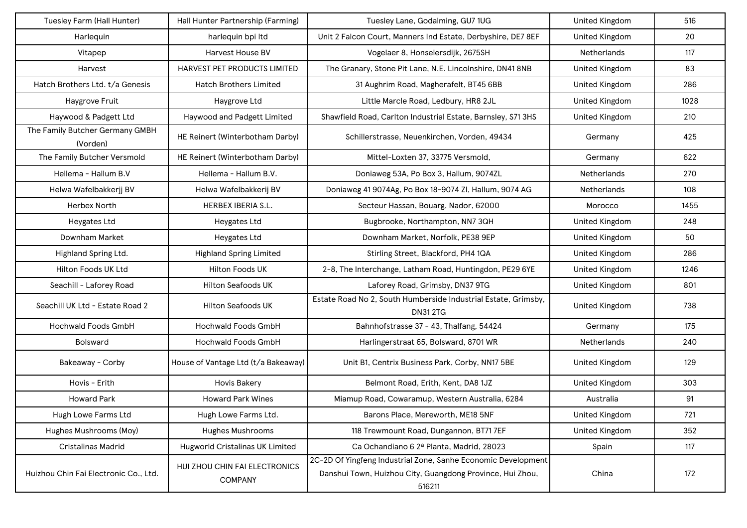| Tuesley Farm (Hall Hunter) | Hall Hunter Partnership (Farming) | Tuesley Lane, Godalming, GU7 1UG | United Kingdom | 516 |
|---|---|---|---|---|
| Harlequin | harlequin bpi ltd | Unit 2 Falcon Court, Manners Ind Estate, Derbyshire, DE7 8EF | United Kingdom | 20 |
| Vitapep | Harvest House BV | Vogelaer 8, Honselersdijk, 2675SH | Netherlands | 117 |
| Harvest | HARVEST PET PRODUCTS LIMITED | The Granary, Stone Pit Lane, N.E. Lincolnshire, DN41 8NB | United Kingdom | 83 |
| Hatch Brothers Ltd. t/a Genesis | Hatch Brothers Limited | 31 Aughrim Road, Magherafelt, BT45 6BB | United Kingdom | 286 |
| Haygrove Fruit | Haygrove Ltd | Little Marcle Road, Ledbury, HR8 2JL | United Kingdom | 1028 |
| Haywood & Padgett Ltd | Haywood and Padgett Limited | Shawfield Road, Carlton Industrial Estate, Barnsley, S71 3HS | United Kingdom | 210 |
| The Family Butcher Germany GMBH (Vorden) | HE Reinert (Winterbotham Darby) | Schillerstrasse, Neuenkirchen, Vorden, 49434 | Germany | 425 |
| The Family Butcher Versmold | HE Reinert (Winterbotham Darby) | Mittel-Loxten 37, 33775 Versmold, | Germany | 622 |
| Hellema - Hallum B.V | Hellema - Hallum B.V. | Doniaweg 53A, Po Box 3, Hallum, 9074ZL | Netherlands | 270 |
| Helwa Wafelbakkerjj BV | Helwa Wafelbakkerij BV | Doniaweg 41 9074Ag, Po Box 18-9074 Zl, Hallum, 9074 AG | Netherlands | 108 |
| Herbex North | HERBEX IBERIA S.L. | Secteur Hassan, Bouarg, Nador, 62000 | Morocco | 1455 |
| Heygates Ltd | Heygates Ltd | Bugbrooke, Northampton, NN7 3QH | United Kingdom | 248 |
| Downham Market | Heygates Ltd | Downham Market, Norfolk, PE38 9EP | United Kingdom | 50 |
| Highland Spring Ltd. | Highland Spring Limited | Stirling Street, Blackford, PH4 1QA | United Kingdom | 286 |
| Hilton Foods UK Ltd | Hilton Foods UK | 2-8, The Interchange, Latham Road, Huntingdon, PE29 6YE | United Kingdom | 1246 |
| Seachill - Laforey Road | Hilton Seafoods UK | Laforey Road, Grimsby, DN37 9TG | United Kingdom | 801 |
| Seachill UK Ltd - Estate Road 2 | Hilton Seafoods UK | Estate Road No 2, South Humberside Industrial Estate, Grimsby, DN31 2TG | United Kingdom | 738 |
| Hochwald Foods GmbH | Hochwald Foods GmbH | Bahnhofstrasse 37 - 43, Thalfang, 54424 | Germany | 175 |
| Bolsward | Hochwald Foods GmbH | Harlingerstraat 65, Bolsward, 8701 WR | Netherlands | 240 |
| Bakeaway - Corby | House of Vantage Ltd (t/a Bakeaway) | Unit B1, Centrix Business Park, Corby, NN17 5BE | United Kingdom | 129 |
| Hovis - Erith | Hovis Bakery | Belmont Road, Erith, Kent, DA8 1JZ | United Kingdom | 303 |
| Howard Park | Howard Park Wines | Miamup Road, Cowaramup, Western Australia, 6284 | Australia | 91 |
| Hugh Lowe Farms Ltd | Hugh Lowe Farms Ltd. | Barons Place, Mereworth, ME18 5NF | United Kingdom | 721 |
| Hughes Mushrooms (Moy) | Hughes Mushrooms | 118 Trewmount Road, Dungannon, BT71 7EF | United Kingdom | 352 |
| Cristalinas Madrid | Hugworld Cristalinas UK Limited | Ca Ochandiano 6 2ª Planta, Madrid, 28023 | Spain | 117 |
| Huizhou Chin Fai Electronic Co., Ltd. | HUI ZHOU CHIN FAI ELECTRONICS COMPANY | 2C-2D Of Yingfeng Industrial Zone, Sanhe Economic Development Danshui Town, Huizhou City, Guangdong Province, Hui Zhou, 516211 | China | 172 |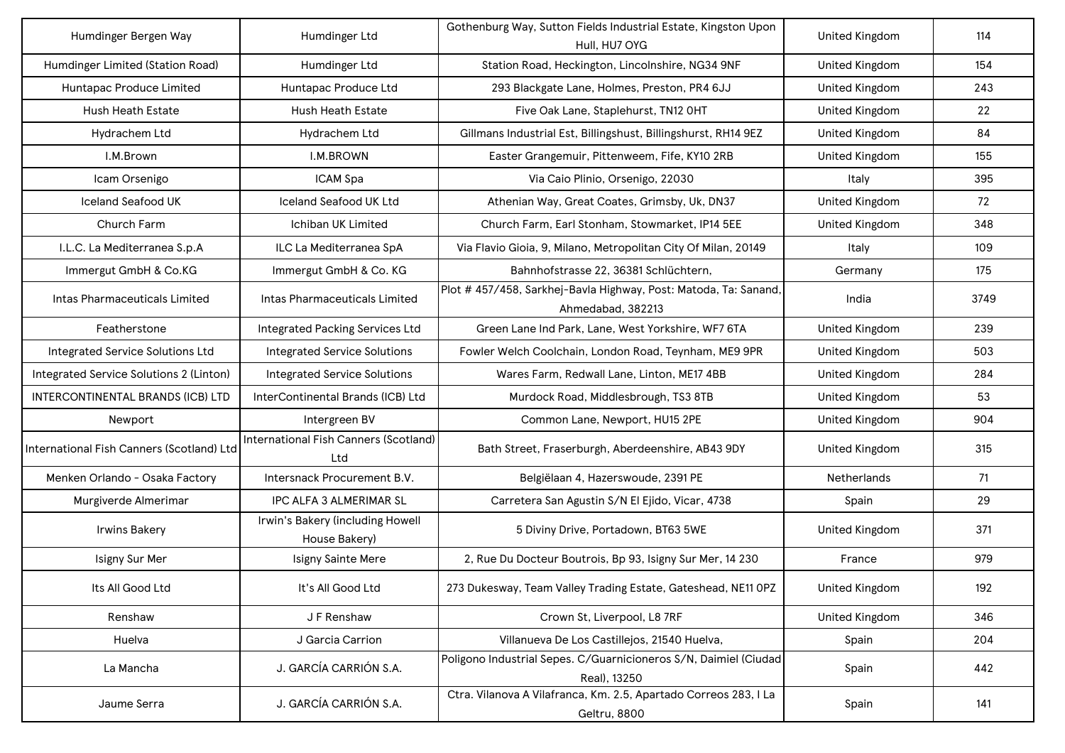| Humdinger Bergen Way | Humdinger Ltd | Gothenburg Way, Sutton Fields Industrial Estate, Kingston Upon Hull, HU7 OYG | United Kingdom | 114 |
|---|---|---|---|---|
| Humdinger Limited (Station Road) | Humdinger Ltd | Station Road, Heckington, Lincolnshire, NG34 9NF | United Kingdom | 154 |
| Huntapac Produce Limited | Huntapac Produce Ltd | 293 Blackgate Lane, Holmes, Preston, PR4 6JJ | United Kingdom | 243 |
| Hush Heath Estate | Hush Heath Estate | Five Oak Lane, Staplehurst, TN12 0HT | United Kingdom | 22 |
| Hydrachem Ltd | Hydrachem Ltd | Gillmans Industrial Est, Billingshust, Billingshurst, RH14 9EZ | United Kingdom | 84 |
| I.M.Brown | I.M.BROWN | Easter Grangemuir, Pittenweem, Fife, KY10 2RB | United Kingdom | 155 |
| Icam Orsenigo | ICAM Spa | Via Caio Plinio, Orsenigo, 22030 | Italy | 395 |
| Iceland Seafood UK | Iceland Seafood UK Ltd | Athenian Way, Great Coates, Grimsby, Uk, DN37 | United Kingdom | 72 |
| Church Farm | Ichiban UK Limited | Church Farm, Earl Stonham, Stowmarket, IP14 5EE | United Kingdom | 348 |
| I.L.C. La Mediterranea S.p.A | ILC La Mediterranea SpA | Via Flavio Gioia, 9, Milano, Metropolitan City Of Milan, 20149 | Italy | 109 |
| Immergut GmbH & Co.KG | Immergut GmbH & Co. KG | Bahnhofstrasse 22, 36381 Schlüchtern, | Germany | 175 |
| Intas Pharmaceuticals Limited | Intas Pharmaceuticals Limited | Plot # 457/458, Sarkhej-Bavla Highway, Post: Matoda, Ta: Sanand, Ahmedabad, 382213 | India | 3749 |
| Featherstone | Integrated Packing Services Ltd | Green Lane Ind Park, Lane, West Yorkshire, WF7 6TA | United Kingdom | 239 |
| Integrated Service Solutions Ltd | Integrated Service Solutions | Fowler Welch Coolchain, London Road, Teynham, ME9 9PR | United Kingdom | 503 |
| Integrated Service Solutions 2 (Linton) | Integrated Service Solutions | Wares Farm, Redwall Lane, Linton, ME17 4BB | United Kingdom | 284 |
| INTERCONTINENTAL BRANDS (ICB) LTD | InterContinental Brands (ICB) Ltd | Murdock Road, Middlesbrough, TS3 8TB | United Kingdom | 53 |
| Newport | Intergreen BV | Common Lane, Newport, HU15 2PE | United Kingdom | 904 |
| International Fish Canners (Scotland) Ltd | International Fish Canners (Scotland) Ltd | Bath Street, Fraserburgh, Aberdeenshire, AB43 9DY | United Kingdom | 315 |
| Menken Orlando - Osaka Factory | Intersnack Procurement B.V. | Belgiëlaan 4, Hazerswoude, 2391 PE | Netherlands | 71 |
| Murgiverde Almerimar | IPC ALFA 3 ALMERIMAR SL | Carretera San Agustin S/N El Ejido, Vicar, 4738 | Spain | 29 |
| Irwins Bakery | Irwin's Bakery (including Howell House Bakery) | 5 Diviny Drive, Portadown, BT63 5WE | United Kingdom | 371 |
| Isigny Sur Mer | Isigny Sainte Mere | 2, Rue Du Docteur Boutrois, Bp 93, Isigny Sur Mer, 14 230 | France | 979 |
| Its All Good Ltd | It's All Good Ltd | 273 Dukesway, Team Valley Trading Estate, Gateshead, NE11 0PZ | United Kingdom | 192 |
| Renshaw | J F Renshaw | Crown St, Liverpool, L8 7RF | United Kingdom | 346 |
| Huelva | J Garcia Carrion | Villanueva De Los Castillejos, 21540 Huelva, | Spain | 204 |
| La Mancha | J. GARCÍA CARRIÓN S.A. | Poligono Industrial Sepes. C/Guarnicioneros S/N, Daimiel (Ciudad Real), 13250 | Spain | 442 |
| Jaume Serra | J. GARCÍA CARRIÓN S.A. | Ctra. Vilanova A Vilafranca, Km. 2.5, Apartado Correos 283, I La Geltru, 8800 | Spain | 141 |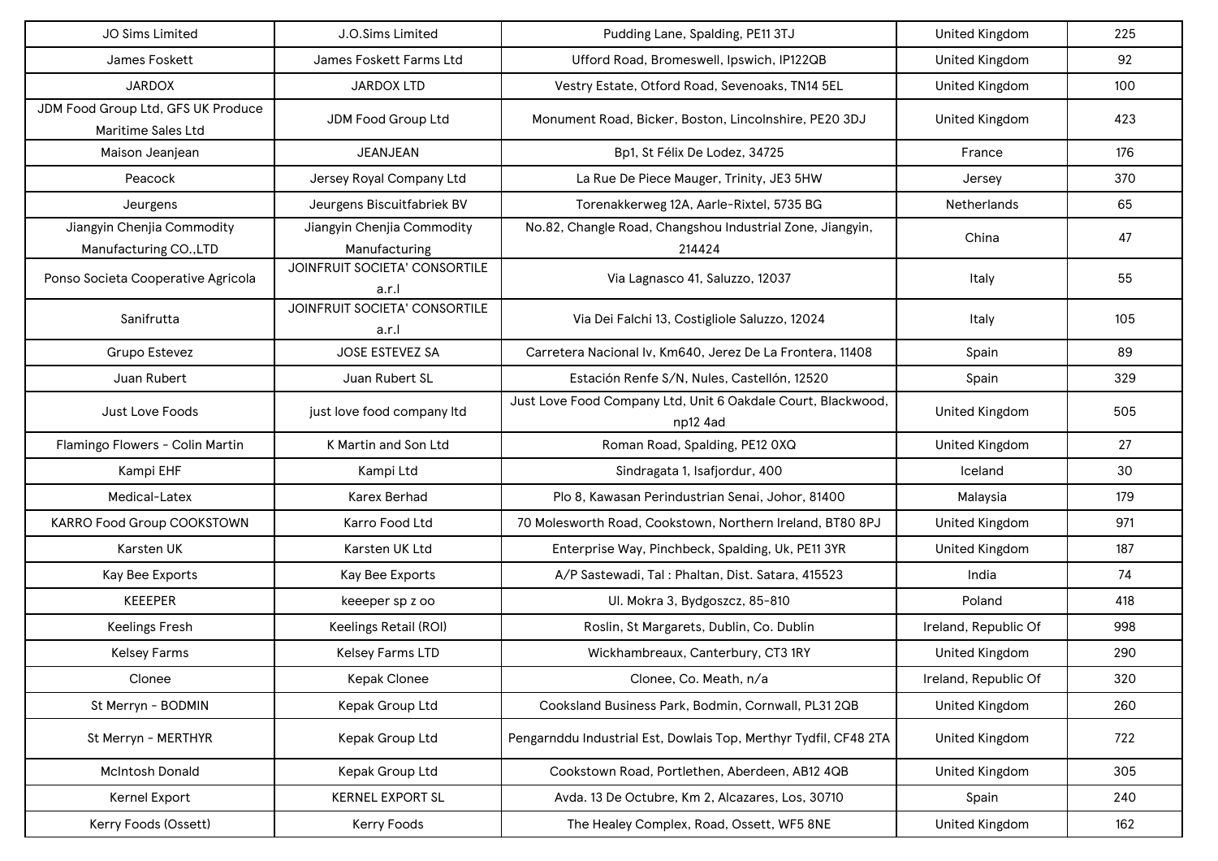| | | | | |
|---|---|---|---|---|
| JO Sims Limited | J.O.Sims Limited | Pudding Lane, Spalding, PE11 3TJ | United Kingdom | 225 |
| James Foskett | James Foskett Farms Ltd | Ufford Road, Bromeswell, Ipswich, IP122QB | United Kingdom | 92 |
| JARDOX | JARDOX LTD | Vestry Estate, Otford Road, Sevenoaks, TN14 5EL | United Kingdom | 100 |
| JDM Food Group Ltd, GFS UK Produce Maritime Sales Ltd | JDM Food Group Ltd | Monument Road, Bicker, Boston, Lincolnshire, PE20 3DJ | United Kingdom | 423 |
| Maison Jeanjean | JEANJEAN | Bp1, St Félix De Lodez, 34725 | France | 176 |
| Peacock | Jersey Royal Company Ltd | La Rue De Piece Mauger, Trinity, JE3 5HW | Jersey | 370 |
| Jeurgens | Jeurgens Biscuitfabriek BV | Torenakkerweg 12A, Aarle-Rixtel, 5735 BG | Netherlands | 65 |
| Jiangyin Chenjia Commodity Manufacturing CO.,LTD | Jiangyin Chenjia Commodity Manufacturing | No.82, Changle Road, Changshou Industrial Zone, Jiangyin, 214424 | China | 47 |
| Ponso Societa Cooperative Agricola | JOINFRUIT SOCIETA' CONSORTILE a.r.l | Via Lagnasco 41, Saluzzo, 12037 | Italy | 55 |
| Sanifrutta | JOINFRUIT SOCIETA' CONSORTILE a.r.l | Via Dei Falchi 13, Costigliole Saluzzo, 12024 | Italy | 105 |
| Grupo Estevez | JOSE ESTEVEZ SA | Carretera Nacional Iv, Km640, Jerez De La Frontera, 11408 | Spain | 89 |
| Juan Rubert | Juan Rubert SL | Estación Renfe S/N, Nules, Castellón, 12520 | Spain | 329 |
| Just Love Foods | just love food company ltd | Just Love Food Company Ltd, Unit 6 Oakdale Court, Blackwood, np12 4ad | United Kingdom | 505 |
| Flamingo Flowers - Colin Martin | K Martin and Son Ltd | Roman Road, Spalding, PE12 0XQ | United Kingdom | 27 |
| Kampi EHF | Kampi Ltd | Sindragata 1, Isafjordur, 400 | Iceland | 30 |
| Medical-Latex | Karex Berhad | Plo 8, Kawasan Perindustrian Senai, Johor, 81400 | Malaysia | 179 |
| KARRO Food Group COOKSTOWN | Karro Food Ltd | 70 Molesworth Road, Cookstown, Northern Ireland, BT80 8PJ | United Kingdom | 971 |
| Karsten UK | Karsten UK Ltd | Enterprise Way, Pinchbeck, Spalding, Uk, PE11 3YR | United Kingdom | 187 |
| Kay Bee Exports | Kay Bee Exports | A/P Sastewadi, Tal : Phaltan, Dist. Satara, 415523 | India | 74 |
| KEEEPER | keeeper sp z oo | Ul. Mokra 3, Bydgoszcz, 85-810 | Poland | 418 |
| Keelings Fresh | Keelings Retail (ROI) | Roslin, St Margarets, Dublin, Co. Dublin | Ireland, Republic Of | 998 |
| Kelsey Farms | Kelsey Farms LTD | Wickhambreaux, Canterbury, CT3 1RY | United Kingdom | 290 |
| Clonee | Kepak Clonee | Clonee, Co. Meath, n/a | Ireland, Republic Of | 320 |
| St Merryn - BODMIN | Kepak Group Ltd | Cooksland Business Park, Bodmin, Cornwall, PL31 2QB | United Kingdom | 260 |
| St Merryn - MERTHYR | Kepak Group Ltd | Pengarnddu Industrial Est, Dowlais Top, Merthyr Tydfil, CF48 2TA | United Kingdom | 722 |
| McIntosh Donald | Kepak Group Ltd | Cookstown Road, Portlethen, Aberdeen, AB12 4QB | United Kingdom | 305 |
| Kernel Export | KERNEL EXPORT SL | Avda. 13 De Octubre, Km 2, Alcazares, Los, 30710 | Spain | 240 |
| Kerry Foods (Ossett) | Kerry Foods | The Healey Complex, Road, Ossett, WF5 8NE | United Kingdom | 162 |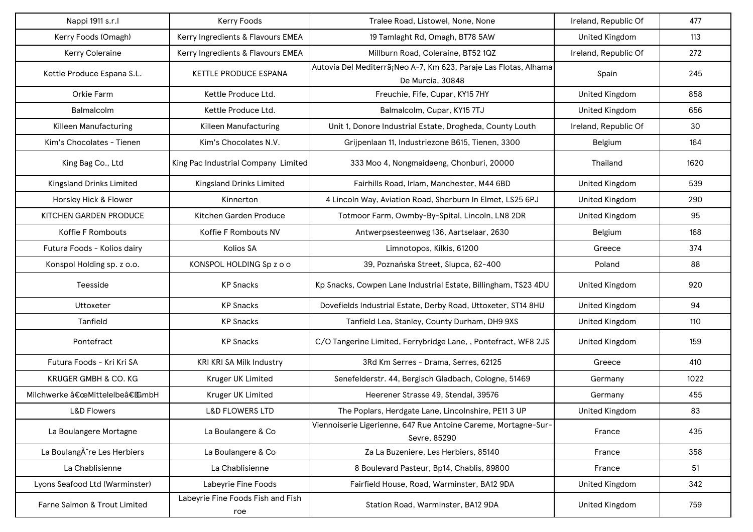| | | | | |
|---|---|---|---|---|
| Nappi 1911 s.r.l | Kerry Foods | Tralee Road, Listowel, None, None | Ireland, Republic Of | 477 |
| Kerry Foods (Omagh) | Kerry Ingredients & Flavours EMEA | 19 Tamlaght Rd, Omagh, BT78 5AW | United Kingdom | 113 |
| Kerry Coleraine | Kerry Ingredients & Flavours EMEA | Millburn Road, Coleraine, BT52 1QZ | Ireland, Republic Of | 272 |
| Kettle Produce Espana S.L. | KETTLE PRODUCE ESPANA | Autovia Del Mediterrã¡Neo A-7, Km 623, Paraje Las Flotas, Alhama De Murcia, 30848 | Spain | 245 |
| Orkie Farm | Kettle Produce Ltd. | Freuchie, Fife, Cupar, KY15 7HY | United Kingdom | 858 |
| Balmalcolm | Kettle Produce Ltd. | Balmalcolm, Cupar, KY15 7TJ | United Kingdom | 656 |
| Killeen Manufacturing | Killeen Manufacturing | Unit 1, Donore Industrial Estate, Drogheda, County Louth | Ireland, Republic Of | 30 |
| Kim's Chocolates - Tienen | Kim's Chocolates N.V. | Grijpenlaan 11, Industriezone B615, Tienen, 3300 | Belgium | 164 |
| King Bag Co., Ltd | King Pac Industrial Company Limited | 333 Moo 4, Nongmaidaeng, Chonburi, 20000 | Thailand | 1620 |
| Kingsland Drinks Limited | Kingsland Drinks Limited | Fairhills Road, Irlam, Manchester, M44 6BD | United Kingdom | 539 |
| Horsley Hick & Flower | Kinnerton | 4 Lincoln Way, Aviation Road, Sherburn In Elmet, LS25 6PJ | United Kingdom | 290 |
| KITCHEN GARDEN PRODUCE | Kitchen Garden Produce | Totmoor Farm, Owmby-By-Spital, Lincoln, LN8 2DR | United Kingdom | 95 |
| Koffie F Rombouts | Koffie F Rombouts NV | Antwerpsesteenweg 136, Aartselaar, 2630 | Belgium | 168 |
| Futura Foods - Kolios dairy | Kolios SA | Limnotopos, Kilkis, 61200 | Greece | 374 |
| Konspol Holding sp. z o.o. | KONSPOL HOLDING Sp z o o | 39, Poznańska Street, Slupca, 62-400 | Poland | 88 |
| Teesside | KP Snacks | Kp Snacks, Cowpen Lane Industrial Estate, Billingham, TS23 4DU | United Kingdom | 920 |
| Uttoxeter | KP Snacks | Dovefields Industrial Estate, Derby Road, Uttoxeter, ST14 8HU | United Kingdom | 94 |
| Tanfield | KP Snacks | Tanfield Lea, Stanley, County Durham, DH9 9XS | United Kingdom | 110 |
| Pontefract | KP Snacks | C/O Tangerine Limited, Ferrybridge Lane, , Pontefract, WF8 2JS | United Kingdom | 159 |
| Futura Foods - Kri Kri SA | KRI KRI SA Milk Industry | 3Rd Km Serres - Drama, Serres, 62125 | Greece | 410 |
| KRUGER GMBH & CO. KG | Kruger UK Limited | Senefelderstr. 44, Bergisch Gladbach, Cologne, 51469 | Germany | 1022 |
| Milchwerke â€œMittelelbeâ€GmbH | Kruger UK Limited | Heerener Strasse 49, Stendal, 39576 | Germany | 455 |
| L&D Flowers | L&D FLOWERS LTD | The Poplars, Herdgate Lane, Lincolnshire, PE11 3 UP | United Kingdom | 83 |
| La Boulangere Mortagne | La Boulangere & Co | Viennoiserie Ligerienne, 647 Rue Antoine Careme, Mortagne-Sur-Sevre, 85290 | France | 435 |
| La BoulangÃ¨re Les Herbiers | La Boulangere & Co | Za La Buzeniere, Les Herbiers, 85140 | France | 358 |
| La Chablisienne | La Chablisienne | 8 Boulevard Pasteur, Bp14, Chablis, 89800 | France | 51 |
| Lyons Seafood Ltd (Warminster) | Labeyrie Fine Foods | Fairfield House, Road, Warminster, BA12 9DA | United Kingdom | 342 |
| Farne Salmon & Trout Limited | Labeyrie Fine Foods Fish and Fish roe | Station Road, Warminster, BA12 9DA | United Kingdom | 759 |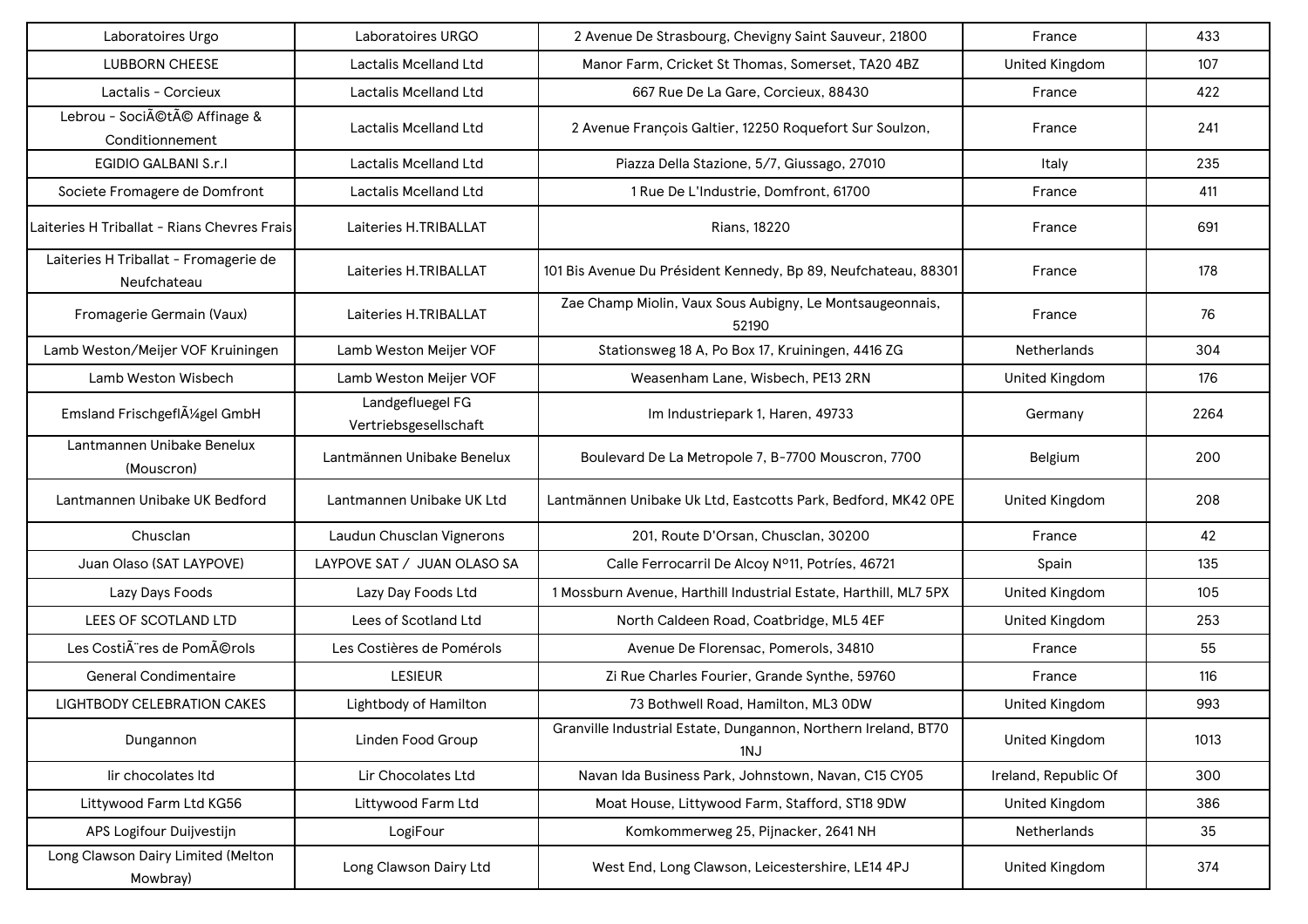| | | | | |
|---|---|---|---|---|
| Laboratoires Urgo | Laboratoires URGO | 2 Avenue De Strasbourg, Chevigny Saint Sauveur, 21800 | France | 433 |
| LUBBORN CHEESE | Lactalis Mcelland Ltd | Manor Farm, Cricket St Thomas, Somerset, TA20 4BZ | United Kingdom | 107 |
| Lactalis - Corcieux | Lactalis Mcelland Ltd | 667 Rue De La Gare, Corcieux, 88430 | France | 422 |
| Lebrou - SociÃ©tÃ© Affinage & Conditionnement | Lactalis Mcelland Ltd | 2 Avenue François Galtier, 12250 Roquefort Sur Soulzon, | France | 241 |
| EGIDIO GALBANI S.r.l | Lactalis Mcelland Ltd | Piazza Della Stazione, 5/7, Giussago, 27010 | Italy | 235 |
| Societe Fromagere de Domfront | Lactalis Mcelland Ltd | 1 Rue De L'Industrie, Domfront, 61700 | France | 411 |
| Laiteries H Triballat - Rians Chevres Frais | Laiteries H.TRIBALLAT | Rians, 18220 | France | 691 |
| Laiteries H Triballat - Fromagerie de Neufchateau | Laiteries H.TRIBALLAT | 101 Bis Avenue Du Président Kennedy, Bp 89, Neufchateau, 88301 | France | 178 |
| Fromagerie Germain (Vaux) | Laiteries H.TRIBALLAT | Zae Champ Miolin, Vaux Sous Aubigny, Le Montsaugeonnais, 52190 | France | 76 |
| Lamb Weston/Meijer VOF Kruiningen | Lamb Weston Meijer VOF | Stationsweg 18 A, Po Box 17, Kruiningen, 4416 ZG | Netherlands | 304 |
| Lamb Weston Wisbech | Lamb Weston Meijer VOF | Weasenham Lane, Wisbech, PE13 2RN | United Kingdom | 176 |
| Emsland FrischgeflÃ¼gel GmbH | Landgefluegel FG Vertriebsgesellschaft | Im Industriepark 1, Haren, 49733 | Germany | 2264 |
| Lantmannen Unibake Benelux (Mouscron) | Lantmännen Unibake Benelux | Boulevard De La Metropole 7, B-7700 Mouscron, 7700 | Belgium | 200 |
| Lantmannen Unibake UK Bedford | Lantmannen Unibake UK Ltd | Lantmännen Unibake Uk Ltd, Eastcotts Park, Bedford, MK42 0PE | United Kingdom | 208 |
| Chusclan | Laudun Chusclan Vignerons | 201, Route D'Orsan, Chusclan, 30200 | France | 42 |
| Juan Olaso (SAT LAYPOVE) | LAYPOVE SAT / JUAN OLASO SA | Calle Ferrocarril De Alcoy Nº11, Potríes, 46721 | Spain | 135 |
| Lazy Days Foods | Lazy Day Foods Ltd | 1 Mossburn Avenue, Harthill Industrial Estate, Harthill, ML7 5PX | United Kingdom | 105 |
| LEES OF SCOTLAND LTD | Lees of Scotland Ltd | North Caldeen Road, Coatbridge, ML5 4EF | United Kingdom | 253 |
| Les CostiÃ¨res de PomÃ©rols | Les Costières de Pomérols | Avenue De Florensac, Pomerols, 34810 | France | 55 |
| General Condimentaire | LESIEUR | Zi Rue Charles Fourier, Grande Synthe, 59760 | France | 116 |
| LIGHTBODY CELEBRATION CAKES | Lightbody of Hamilton | 73 Bothwell Road, Hamilton, ML3 0DW | United Kingdom | 993 |
| Dungannon | Linden Food Group | Granville Industrial Estate, Dungannon, Northern Ireland, BT70 1NJ | United Kingdom | 1013 |
| lir chocolates ltd | Lir Chocolates Ltd | Navan Ida Business Park, Johnstown, Navan, C15 CY05 | Ireland, Republic Of | 300 |
| Littywood Farm Ltd KG56 | Littywood Farm Ltd | Moat House, Littywood Farm, Stafford, ST18 9DW | United Kingdom | 386 |
| APS Logifour Duijvestijn | LogiFour | Komkommerweg 25, Pijnacker, 2641 NH | Netherlands | 35 |
| Long Clawson Dairy Limited (Melton Mowbray) | Long Clawson Dairy Ltd | West End, Long Clawson, Leicestershire, LE14 4PJ | United Kingdom | 374 |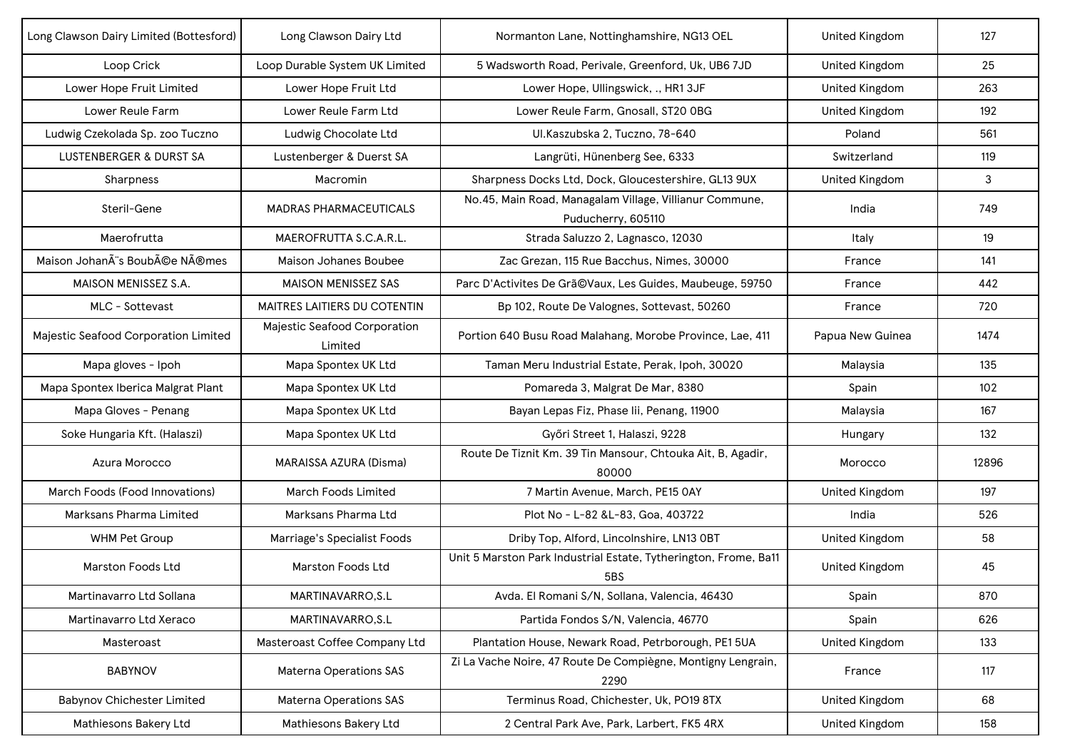| | | | | |
|---|---|---|---|---|
| Long Clawson Dairy Limited (Bottesford) | Long Clawson Dairy Ltd | Normanton Lane, Nottinghamshire, NG13 OEL | United Kingdom | 127 |
| Loop Crick | Loop Durable System UK Limited | 5 Wadsworth Road, Perivale, Greenford, Uk, UB6 7JD | United Kingdom | 25 |
| Lower Hope Fruit Limited | Lower Hope Fruit Ltd | Lower Hope, Ullingswick, ., HR1 3JF | United Kingdom | 263 |
| Lower Reule Farm | Lower Reule Farm Ltd | Lower Reule Farm, Gnosall, ST20 0BG | United Kingdom | 192 |
| Ludwig Czekolada Sp. zoo Tuczno | Ludwig Chocolate Ltd | Ul.Kaszubska 2, Tuczno, 78-640 | Poland | 561 |
| LUSTENBERGER & DURST SA | Lustenberger & Duerst SA | Langrüti, Hünenberg See, 6333 | Switzerland | 119 |
| Sharpness | Macromin | Sharpness Docks Ltd, Dock, Gloucestershire, GL13 9UX | United Kingdom | 3 |
| Steril-Gene | MADRAS PHARMACEUTICALS | No.45, Main Road, Managalam Village, Villianur Commune, Puducherry, 605110 | India | 749 |
| Maerofrutta | MAEROFRUTTA S.C.A.R.L. | Strada Saluzzo 2, Lagnasco, 12030 | Italy | 19 |
| Maison JohanÃ¨s BoubÃ©e NÃ®mes | Maison Johanes Boubee | Zac Grezan, 115 Rue Bacchus, Nimes, 30000 | France | 141 |
| MAISON MENISSEZ S.A. | MAISON MENISSEZ SAS | Parc D'Activites De Grã©Vaux, Les Guides, Maubeuge, 59750 | France | 442 |
| MLC - Sottevast | MAITRES LAITIERS DU COTENTIN | Bp 102, Route De Valognes, Sottevast, 50260 | France | 720 |
| Majestic Seafood Corporation Limited | Majestic Seafood Corporation Limited | Portion 640 Busu Road Malahang, Morobe Province, Lae, 411 | Papua New Guinea | 1474 |
| Mapa gloves - Ipoh | Mapa Spontex UK Ltd | Taman Meru Industrial Estate, Perak, Ipoh, 30020 | Malaysia | 135 |
| Mapa Spontex Iberica Malgrat Plant | Mapa Spontex UK Ltd | Pomareda 3, Malgrat De Mar, 8380 | Spain | 102 |
| Mapa Gloves - Penang | Mapa Spontex UK Ltd | Bayan Lepas Fiz, Phase Iii, Penang, 11900 | Malaysia | 167 |
| Soke Hungaria Kft. (Halaszi) | Mapa Spontex UK Ltd | Győri Street 1, Halaszi, 9228 | Hungary | 132 |
| Azura Morocco | MARAISSA AZURA (Disma) | Route De Tiznit Km. 39 Tin Mansour, Chtouka Ait, B, Agadir, 80000 | Morocco | 12896 |
| March Foods (Food Innovations) | March Foods Limited | 7 Martin Avenue, March, PE15 0AY | United Kingdom | 197 |
| Marksans Pharma Limited | Marksans Pharma Ltd | Plot No - L-82 &L-83, Goa, 403722 | India | 526 |
| WHM Pet Group | Marriage's Specialist Foods | Driby Top, Alford, Lincolnshire, LN13 0BT | United Kingdom | 58 |
| Marston Foods Ltd | Marston Foods Ltd | Unit 5 Marston Park Industrial Estate, Tytherington, Frome, Ba11 5BS | United Kingdom | 45 |
| Martinavarro Ltd Sollana | MARTINAVARRO,S.L | Avda. El Romani S/N, Sollana, Valencia, 46430 | Spain | 870 |
| Martinavarro Ltd Xeraco | MARTINAVARRO,S.L | Partida Fondos S/N, Valencia, 46770 | Spain | 626 |
| Masteroast | Masteroast Coffee Company Ltd | Plantation House, Newark Road, Petrborough, PE1 5UA | United Kingdom | 133 |
| BABYNOV | Materna Operations SAS | Zi La Vache Noire, 47 Route De Compiègne, Montigny Lengrain, 2290 | France | 117 |
| Babynov Chichester Limited | Materna Operations SAS | Terminus Road, Chichester, Uk, PO19 8TX | United Kingdom | 68 |
| Mathiesons Bakery Ltd | Mathiesons Bakery Ltd | 2 Central Park Ave, Park, Larbert, FK5 4RX | United Kingdom | 158 |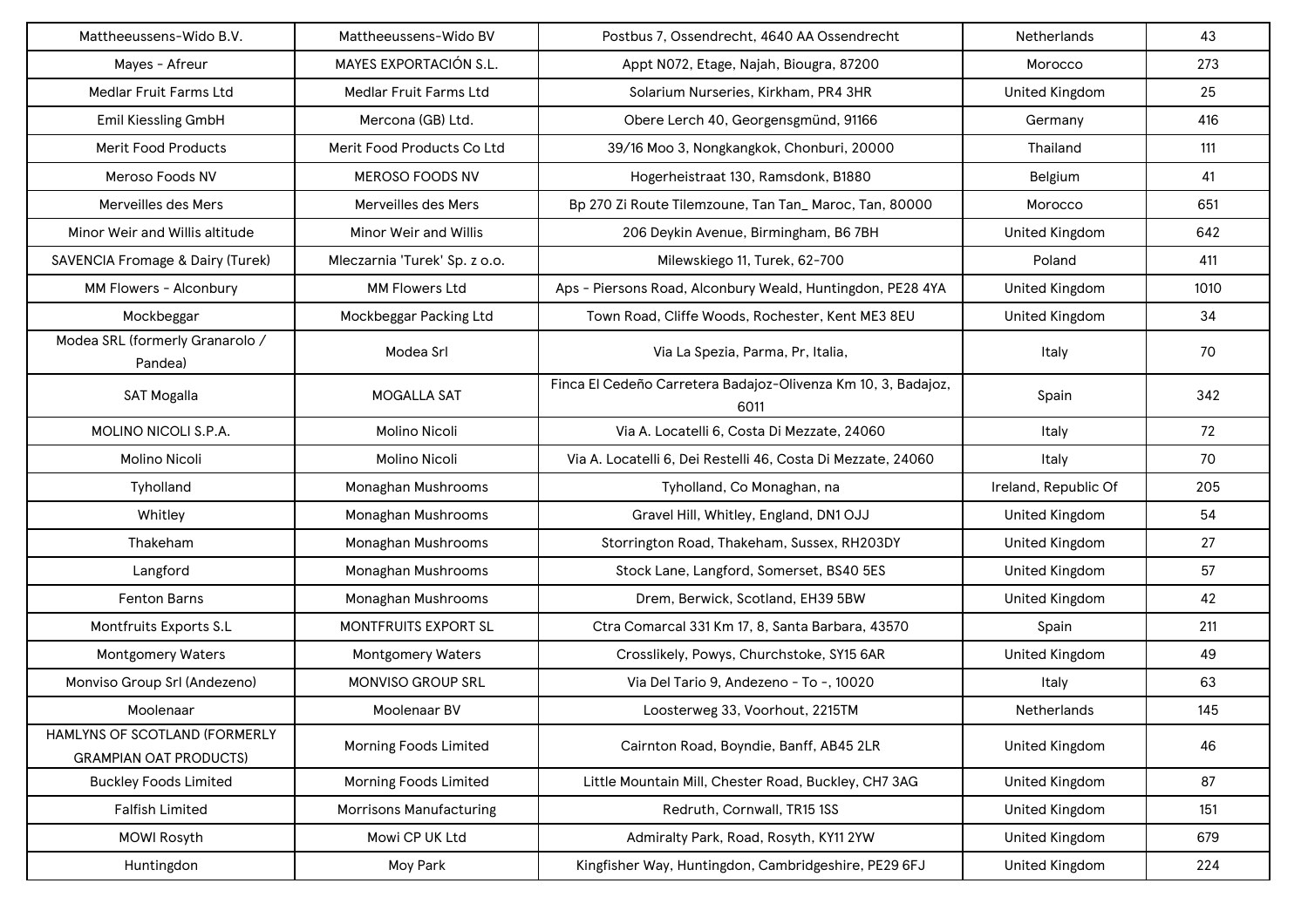| | | | | |
|---|---|---|---|---|
| Mattheeussens-Wido B.V. | Mattheeussens-Wido BV | Postbus 7, Ossendrecht, 4640 AA Ossendrecht | Netherlands | 43 |
| Mayes - Afreur | MAYES EXPORTACIÓN S.L. | Appt N072, Etage, Najah, Biougra, 87200 | Morocco | 273 |
| Medlar Fruit Farms Ltd | Medlar Fruit Farms Ltd | Solarium Nurseries, Kirkham, PR4 3HR | United Kingdom | 25 |
| Emil Kiessling GmbH | Mercona (GB) Ltd. | Obere Lerch 40, Georgensgmünd, 91166 | Germany | 416 |
| Merit Food Products | Merit Food Products Co Ltd | 39/16 Moo 3, Nongkangkok, Chonburi, 20000 | Thailand | 111 |
| Meroso Foods NV | MEROSO FOODS NV | Hogerheistraat 130, Ramsdonk, B1880 | Belgium | 41 |
| Merveilles des Mers | Merveilles des Mers | Bp 270 Zi Route Tilemzoune, Tan Tan_ Maroc, Tan, 80000 | Morocco | 651 |
| Minor Weir and Willis altitude | Minor Weir and Willis | 206 Deykin Avenue, Birmingham, B6 7BH | United Kingdom | 642 |
| SAVENCIA Fromage & Dairy (Turek) | Mleczarnia 'Turek' Sp. z o.o. | Milewskiego 11, Turek, 62-700 | Poland | 411 |
| MM Flowers - Alconbury | MM Flowers Ltd | Aps - Piersons Road, Alconbury Weald, Huntingdon, PE28 4YA | United Kingdom | 1010 |
| Mockbeggar | Mockbeggar Packing Ltd | Town Road, Cliffe Woods, Rochester, Kent ME3 8EU | United Kingdom | 34 |
| Modea SRL (formerly Granarolo / Pandea) | Modea Srl | Via La Spezia, Parma, Pr, Italia, | Italy | 70 |
| SAT Mogalla | MOGALLA SAT | Finca El Cedeño Carretera Badajoz-Olivenza Km 10, 3, Badajoz, 6011 | Spain | 342 |
| MOLINO NICOLI S.P.A. | Molino Nicoli | Via A. Locatelli 6, Costa Di Mezzate, 24060 | Italy | 72 |
| Molino Nicoli | Molino Nicoli | Via A. Locatelli 6, Dei Restelli 46, Costa Di Mezzate, 24060 | Italy | 70 |
| Tyholland | Monaghan Mushrooms | Tyholland, Co Monaghan, na | Ireland, Republic Of | 205 |
| Whitley | Monaghan Mushrooms | Gravel Hill, Whitley, England, DN1 OJJ | United Kingdom | 54 |
| Thakeham | Monaghan Mushrooms | Storrington Road, Thakeham, Sussex, RH203DY | United Kingdom | 27 |
| Langford | Monaghan Mushrooms | Stock Lane, Langford, Somerset, BS40 5ES | United Kingdom | 57 |
| Fenton Barns | Monaghan Mushrooms | Drem, Berwick, Scotland, EH39 5BW | United Kingdom | 42 |
| Montfruits Exports S.L | MONTFRUITS EXPORT SL | Ctra Comarcal 331 Km 17, 8, Santa Barbara, 43570 | Spain | 211 |
| Montgomery Waters | Montgomery Waters | Crosslikely, Powys, Churchstoke, SY15 6AR | United Kingdom | 49 |
| Monviso Group Srl (Andezeno) | MONVISO GROUP SRL | Via Del Tario 9, Andezeno - To -, 10020 | Italy | 63 |
| Moolenaar | Moolenaar BV | Loosterweg 33, Voorhout, 2215TM | Netherlands | 145 |
| HAMLYNS OF SCOTLAND (FORMERLY GRAMPIAN OAT PRODUCTS) | Morning Foods Limited | Cairnton Road, Boyndie, Banff, AB45 2LR | United Kingdom | 46 |
| Buckley Foods Limited | Morning Foods Limited | Little Mountain Mill, Chester Road, Buckley, CH7 3AG | United Kingdom | 87 |
| Falfish Limited | Morrisons Manufacturing | Redruth, Cornwall, TR15 1SS | United Kingdom | 151 |
| MOWI Rosyth | Mowi CP UK Ltd | Admiralty Park, Road, Rosyth, KY11 2YW | United Kingdom | 679 |
| Huntingdon | Moy Park | Kingfisher Way, Huntingdon, Cambridgeshire, PE29 6FJ | United Kingdom | 224 |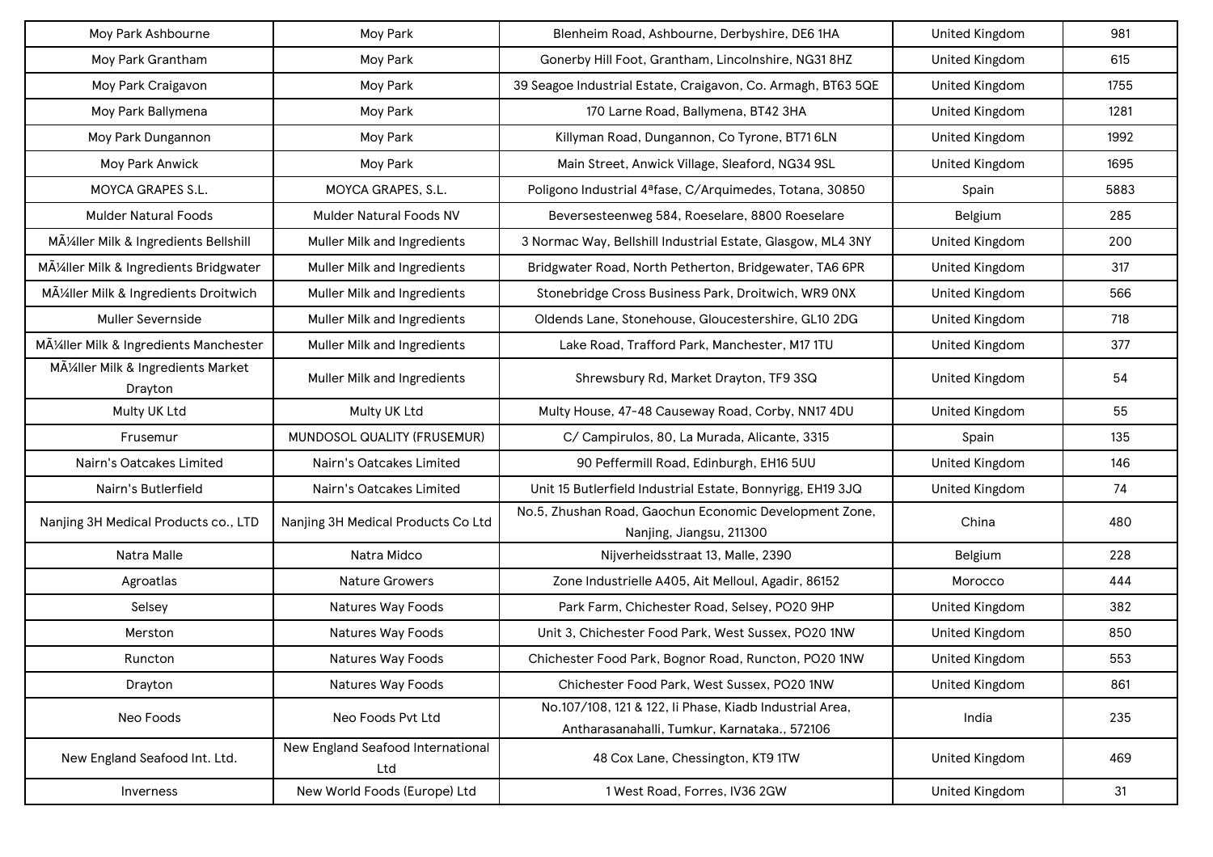| Moy Park Ashbourne | Moy Park | Blenheim Road, Ashbourne, Derbyshire, DE6 1HA | United Kingdom | 981 |
|---|---|---|---|---|
| Moy Park Grantham | Moy Park | Gonerby Hill Foot, Grantham, Lincolnshire, NG31 8HZ | United Kingdom | 615 |
| Moy Park Craigavon | Moy Park | 39 Seagoe Industrial Estate, Craigavon, Co. Armagh, BT63 5QE | United Kingdom | 1755 |
| Moy Park Ballymena | Moy Park | 170 Larne Road, Ballymena, BT42 3HA | United Kingdom | 1281 |
| Moy Park Dungannon | Moy Park | Killyman Road, Dungannon, Co Tyrone, BT71 6LN | United Kingdom | 1992 |
| Moy Park Anwick | Moy Park | Main Street, Anwick Village, Sleaford, NG34 9SL | United Kingdom | 1695 |
| MOYCA GRAPES S.L. | MOYCA GRAPES, S.L. | Poligono Industrial 4ªfase, C/Arquimedes, Totana, 30850 | Spain | 5883 |
| Mulder Natural Foods | Mulder Natural Foods NV | Beversesteenweg 584, Roeselare, 8800 Roeselare | Belgium | 285 |
| MÃ¼ller Milk & Ingredients Bellshill | Muller Milk and Ingredients | 3 Normac Way, Bellshill Industrial Estate, Glasgow, ML4 3NY | United Kingdom | 200 |
| MÃ¼ller Milk & Ingredients Bridgwater | Muller Milk and Ingredients | Bridgwater Road, North Petherton, Bridgewater, TA6 6PR | United Kingdom | 317 |
| MÃ¼ller Milk & Ingredients Droitwich | Muller Milk and Ingredients | Stonebridge Cross Business Park, Droitwich, WR9 0NX | United Kingdom | 566 |
| Muller Severnside | Muller Milk and Ingredients | Oldends Lane, Stonehouse, Gloucestershire, GL10 2DG | United Kingdom | 718 |
| MÃ¼ller Milk & Ingredients Manchester | Muller Milk and Ingredients | Lake Road, Trafford Park, Manchester, M17 1TU | United Kingdom | 377 |
| MÃ¼ller Milk & Ingredients Market Drayton | Muller Milk and Ingredients | Shrewsbury Rd, Market Drayton, TF9 3SQ | United Kingdom | 54 |
| Multy UK Ltd | Multy UK Ltd | Multy House, 47-48 Causeway Road, Corby, NN17 4DU | United Kingdom | 55 |
| Frusemur | MUNDOSOL QUALITY (FRUSEMUR) | C/ Campirulos, 80, La Murada, Alicante, 3315 | Spain | 135 |
| Nairn's Oatcakes Limited | Nairn's Oatcakes Limited | 90 Peffermill Road, Edinburgh, EH16 5UU | United Kingdom | 146 |
| Nairn's Butlerfield | Nairn's Oatcakes Limited | Unit 15 Butlerfield Industrial Estate, Bonnyrigg, EH19 3JQ | United Kingdom | 74 |
| Nanjing 3H Medical Products co., LTD | Nanjing 3H Medical Products Co Ltd | No.5, Zhushan Road, Gaochun Economic Development Zone, Nanjing, Jiangsu, 211300 | China | 480 |
| Natra Malle | Natra Midco | Nijverheidsstraat 13, Malle, 2390 | Belgium | 228 |
| Agroatlas | Nature Growers | Zone Industrielle A405, Ait Melloul, Agadir, 86152 | Morocco | 444 |
| Selsey | Natures Way Foods | Park Farm, Chichester Road, Selsey, PO20 9HP | United Kingdom | 382 |
| Merston | Natures Way Foods | Unit 3, Chichester Food Park, West Sussex, PO20 1NW | United Kingdom | 850 |
| Runcton | Natures Way Foods | Chichester Food Park, Bognor Road, Runcton, PO20 1NW | United Kingdom | 553 |
| Drayton | Natures Way Foods | Chichester Food Park, West Sussex, PO20 1NW | United Kingdom | 861 |
| Neo Foods | Neo Foods Pvt Ltd | No.107/108, 121 & 122, Ii Phase, Kiadb Industrial Area, Antharasanahalli, Tumkur, Karnataka., 572106 | India | 235 |
| New England Seafood Int. Ltd. | New England Seafood International Ltd | 48 Cox Lane, Chessington, KT9 1TW | United Kingdom | 469 |
| Inverness | New World Foods (Europe) Ltd | 1 West Road, Forres, IV36 2GW | United Kingdom | 31 |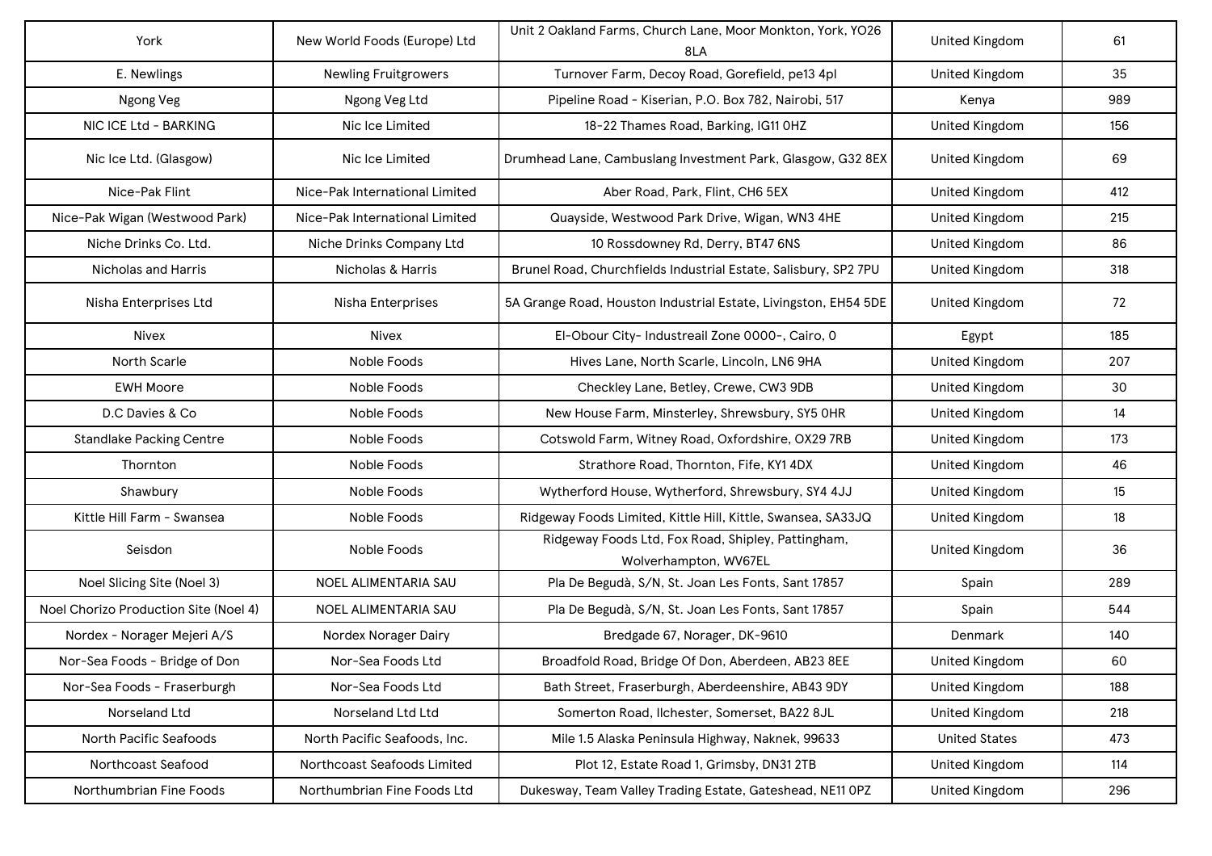| York | New World Foods (Europe) Ltd | Unit 2 Oakland Farms, Church Lane, Moor Monkton, York, YO26 8LA | United Kingdom | 61 |
|---|---|---|---|---|
| E. Newlings | Newling Fruitgrowers | Turnover Farm, Decoy Road, Gorefield, pe13 4pl | United Kingdom | 35 |
| Ngong Veg | Ngong Veg Ltd | Pipeline Road - Kiserian, P.O. Box 782, Nairobi, 517 | Kenya | 989 |
| NIC ICE Ltd - BARKING | Nic Ice Limited | 18-22 Thames Road, Barking, IG11 0HZ | United Kingdom | 156 |
| Nic Ice Ltd. (Glasgow) | Nic Ice Limited | Drumhead Lane, Cambuslang Investment Park, Glasgow, G32 8EX | United Kingdom | 69 |
| Nice-Pak Flint | Nice-Pak International Limited | Aber Road, Park, Flint, CH6 5EX | United Kingdom | 412 |
| Nice-Pak Wigan (Westwood Park) | Nice-Pak International Limited | Quayside, Westwood Park Drive, Wigan, WN3 4HE | United Kingdom | 215 |
| Niche Drinks Co. Ltd. | Niche Drinks Company Ltd | 10 Rossdowney Rd, Derry, BT47 6NS | United Kingdom | 86 |
| Nicholas and Harris | Nicholas & Harris | Brunel Road, Churchfields Industrial Estate, Salisbury, SP2 7PU | United Kingdom | 318 |
| Nisha Enterprises Ltd | Nisha Enterprises | 5A Grange Road, Houston Industrial Estate, Livingston, EH54 5DE | United Kingdom | 72 |
| Nivex | Nivex | El-Obour City- Industreail Zone 0000-, Cairo, 0 | Egypt | 185 |
| North Scarle | Noble Foods | Hives Lane, North Scarle, Lincoln, LN6 9HA | United Kingdom | 207 |
| EWH Moore | Noble Foods | Checkley Lane, Betley, Crewe, CW3 9DB | United Kingdom | 30 |
| D.C Davies & Co | Noble Foods | New House Farm, Minsterley, Shrewsbury, SY5 0HR | United Kingdom | 14 |
| Standlake Packing Centre | Noble Foods | Cotswold Farm, Witney Road, Oxfordshire, OX29 7RB | United Kingdom | 173 |
| Thornton | Noble Foods | Strathore Road, Thornton, Fife, KY1 4DX | United Kingdom | 46 |
| Shawbury | Noble Foods | Wytherford House, Wytherford, Shrewsbury, SY4 4JJ | United Kingdom | 15 |
| Kittle Hill Farm - Swansea | Noble Foods | Ridgeway Foods Limited, Kittle Hill, Kittle, Swansea, SA33JQ | United Kingdom | 18 |
| Seisdon | Noble Foods | Ridgeway Foods Ltd, Fox Road, Shipley, Pattingham, Wolverhampton, WV67EL | United Kingdom | 36 |
| Noel Slicing Site (Noel 3) | NOEL ALIMENTARIA SAU | Pla De Begudà, S/N, St. Joan Les Fonts, Sant 17857 | Spain | 289 |
| Noel Chorizo Production Site (Noel 4) | NOEL ALIMENTARIA SAU | Pla De Begudà, S/N, St. Joan Les Fonts, Sant 17857 | Spain | 544 |
| Nordex - Norager Mejeri A/S | Nordex Norager Dairy | Bredgade 67, Norager, DK-9610 | Denmark | 140 |
| Nor-Sea Foods - Bridge of Don | Nor-Sea Foods Ltd | Broadfold Road, Bridge Of Don, Aberdeen, AB23 8EE | United Kingdom | 60 |
| Nor-Sea Foods - Fraserburgh | Nor-Sea Foods Ltd | Bath Street, Fraserburgh, Aberdeenshire, AB43 9DY | United Kingdom | 188 |
| Norseland Ltd | Norseland Ltd Ltd | Somerton Road, Ilchester, Somerset, BA22 8JL | United Kingdom | 218 |
| North Pacific Seafoods | North Pacific Seafoods, Inc. | Mile 1.5 Alaska Peninsula Highway, Naknek, 99633 | United States | 473 |
| Northcoast Seafood | Northcoast Seafoods Limited | Plot 12, Estate Road 1, Grimsby, DN31 2TB | United Kingdom | 114 |
| Northumbrian Fine Foods | Northumbrian Fine Foods Ltd | Dukesway, Team Valley Trading Estate, Gateshead, NE11 0PZ | United Kingdom | 296 |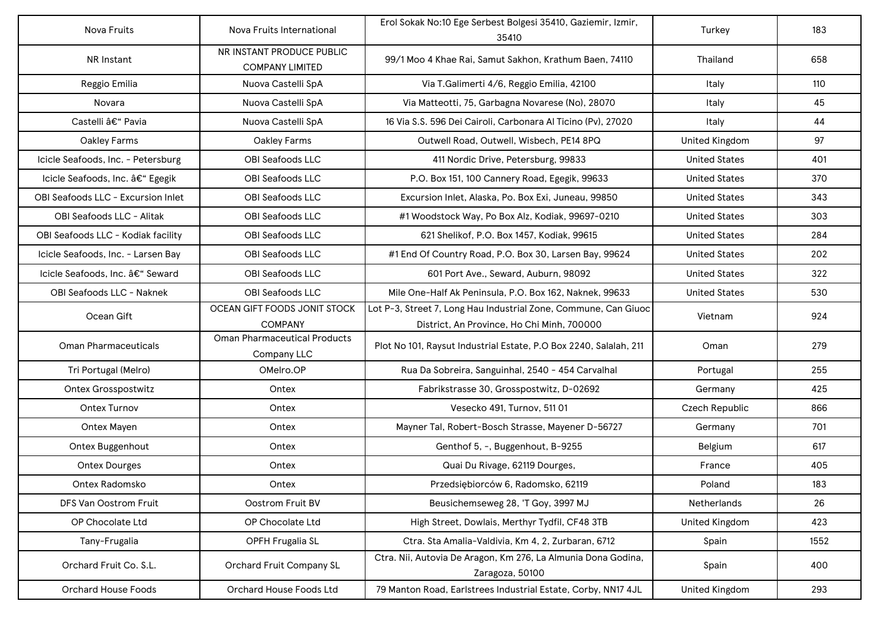| | | | | |
|---|---|---|---|---|
| Nova Fruits | Nova Fruits International | Erol Sokak No:10 Ege Serbest Bolgesi 35410, Gaziemir, Izmir, 35410 | Turkey | 183 |
| NR Instant | NR INSTANT PRODUCE PUBLIC COMPANY LIMITED | 99/1 Moo 4 Khae Rai, Samut Sakhon, Krathum Baen, 74110 | Thailand | 658 |
| Reggio Emilia | Nuova Castelli SpA | Via T.Galimerti 4/6, Reggio Emilia, 42100 | Italy | 110 |
| Novara | Nuova Castelli SpA | Via Matteotti, 75, Garbagna Novarese (No), 28070 | Italy | 45 |
| Castelli â€“ Pavia | Nuova Castelli SpA | 16 Via S.S. 596 Dei Cairoli, Carbonara Al Ticino (Pv), 27020 | Italy | 44 |
| Oakley Farms | Oakley Farms | Outwell Road, Outwell, Wisbech, PE14 8PQ | United Kingdom | 97 |
| Icicle Seafoods, Inc. - Petersburg | OBI Seafoods LLC | 411 Nordic Drive, Petersburg, 99833 | United States | 401 |
| Icicle Seafoods, Inc. â€“ Egegik | OBI Seafoods LLC | P.O. Box 151, 100 Cannery Road, Egegik, 99633 | United States | 370 |
| OBI Seafoods LLC - Excursion Inlet | OBI Seafoods LLC | Excursion Inlet, Alaska, Po. Box Exi, Juneau, 99850 | United States | 343 |
| OBI Seafoods LLC - Alitak | OBI Seafoods LLC | #1 Woodstock Way, Po Box Alz, Kodiak, 99697-0210 | United States | 303 |
| OBI Seafoods LLC - Kodiak facility | OBI Seafoods LLC | 621 Shelikof, P.O. Box 1457, Kodiak, 99615 | United States | 284 |
| Icicle Seafoods, Inc. - Larsen Bay | OBI Seafoods LLC | #1 End Of Country Road, P.O. Box 30, Larsen Bay, 99624 | United States | 202 |
| Icicle Seafoods, Inc. â€“ Seward | OBI Seafoods LLC | 601 Port Ave., Seward, Auburn, 98092 | United States | 322 |
| OBI Seafoods LLC - Naknek | OBI Seafoods LLC | Mile One-Half Ak Peninsula, P.O. Box 162, Naknek, 99633 | United States | 530 |
| Ocean Gift | OCEAN GIFT FOODS JONIT STOCK COMPANY | Lot P-3, Street 7, Long Hau Industrial Zone, Commune, Can Giuoc District, An Province, Ho Chi Minh, 700000 | Vietnam | 924 |
| Oman Pharmaceuticals | Oman Pharmaceutical Products Company LLC | Plot No 101, Raysut Industrial Estate, P.O Box 2240, Salalah, 211 | Oman | 279 |
| Tri Portugal (Melro) | OMelro.OP | Rua Da Sobreira, Sanguinhal, 2540 - 454 Carvalhal | Portugal | 255 |
| Ontex Grosspostwitz | Ontex | Fabrikstrasse 30, Grosspostwitz, D-02692 | Germany | 425 |
| Ontex Turnov | Ontex | Vesecko 491, Turnov, 511 01 | Czech Republic | 866 |
| Ontex Mayen | Ontex | Mayner Tal, Robert-Bosch Strasse, Mayener D-56727 | Germany | 701 |
| Ontex Buggenhout | Ontex | Genthof 5, -, Buggenhout, B-9255 | Belgium | 617 |
| Ontex Dourges | Ontex | Quai Du Rivage, 62119 Dourges, | France | 405 |
| Ontex Radomsko | Ontex | Przedsiębiorców 6, Radomsko, 62119 | Poland | 183 |
| DFS Van Oostrom Fruit | Oostrom Fruit BV | Beusichemseweg 28, 'T Goy, 3997 MJ | Netherlands | 26 |
| OP Chocolate Ltd | OP Chocolate Ltd | High Street, Dowlais, Merthyr Tydfil, CF48 3TB | United Kingdom | 423 |
| Tany-Frugalia | OPFH Frugalia SL | Ctra. Sta Amalia-Valdivia, Km 4, 2, Zurbaran, 6712 | Spain | 1552 |
| Orchard Fruit Co. S.L. | Orchard Fruit Company SL | Ctra. Nii, Autovia De Aragon, Km 276, La Almunia Dona Godina, Zaragoza, 50100 | Spain | 400 |
| Orchard House Foods | Orchard House Foods Ltd | 79 Manton Road, Earlstrees Industrial Estate, Corby, NN17 4JL | United Kingdom | 293 |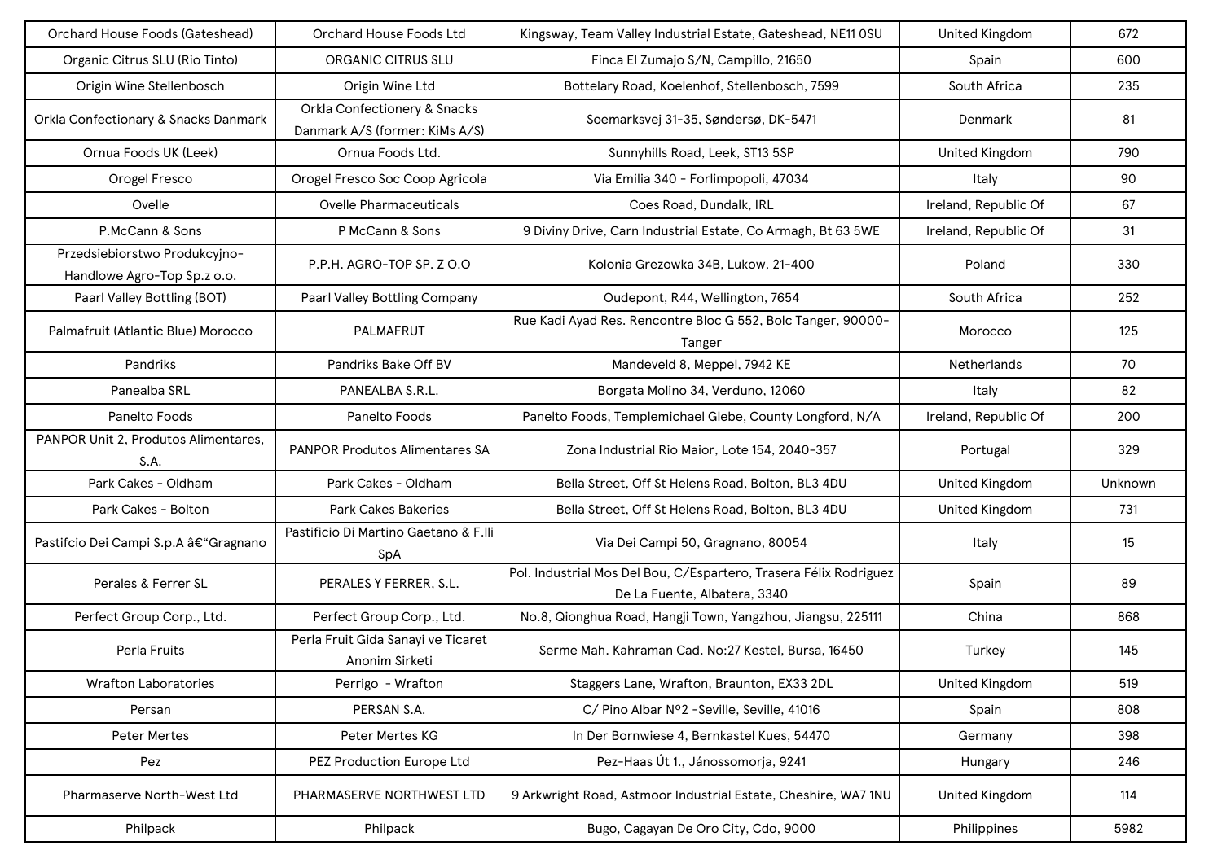| | | | | |
|---|---|---|---|---|
| Orchard House Foods (Gateshead) | Orchard House Foods Ltd | Kingsway, Team Valley Industrial Estate, Gateshead, NE11 0SU | United Kingdom | 672 |
| Organic Citrus SLU (Rio Tinto) | ORGANIC CITRUS SLU | Finca El Zumajo S/N, Campillo, 21650 | Spain | 600 |
| Origin Wine Stellenbosch | Origin Wine Ltd | Bottelary Road, Koelenhof, Stellenbosch, 7599 | South Africa | 235 |
| Orkla Confectionary & Snacks Danmark | Orkla Confectionery & Snacks Danmark A/S (former: KiMs A/S) | Soemarksvej 31-35, Søndersø, DK-5471 | Denmark | 81 |
| Ornua Foods UK (Leek) | Ornua Foods Ltd. | Sunnyhills Road, Leek, ST13 5SP | United Kingdom | 790 |
| Orogel Fresco | Orogel Fresco Soc Coop Agricola | Via Emilia 340 - Forlimpopoli, 47034 | Italy | 90 |
| Ovelle | Ovelle Pharmaceuticals | Coes Road, Dundalk, IRL | Ireland, Republic Of | 67 |
| P.McCann & Sons | P McCann & Sons | 9 Diviny Drive, Carn Industrial Estate, Co Armagh, Bt 63 5WE | Ireland, Republic Of | 31 |
| Przedsiebiorstwo Produkcyjno-Handlowe Agro-Top Sp.z o.o. | P.P.H. AGRO-TOP SP. Z O.O | Kolonia Grezowka 34B, Lukow, 21-400 | Poland | 330 |
| Paarl Valley Bottling (BOT) | Paarl Valley Bottling Company | Oudepont, R44, Wellington, 7654 | South Africa | 252 |
| Palmafruit (Atlantic Blue) Morocco | PALMAFRUT | Rue Kadi Ayad Res. Rencontre Bloc G 552, Bolc Tanger, 90000-Tanger | Morocco | 125 |
| Pandriks | Pandriks Bake Off BV | Mandeveld 8, Meppel, 7942 KE | Netherlands | 70 |
| Panealba SRL | PANEALBA S.R.L. | Borgata Molino 34, Verduno, 12060 | Italy | 82 |
| Panelto Foods | Panelto Foods | Panelto Foods, Templemichael Glebe, County Longford, N/A | Ireland, Republic Of | 200 |
| PANPOR Unit 2, Produtos Alimentares, S.A. | PANPOR Produtos Alimentares SA | Zona Industrial Rio Maior, Lote 154, 2040-357 | Portugal | 329 |
| Park Cakes - Oldham | Park Cakes - Oldham | Bella Street, Off St Helens Road, Bolton, BL3 4DU | United Kingdom | Unknown |
| Park Cakes - Bolton | Park Cakes Bakeries | Bella Street, Off St Helens Road, Bolton, BL3 4DU | United Kingdom | 731 |
| Pastifcio Dei Campi S.p.A â€“Gragnano | Pastificio Di Martino Gaetano & F.lli SpA | Via Dei Campi 50, Gragnano, 80054 | Italy | 15 |
| Perales & Ferrer SL | PERALES Y FERRER, S.L. | Pol. Industrial Mos Del Bou, C/Espartero, Trasera Félix Rodriguez De La Fuente, Albatera, 3340 | Spain | 89 |
| Perfect Group Corp., Ltd. | Perfect Group Corp., Ltd. | No.8, Qionghua Road, Hangji Town, Yangzhou, Jiangsu, 225111 | China | 868 |
| Perla Fruits | Perla Fruit Gida Sanayi ve Ticaret Anonim Sirketi | Serme Mah. Kahraman Cad. No:27 Kestel, Bursa, 16450 | Turkey | 145 |
| Wrafton Laboratories | Perrigo - Wrafton | Staggers Lane, Wrafton, Braunton, EX33 2DL | United Kingdom | 519 |
| Persan | PERSAN S.A. | C/ Pino Albar Nº2 -Seville, Seville, 41016 | Spain | 808 |
| Peter Mertes | Peter Mertes KG | In Der Bornwiese 4, Bernkastel Kues, 54470 | Germany | 398 |
| Pez | PEZ Production Europe Ltd | Pez-Haas Út 1., Jánossomorja, 9241 | Hungary | 246 |
| Pharmaserve North-West Ltd | PHARMASERVE NORTHWEST LTD | 9 Arkwright Road, Astmoor Industrial Estate, Cheshire, WA7 1NU | United Kingdom | 114 |
| Philpack | Philpack | Bugo, Cagayan De Oro City, Cdo, 9000 | Philippines | 5982 |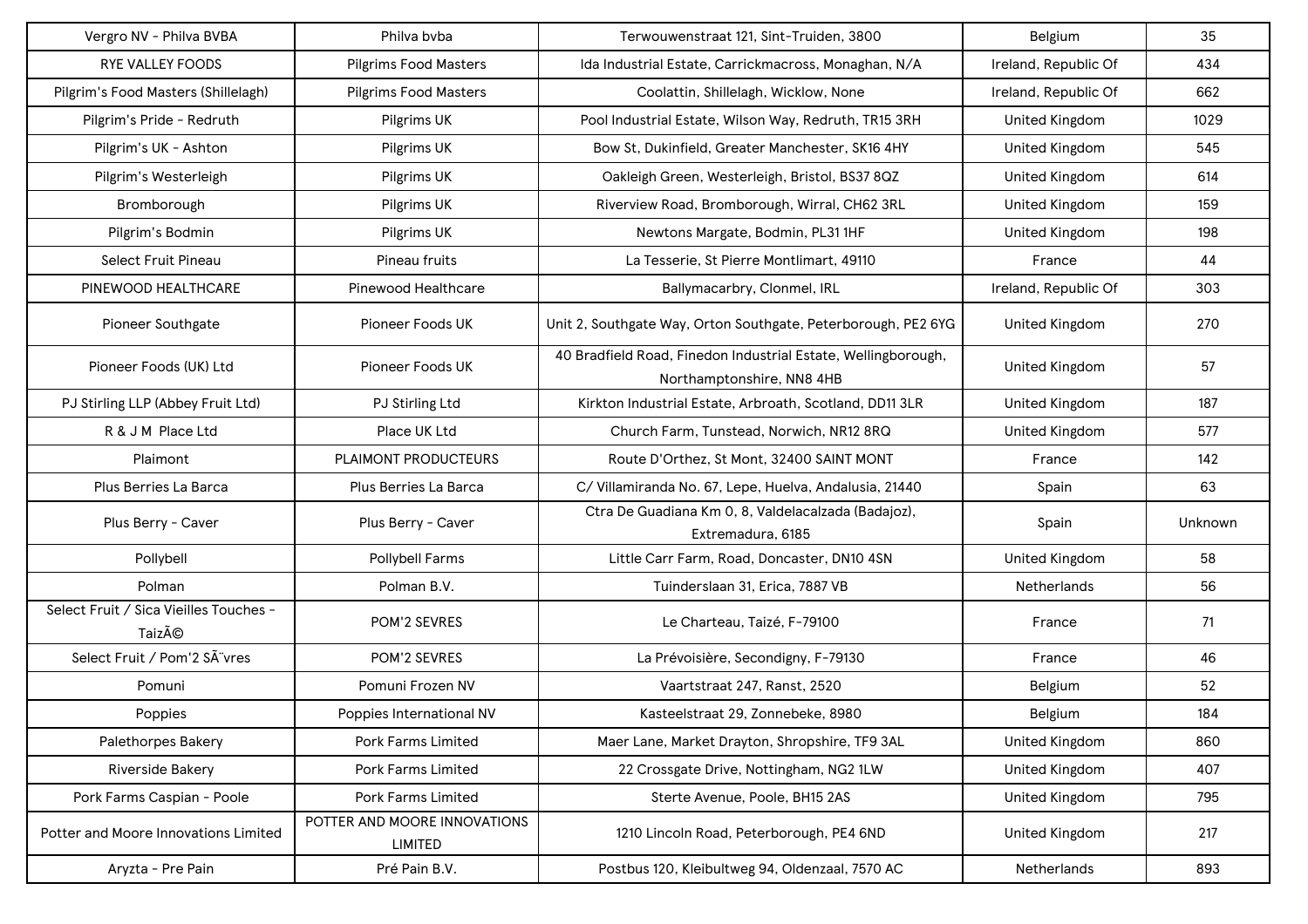| Vergro NV - Philva BVBA | Philva bvba | Terwouwenstraat 121, Sint-Truiden, 3800 | Belgium | 35 |
|---|---|---|---|---|
| RYE VALLEY FOODS | Pilgrims Food Masters | Ida Industrial Estate, Carrickmacross, Monaghan, N/A | Ireland, Republic Of | 434 |
| Pilgrim's Food Masters (Shillelagh) | Pilgrims Food Masters | Coolattin, Shillelagh, Wicklow, None | Ireland, Republic Of | 662 |
| Pilgrim's Pride - Redruth | Pilgrims UK | Pool Industrial Estate, Wilson Way, Redruth, TR15 3RH | United Kingdom | 1029 |
| Pilgrim's UK - Ashton | Pilgrims UK | Bow St, Dukinfield, Greater Manchester, SK16 4HY | United Kingdom | 545 |
| Pilgrim's Westerleigh | Pilgrims UK | Oakleigh Green, Westerleigh, Bristol, BS37 8QZ | United Kingdom | 614 |
| Bromborough | Pilgrims UK | Riverview Road, Bromborough, Wirral, CH62 3RL | United Kingdom | 159 |
| Pilgrim's Bodmin | Pilgrims UK | Newtons Margate, Bodmin, PL31 1HF | United Kingdom | 198 |
| Select Fruit Pineau | Pineau fruits | La Tesserie, St Pierre Montlimart, 49110 | France | 44 |
| PINEWOOD HEALTHCARE | Pinewood Healthcare | Ballymacarbry, Clonmel, IRL | Ireland, Republic Of | 303 |
| Pioneer Southgate | Pioneer Foods UK | Unit 2, Southgate Way, Orton Southgate, Peterborough, PE2 6YG | United Kingdom | 270 |
| Pioneer Foods (UK) Ltd | Pioneer Foods UK | 40 Bradfield Road, Finedon Industrial Estate, Wellingborough, Northamptonshire, NN8 4HB | United Kingdom | 57 |
| PJ Stirling LLP (Abbey Fruit Ltd) | PJ Stirling Ltd | Kirkton Industrial Estate, Arbroath, Scotland, DD11 3LR | United Kingdom | 187 |
| R & J M Place Ltd | Place UK Ltd | Church Farm, Tunstead, Norwich, NR12 8RQ | United Kingdom | 577 |
| Plaimont | PLAIMONT PRODUCTEURS | Route D'Orthez, St Mont, 32400 SAINT MONT | France | 142 |
| Plus Berries La Barca | Plus Berries La Barca | C/ Villamiranda No. 67, Lepe, Huelva, Andalusia, 21440 | Spain | 63 |
| Plus Berry - Caver | Plus Berry - Caver | Ctra De Guadiana Km 0, 8, Valdelacalzada (Badajoz), Extremadura, 6185 | Spain | Unknown |
| Pollybell | Pollybell Farms | Little Carr Farm, Road, Doncaster, DN10 4SN | United Kingdom | 58 |
| Polman | Polman B.V. | Tuinderslaan 31, Erica, 7887 VB | Netherlands | 56 |
| Select Fruit / Sica Vieilles Touches - TaizÃ© | POM'2 SEVRES | Le Charteau, Taizé, F-79100 | France | 71 |
| Select Fruit / Pom'2 SÃ¨vres | POM'2 SEVRES | La Prévoisière, Secondigny, F-79130 | France | 46 |
| Pomuni | Pomuni Frozen NV | Vaartstraat 247, Ranst, 2520 | Belgium | 52 |
| Poppies | Poppies International NV | Kasteelstraat 29, Zonnebeke, 8980 | Belgium | 184 |
| Palethorpes Bakery | Pork Farms Limited | Maer Lane, Market Drayton, Shropshire, TF9 3AL | United Kingdom | 860 |
| Riverside Bakery | Pork Farms Limited | 22 Crossgate Drive, Nottingham, NG2 1LW | United Kingdom | 407 |
| Pork Farms Caspian - Poole | Pork Farms Limited | Sterte Avenue, Poole, BH15 2AS | United Kingdom | 795 |
| Potter and Moore Innovations Limited | POTTER AND MOORE INNOVATIONS LIMITED | 1210 Lincoln Road, Peterborough, PE4 6ND | United Kingdom | 217 |
| Aryzta - Pre Pain | Pré Pain B.V. | Postbus 120, Kleibultweg 94, Oldenzaal, 7570 AC | Netherlands | 893 |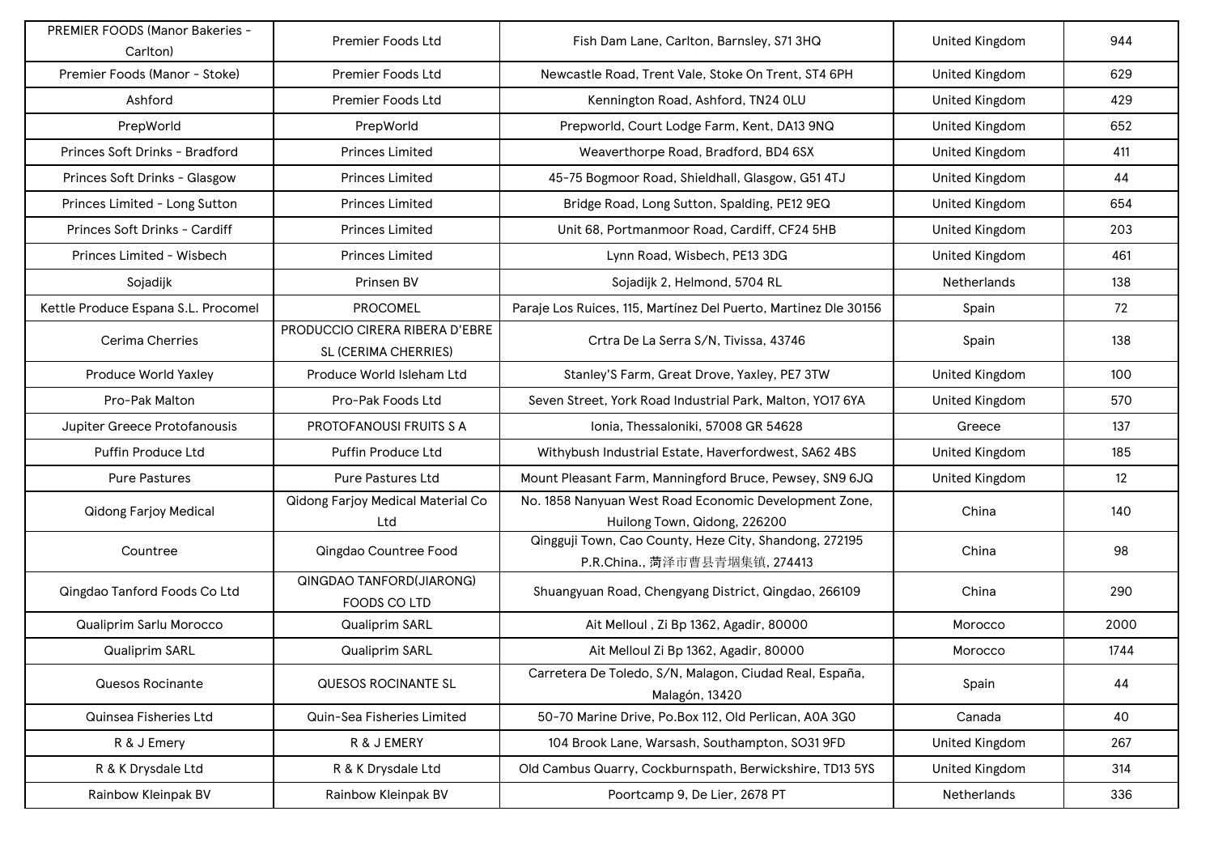| PREMIER FOODS (Manor Bakeries - Carlton) | Premier Foods Ltd | Fish Dam Lane, Carlton, Barnsley, S71 3HQ | United Kingdom | 944 |
|---|---|---|---|---|
| Premier Foods (Manor - Stoke) | Premier Foods Ltd | Newcastle Road, Trent Vale, Stoke On Trent, ST4 6PH | United Kingdom | 629 |
| Ashford | Premier Foods Ltd | Kennington Road, Ashford, TN24 0LU | United Kingdom | 429 |
| PrepWorld | PrepWorld | Prepworld, Court Lodge Farm, Kent, DA13 9NQ | United Kingdom | 652 |
| Princes Soft Drinks - Bradford | Princes Limited | Weaverthorpe Road, Bradford, BD4 6SX | United Kingdom | 411 |
| Princes Soft Drinks - Glasgow | Princes Limited | 45-75 Bogmoor Road, Shieldhall, Glasgow, G51 4TJ | United Kingdom | 44 |
| Princes Limited - Long Sutton | Princes Limited | Bridge Road, Long Sutton, Spalding, PE12 9EQ | United Kingdom | 654 |
| Princes Soft Drinks - Cardiff | Princes Limited | Unit 68, Portmanmoor Road, Cardiff, CF24 5HB | United Kingdom | 203 |
| Princes Limited - Wisbech | Princes Limited | Lynn Road, Wisbech, PE13 3DG | United Kingdom | 461 |
| Sojadijk | Prinsen BV | Sojadijk 2, Helmond, 5704 RL | Netherlands | 138 |
| Kettle Produce Espana S.L. Procomel | PROCOMEL | Paraje Los Ruices, 115, Martínez Del Puerto, Martinez Dle 30156 | Spain | 72 |
| Cerima Cherries | PRODUCCIO CIRERA RIBERA D'EBRE SL (CERIMA CHERRIES) | Crtra De La Serra S/N, Tivissa, 43746 | Spain | 138 |
| Produce World Yaxley | Produce World Isleham Ltd | Stanley'S Farm, Great Drove, Yaxley, PE7 3TW | United Kingdom | 100 |
| Pro-Pak Malton | Pro-Pak Foods Ltd | Seven Street, York Road Industrial Park, Malton, YO17 6YA | United Kingdom | 570 |
| Jupiter Greece Protofanousis | PROTOFANOUSI FRUITS S A | Ionia, Thessaloniki, 57008 GR 54628 | Greece | 137 |
| Puffin Produce Ltd | Puffin Produce Ltd | Withybush Industrial Estate, Haverfordwest, SA62 4BS | United Kingdom | 185 |
| Pure Pastures | Pure Pastures Ltd | Mount Pleasant Farm, Manningford Bruce, Pewsey, SN9 6JQ | United Kingdom | 12 |
| Qidong Farjoy Medical | Qidong Farjoy Medical Material Co Ltd | No. 1858 Nanyuan West Road Economic Development Zone, Huilong Town, Qidong, 226200 | China | 140 |
| Countree | Qingdao Countree Food | Qingguji Town, Cao County, Heze City, Shandong, 272195 P.R.China., 菏泽市曹县青堌集镇, 274413 | China | 98 |
| Qingdao Tanford Foods Co Ltd | QINGDAO TANFORD(JIARONG) FOODS CO LTD | Shuangyuan Road, Chengyang District, Qingdao, 266109 | China | 290 |
| Qualiprim Sarlu Morocco | Qualiprim SARL | Ait Melloul , Zi Bp 1362, Agadir, 80000 | Morocco | 2000 |
| Qualiprim SARL | Qualiprim SARL | Ait Melloul Zi Bp 1362, Agadir, 80000 | Morocco | 1744 |
| Quesos Rocinante | QUESOS ROCINANTE SL | Carretera De Toledo, S/N, Malagon, Ciudad Real, España, Malagón, 13420 | Spain | 44 |
| Quinsea Fisheries Ltd | Quin-Sea Fisheries Limited | 50-70 Marine Drive, Po.Box 112, Old Perlican, A0A 3G0 | Canada | 40 |
| R & J Emery | R & J EMERY | 104 Brook Lane, Warsash, Southampton, SO31 9FD | United Kingdom | 267 |
| R & K Drysdale Ltd | R & K Drysdale Ltd | Old Cambus Quarry, Cockburnspath, Berwickshire, TD13 5YS | United Kingdom | 314 |
| Rainbow Kleinpak BV | Rainbow Kleinpak BV | Poortcamp 9, De Lier, 2678 PT | Netherlands | 336 |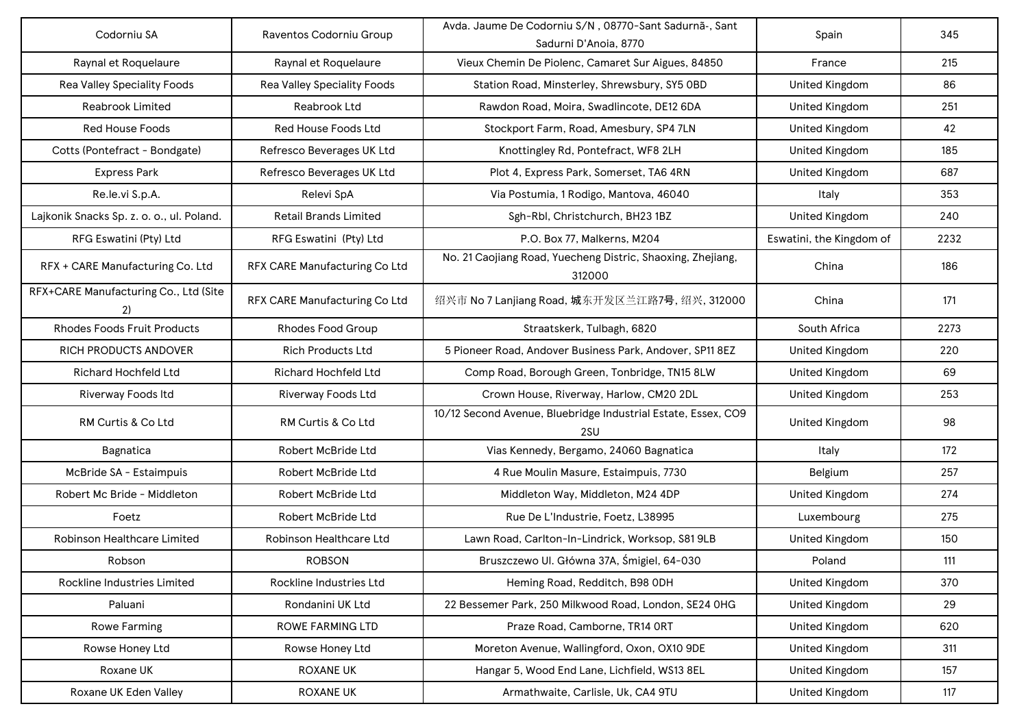| Codorniu SA | Raventos Codorniu Group | Avda. Jaume De Codorniu S/N , 08770-Sant Sadurnã-, Sant Sadurni D'Anoia, 8770 | Spain | 345 |
|---|---|---|---|---|
| Raynal et Roquelaure | Raynal et Roquelaure | Vieux Chemin De Piolenc, Camaret Sur Aigues, 84850 | France | 215 |
| Rea Valley Speciality Foods | Rea Valley Speciality Foods | Station Road, Minsterley, Shrewsbury, SY5 0BD | United Kingdom | 86 |
| Reabrook Limited | Reabrook Ltd | Rawdon Road, Moira, Swadlincote, DE12 6DA | United Kingdom | 251 |
| Red House Foods | Red House Foods Ltd | Stockport Farm, Road, Amesbury, SP4 7LN | United Kingdom | 42 |
| Cotts (Pontefract - Bondgate) | Refresco Beverages UK Ltd | Knottingley Rd, Pontefract, WF8 2LH | United Kingdom | 185 |
| Express Park | Refresco Beverages UK Ltd | Plot 4, Express Park, Somerset, TA6 4RN | United Kingdom | 687 |
| Re.le.vi S.p.A. | Relevi SpA | Via Postumia, 1 Rodigo, Mantova, 46040 | Italy | 353 |
| Lajkonik Snacks Sp. z. o. o., ul. Poland. | Retail Brands Limited | Sgh-Rbl, Christchurch, BH23 1BZ | United Kingdom | 240 |
| RFG Eswatini (Pty) Ltd | RFG Eswatini (Pty) Ltd | P.O. Box 77, Malkerns, M204 | Eswatini, the Kingdom of | 2232 |
| RFX + CARE Manufacturing Co. Ltd | RFX CARE Manufacturing Co Ltd | No. 21 Caojiang Road, Yuecheng Distric, Shaoxing, Zhejiang, 312000 | China | 186 |
| RFX+CARE Manufacturing Co., Ltd (Site 2) | RFX CARE Manufacturing Co Ltd | 绍兴市 No 7 Lanjiang Road, 城东开发区兰江路7号, 绍兴, 312000 | China | 171 |
| Rhodes Foods Fruit Products | Rhodes Food Group | Straatskerk, Tulbagh, 6820 | South Africa | 2273 |
| RICH PRODUCTS ANDOVER | Rich Products Ltd | 5 Pioneer Road, Andover Business Park, Andover, SP11 8EZ | United Kingdom | 220 |
| Richard Hochfeld Ltd | Richard Hochfeld Ltd | Comp Road, Borough Green, Tonbridge, TN15 8LW | United Kingdom | 69 |
| Riverway Foods ltd | Riverway Foods Ltd | Crown House, Riverway, Harlow, CM20 2DL | United Kingdom | 253 |
| RM Curtis & Co Ltd | RM Curtis & Co Ltd | 10/12 Second Avenue, Bluebridge Industrial Estate, Essex, CO9 2SU | United Kingdom | 98 |
| Bagnatica | Robert McBride Ltd | Vias Kennedy, Bergamo, 24060 Bagnatica | Italy | 172 |
| McBride SA - Estaimpuis | Robert McBride Ltd | 4 Rue Moulin Masure, Estaimpuis, 7730 | Belgium | 257 |
| Robert Mc Bride - Middleton | Robert McBride Ltd | Middleton Way, Middleton, M24 4DP | United Kingdom | 274 |
| Foetz | Robert McBride Ltd | Rue De L'Industrie, Foetz, L38995 | Luxembourg | 275 |
| Robinson Healthcare Limited | Robinson Healthcare Ltd | Lawn Road, Carlton-In-Lindrick, Worksop, S81 9LB | United Kingdom | 150 |
| Robson | ROBSON | Bruszczewo Ul. Główna 37A, Śmigiel, 64-030 | Poland | 111 |
| Rockline Industries Limited | Rockline Industries Ltd | Heming Road, Redditch, B98 0DH | United Kingdom | 370 |
| Paluani | Rondanini UK Ltd | 22 Bessemer Park, 250 Milkwood Road, London, SE24 0HG | United Kingdom | 29 |
| Rowe Farming | ROWE FARMING LTD | Praze Road, Camborne, TR14 0RT | United Kingdom | 620 |
| Rowse Honey Ltd | Rowse Honey Ltd | Moreton Avenue, Wallingford, Oxon, OX10 9DE | United Kingdom | 311 |
| Roxane UK | ROXANE UK | Hangar 5, Wood End Lane, Lichfield, WS13 8EL | United Kingdom | 157 |
| Roxane UK Eden Valley | ROXANE UK | Armathwaite, Carlisle, Uk, CA4 9TU | United Kingdom | 117 |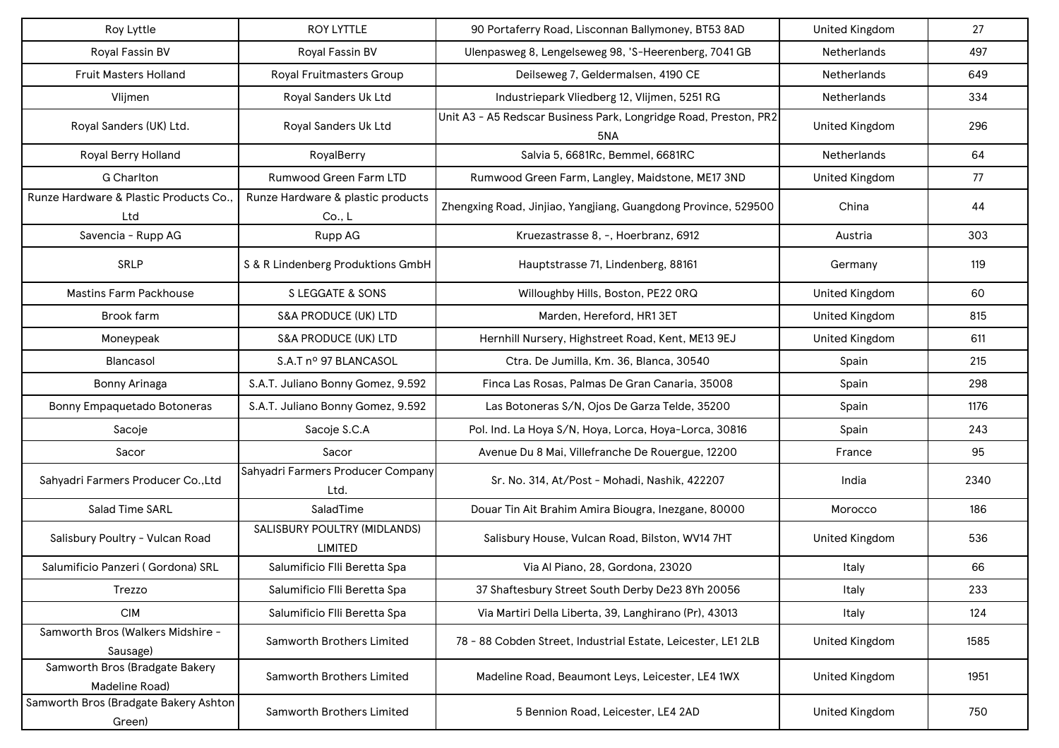| | | | | |
|---|---|---|---|---|
| Roy Lyttle | ROY LYTTLE | 90 Portaferry Road, Lisconnan Ballymoney, BT53 8AD | United Kingdom | 27 |
| Royal Fassin BV | Royal Fassin BV | Ulenpasweg 8, Lengelseweg 98, 'S-Heerenberg, 7041 GB | Netherlands | 497 |
| Fruit Masters Holland | Royal Fruitmasters Group | Deilseweg 7, Geldermalsen, 4190 CE | Netherlands | 649 |
| Vlijmen | Royal Sanders Uk Ltd | Industriepark Vliedberg 12, Vlijmen, 5251 RG | Netherlands | 334 |
| Royal Sanders (UK) Ltd. | Royal Sanders Uk Ltd | Unit A3 - A5 Redscar Business Park, Longridge Road, Preston, PR2 5NA | United Kingdom | 296 |
| Royal Berry Holland | RoyalBerry | Salvia 5, 6681Rc, Bemmel, 6681RC | Netherlands | 64 |
| G Charlton | Rumwood Green Farm LTD | Rumwood Green Farm, Langley, Maidstone, ME17 3ND | United Kingdom | 77 |
| Runze Hardware & Plastic Products Co., Ltd | Runze Hardware & plastic products Co., L | Zhengxing Road, Jinjiao, Yangjiang, Guangdong Province, 529500 | China | 44 |
| Savencia - Rupp AG | Rupp AG | Kruezastrasse 8, -, Hoerbranz, 6912 | Austria | 303 |
| SRLP | S & R Lindenberg Produktions GmbH | Hauptstrasse 71, Lindenberg, 88161 | Germany | 119 |
| Mastins Farm Packhouse | S LEGGATE & SONS | Willoughby Hills, Boston, PE22 0RQ | United Kingdom | 60 |
| Brook farm | S&A PRODUCE (UK) LTD | Marden, Hereford, HR1 3ET | United Kingdom | 815 |
| Moneypeak | S&A PRODUCE (UK) LTD | Hernhill Nursery, Highstreet Road, Kent, ME13 9EJ | United Kingdom | 611 |
| Blancasol | S.A.T nº 97 BLANCASOL | Ctra. De Jumilla, Km. 36, Blanca, 30540 | Spain | 215 |
| Bonny Arinaga | S.A.T. Juliano Bonny Gomez, 9.592 | Finca Las Rosas, Palmas De Gran Canaria, 35008 | Spain | 298 |
| Bonny Empaquetado Botoneras | S.A.T. Juliano Bonny Gomez, 9.592 | Las Botoneras S/N, Ojos De Garza Telde, 35200 | Spain | 1176 |
| Sacoje | Sacoje S.C.A | Pol. Ind. La Hoya S/N, Hoya, Lorca, Hoya-Lorca, 30816 | Spain | 243 |
| Sacor | Sacor | Avenue Du 8 Mai, Villefranche De Rouergue, 12200 | France | 95 |
| Sahyadri Farmers Producer Co.,Ltd | Sahyadri Farmers Producer Company Ltd. | Sr. No. 314, At/Post - Mohadi, Nashik, 422207 | India | 2340 |
| Salad Time SARL | SaladTime | Douar Tin Ait Brahim Amira Biougra, Inezgane, 80000 | Morocco | 186 |
| Salisbury Poultry - Vulcan Road | SALISBURY POULTRY (MIDLANDS) LIMITED | Salisbury House, Vulcan Road, Bilston, WV14 7HT | United Kingdom | 536 |
| Salumificio Panzeri ( Gordona) SRL | Salumificio Flli Beretta Spa | Via Al Piano, 28, Gordona, 23020 | Italy | 66 |
| Trezzo | Salumificio Flli Beretta Spa | 37 Shaftesbury Street South Derby De23 8Yh 20056 | Italy | 233 |
| CIM | Salumificio Flli Beretta Spa | Via Martiri Della Liberta, 39, Langhirano (Pr), 43013 | Italy | 124 |
| Samworth Bros (Walkers Midshire - Sausage) | Samworth Brothers Limited | 78 - 88 Cobden Street, Industrial Estate, Leicester, LE1 2LB | United Kingdom | 1585 |
| Samworth Bros (Bradgate Bakery Madeline Road) | Samworth Brothers Limited | Madeline Road, Beaumont Leys, Leicester, LE4 1WX | United Kingdom | 1951 |
| Samworth Bros (Bradgate Bakery Ashton Green) | Samworth Brothers Limited | 5 Bennion Road, Leicester, LE4 2AD | United Kingdom | 750 |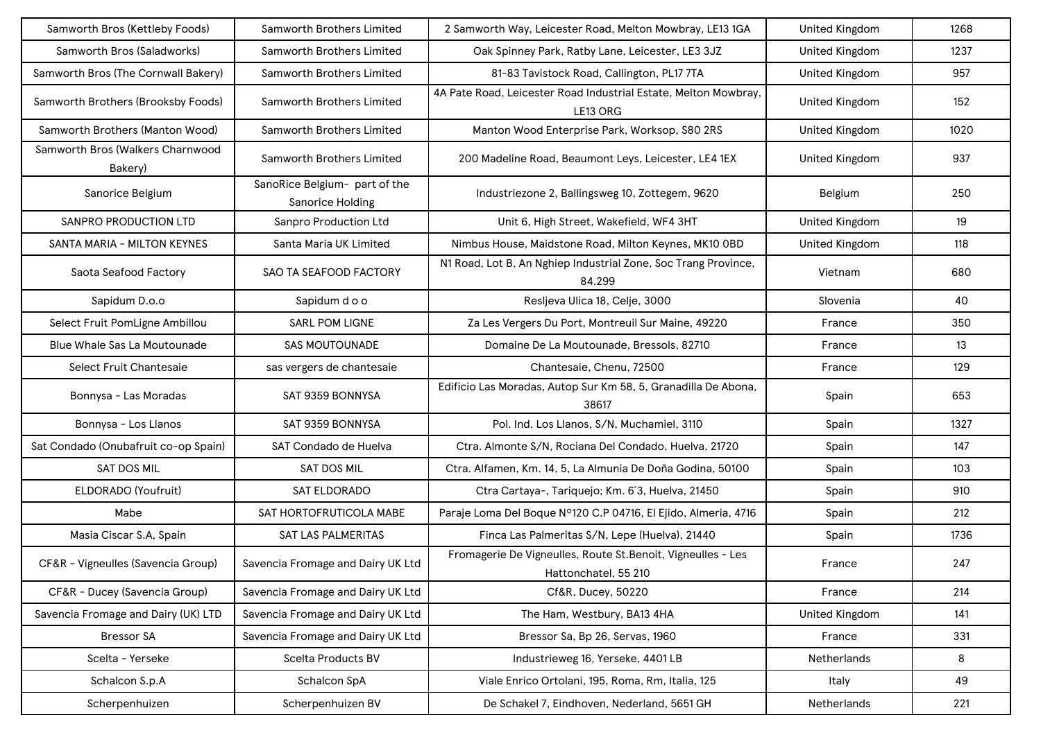| Samworth Bros (Kettleby Foods) | Samworth Brothers Limited | 2 Samworth Way, Leicester Road, Melton Mowbray, LE13 1GA | United Kingdom | 1268 |
|---|---|---|---|---|
| Samworth Bros (Saladworks) | Samworth Brothers Limited | Oak Spinney Park, Ratby Lane, Leicester, LE3 3JZ | United Kingdom | 1237 |
| Samworth Bros (The Cornwall Bakery) | Samworth Brothers Limited | 81-83 Tavistock Road, Callington, PL17 7TA | United Kingdom | 957 |
| Samworth Brothers (Brooksby Foods) | Samworth Brothers Limited | 4A Pate Road, Leicester Road Industrial Estate, Melton Mowbray, LE13 ORG | United Kingdom | 152 |
| Samworth Brothers (Manton Wood) | Samworth Brothers Limited | Manton Wood Enterprise Park, Worksop, S80 2RS | United Kingdom | 1020 |
| Samworth Bros (Walkers Charnwood Bakery) | Samworth Brothers Limited | 200 Madeline Road, Beaumont Leys, Leicester, LE4 1EX | United Kingdom | 937 |
| Sanorice Belgium | SanoRice Belgium- part of the Sanorice Holding | Industriezone 2, Ballingsweg 10, Zottegem, 9620 | Belgium | 250 |
| SANPRO PRODUCTION LTD | Sanpro Production Ltd | Unit 6, High Street, Wakefield, WF4 3HT | United Kingdom | 19 |
| SANTA MARIA - MILTON KEYNES | Santa Maria UK Limited | Nimbus House, Maidstone Road, Milton Keynes, MK10 0BD | United Kingdom | 118 |
| Saota Seafood Factory | SAO TA SEAFOOD FACTORY | N1 Road, Lot B, An Nghiep Industrial Zone, Soc Trang Province, 84.299 | Vietnam | 680 |
| Sapidum D.o.o | Sapidum d o o | Resljeva Ulica 18, Celje, 3000 | Slovenia | 40 |
| Select Fruit PomLigne Ambillou | SARL POM LIGNE | Za Les Vergers Du Port, Montreuil Sur Maine, 49220 | France | 350 |
| Blue Whale Sas La Moutounade | SAS MOUTOUNADE | Domaine De La Moutounade, Bressols, 82710 | France | 13 |
| Select Fruit Chantesaie | sas vergers de chantesaie | Chantesaie, Chenu, 72500 | France | 129 |
| Bonnysa - Las Moradas | SAT 9359 BONNYSA | Edificio Las Moradas, Autop Sur Km 58, 5, Granadilla De Abona, 38617 | Spain | 653 |
| Bonnysa - Los Llanos | SAT 9359 BONNYSA | Pol. Ind. Los Llanos, S/N, Muchamiel, 3110 | Spain | 1327 |
| Sat Condado (Onubafruit co-op Spain) | SAT Condado de Huelva | Ctra. Almonte S/N, Rociana Del Condado, Huelva, 21720 | Spain | 147 |
| SAT DOS MIL | SAT DOS MIL | Ctra. Alfamen, Km. 14, 5, La Almunia De Doña Godina, 50100 | Spain | 103 |
| ELDORADO (Youfruit) | SAT ELDORADO | Ctra Cartaya-, Tariquejo; Km. 6´3, Huelva, 21450 | Spain | 910 |
| Mabe | SAT HORTOFRUTICOLA MABE | Paraje Loma Del Boque Nº120 C.P 04716, El Ejido, Almeria, 4716 | Spain | 212 |
| Masia Ciscar S.A, Spain | SAT LAS PALMERITAS | Finca Las Palmeritas S/N, Lepe (Huelva), 21440 | Spain | 1736 |
| CF&R - Vigneulles (Savencia Group) | Savencia Fromage and Dairy UK Ltd | Fromagerie De Vigneulles, Route St.Benoit, Vigneulles - Les Hattonchatel, 55 210 | France | 247 |
| CF&R - Ducey (Savencia Group) | Savencia Fromage and Dairy UK Ltd | Cf&R, Ducey, 50220 | France | 214 |
| Savencia Fromage and Dairy (UK) LTD | Savencia Fromage and Dairy UK Ltd | The Ham, Westbury, BA13 4HA | United Kingdom | 141 |
| Bressor SA | Savencia Fromage and Dairy UK Ltd | Bressor Sa, Bp 26, Servas, 1960 | France | 331 |
| Scelta - Yerseke | Scelta Products BV | Industrieweg 16, Yerseke, 4401 LB | Netherlands | 8 |
| Schalcon S.p.A | Schalcon SpA | Viale Enrico Ortolani, 195, Roma, Rm, Italia, 125 | Italy | 49 |
| Scherpenhuizen | Scherpenhuizen BV | De Schakel 7, Eindhoven, Nederland, 5651 GH | Netherlands | 221 |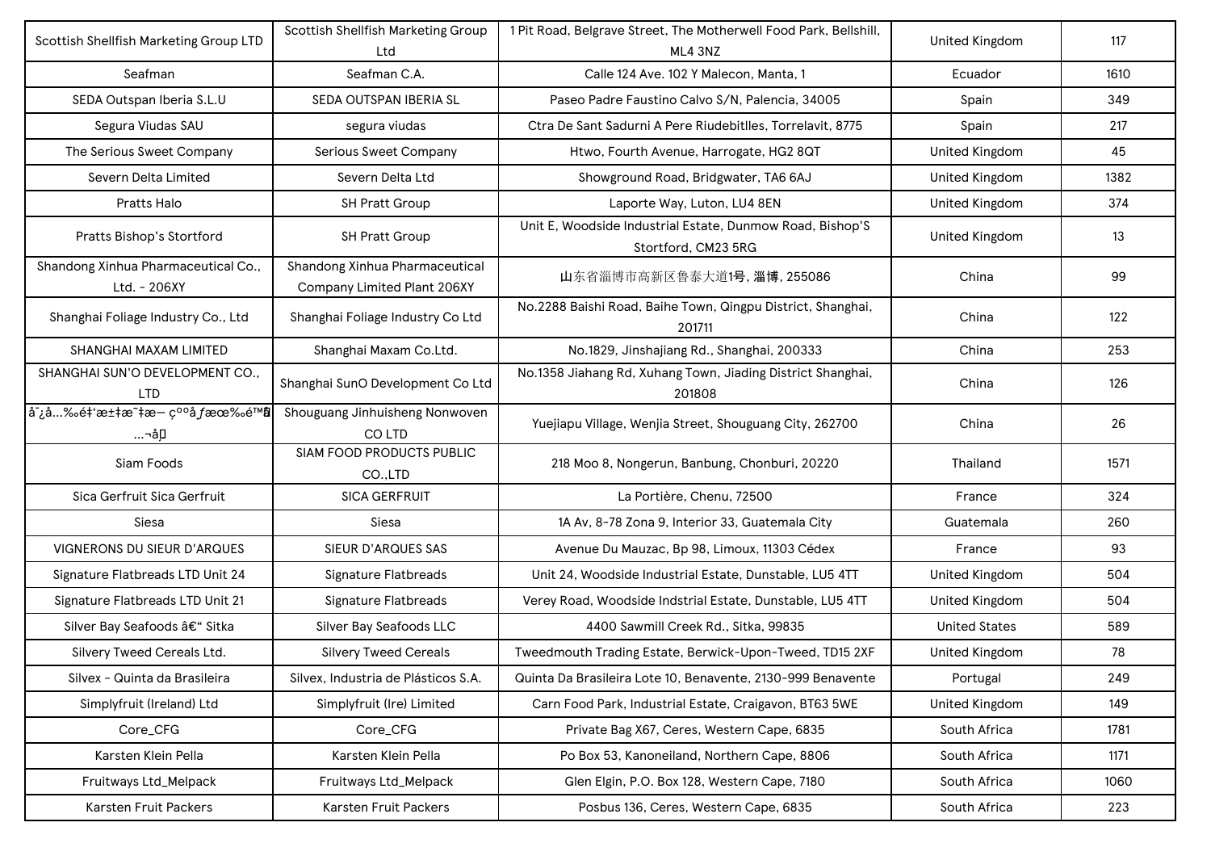| Scottish Shellfish Marketing Group LTD | Scottish Shellfish Marketing Group Ltd | 1 Pit Road, Belgrave Street, The Motherwell Food Park, Bellshill, ML4 3NZ | United Kingdom | 117 |
|---|---|---|---|---|
| Seafman | Seafman C.A. | Calle 124 Ave. 102 Y Malecon, Manta, 1 | Ecuador | 1610 |
| SEDA Outspan Iberia S.L.U | SEDA OUTSPAN IBERIA SL | Paseo Padre Faustino Calvo S/N, Palencia, 34005 | Spain | 349 |
| Segura Viudas SAU | segura viudas | Ctra De Sant Sadurni A Pere Riudebitlles, Torrelavit, 8775 | Spain | 217 |
| The Serious Sweet Company | Serious Sweet Company | Htwo, Fourth Avenue, Harrogate, HG2 8QT | United Kingdom | 45 |
| Severn Delta Limited | Severn Delta Ltd | Showground Road, Bridgwater, TA6 6AJ | United Kingdom | 1382 |
| Pratts Halo | SH Pratt Group | Laporte Way, Luton, LU4 8EN | United Kingdom | 374 |
| Pratts Bishop's Stortford | SH Pratt Group | Unit E, Woodside Industrial Estate, Dunmow Road, Bishop'S Stortford, CM23 5RG | United Kingdom | 13 |
| Shandong Xinhua Pharmaceutical Co., Ltd. - 206XY | Shandong Xinhua Pharmaceutical Company Limited Plant 206XY | 山东省淄博市高新区鲁泰大道1号, 淄博, 255086 | China | 99 |
| Shanghai Foliage Industry Co., Ltd | Shanghai Foliage Industry Co Ltd | No.2288 Baishi Road, Baihe Town, Qingpu District, Shanghai, 201711 | China | 122 |
| SHANGHAI MAXAM LIMITED | Shanghai Maxam Co.Ltd. | No.1829, Jinshajiang Rd., Shanghai, 200333 | China | 253 |
| SHANGHAI SUN'O DEVELOPMENT CO., LTD | Shanghai SunO Development Co Ltd | No.1358 Jiahang Rd, Xuhang Town, Jiading District Shanghai, 201808 | China | 126 |
| å¯¿å…‰é‡‘æ±‡æ˜‡æ— çº°åƒæœ‰é™å…¬å | Shouguang Jinhuisheng Nonwoven CO LTD | Yuejiapu Village, Wenjia Street, Shouguang City, 262700 | China | 26 |
| Siam Foods | SIAM FOOD PRODUCTS PUBLIC CO.,LTD | 218 Moo 8, Nongerun, Banbung, Chonburi, 20220 | Thailand | 1571 |
| Sica Gerfruit Sica Gerfruit | SICA GERFRUIT | La Portière, Chenu, 72500 | France | 324 |
| Siesa | Siesa | 1A Av, 8-78 Zona 9, Interior 33, Guatemala City | Guatemala | 260 |
| VIGNERONS DU SIEUR D'ARQUES | SIEUR D'ARQUES SAS | Avenue Du Mauzac, Bp 98, Limoux, 11303 Cédex | France | 93 |
| Signature Flatbreads LTD Unit 24 | Signature Flatbreads | Unit 24, Woodside Industrial Estate, Dunstable, LU5 4TT | United Kingdom | 504 |
| Signature Flatbreads LTD Unit 21 | Signature Flatbreads | Verey Road, Woodside Indstrial Estate, Dunstable, LU5 4TT | United Kingdom | 504 |
| Silver Bay Seafoods â€“ Sitka | Silver Bay Seafoods LLC | 4400 Sawmill Creek Rd., Sitka, 99835 | United States | 589 |
| Silvery Tweed Cereals Ltd. | Silvery Tweed Cereals | Tweedmouth Trading Estate, Berwick-Upon-Tweed, TD15 2XF | United Kingdom | 78 |
| Silvex - Quinta da Brasileira | Silvex, Industria de Plásticos S.A. | Quinta Da Brasileira Lote 10, Benavente, 2130-999 Benavente | Portugal | 249 |
| Simplyfruit (Ireland) Ltd | Simplyfruit (Ire) Limited | Carn Food Park, Industrial Estate, Craigavon, BT63 5WE | United Kingdom | 149 |
| Core_CFG | Core_CFG | Private Bag X67, Ceres, Western Cape, 6835 | South Africa | 1781 |
| Karsten Klein Pella | Karsten Klein Pella | Po Box 53, Kanoneiland, Northern Cape, 8806 | South Africa | 1171 |
| Fruitways Ltd_Melpack | Fruitways Ltd_Melpack | Glen Elgin, P.O. Box 128, Western Cape, 7180 | South Africa | 1060 |
| Karsten Fruit Packers | Karsten Fruit Packers | Posbus 136, Ceres, Western Cape, 6835 | South Africa | 223 |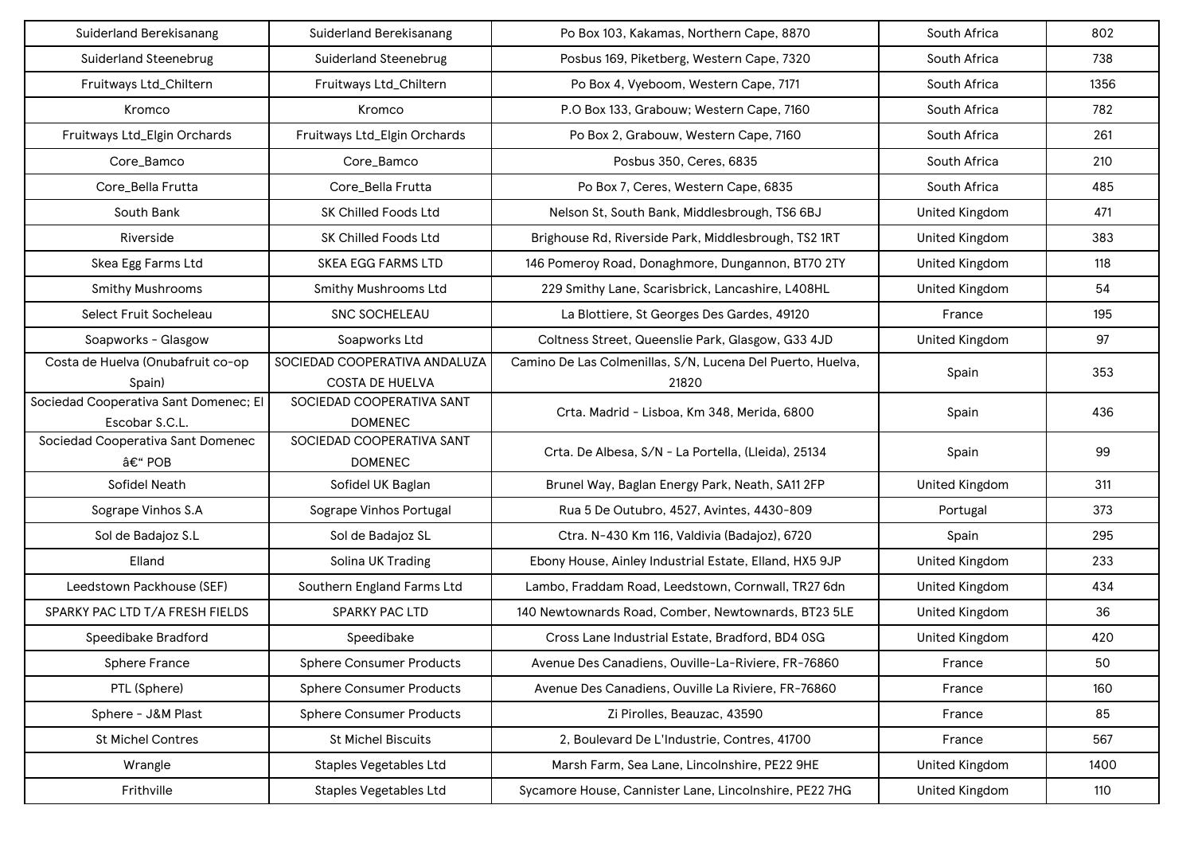| Suiderland Berekisanang | Suiderland Berekisanang | Po Box 103, Kakamas, Northern Cape, 8870 | South Africa | 802 |
|---|---|---|---|---|
| Suiderland Steenebrug | Suiderland Steenebrug | Posbus 169, Piketberg, Western Cape, 7320 | South Africa | 738 |
| Fruitways Ltd_Chiltern | Fruitways Ltd_Chiltern | Po Box 4, Vyeboom, Western Cape, 7171 | South Africa | 1356 |
| Kromco | Kromco | P.O Box 133, Grabouw; Western Cape, 7160 | South Africa | 782 |
| Fruitways Ltd_Elgin Orchards | Fruitways Ltd_Elgin Orchards | Po Box 2, Grabouw, Western Cape, 7160 | South Africa | 261 |
| Core_Bamco | Core_Bamco | Posbus 350, Ceres, 6835 | South Africa | 210 |
| Core_Bella Frutta | Core_Bella Frutta | Po Box 7, Ceres, Western Cape, 6835 | South Africa | 485 |
| South Bank | SK Chilled Foods Ltd | Nelson St, South Bank, Middlesbrough, TS6 6BJ | United Kingdom | 471 |
| Riverside | SK Chilled Foods Ltd | Brighouse Rd, Riverside Park, Middlesbrough, TS2 1RT | United Kingdom | 383 |
| Skea Egg Farms Ltd | SKEA EGG FARMS LTD | 146 Pomeroy Road, Donaghmore, Dungannon, BT70 2TY | United Kingdom | 118 |
| Smithy Mushrooms | Smithy Mushrooms Ltd | 229 Smithy Lane, Scarisbrick, Lancashire, L408HL | United Kingdom | 54 |
| Select Fruit Socheleau | SNC SOCHELEAU | La Blottiere, St Georges Des Gardes, 49120 | France | 195 |
| Soapworks - Glasgow | Soapworks Ltd | Coltness Street, Queenslie Park, Glasgow, G33 4JD | United Kingdom | 97 |
| Costa de Huelva (Onubafruit co-op Spain) | SOCIEDAD COOPERATIVA ANDALUZA COSTA DE HUELVA | Camino De Las Colmenillas, S/N, Lucena Del Puerto, Huelva, 21820 | Spain | 353 |
| Sociedad Cooperativa Sant Domenec; El Escobar S.C.L. | SOCIEDAD COOPERATIVA SANT DOMENEC | Crta. Madrid - Lisboa, Km 348, Merida, 6800 | Spain | 436 |
| Sociedad Cooperativa Sant Domenec â€“ POB | SOCIEDAD COOPERATIVA SANT DOMENEC | Crta. De Albesa, S/N - La Portella, (Lleida), 25134 | Spain | 99 |
| Sofidel Neath | Sofidel UK Baglan | Brunel Way, Baglan Energy Park, Neath, SA11 2FP | United Kingdom | 311 |
| Sogrape Vinhos S.A | Sogrape Vinhos Portugal | Rua 5 De Outubro, 4527, Avintes, 4430-809 | Portugal | 373 |
| Sol de Badajoz S.L | Sol de Badajoz SL | Ctra. N-430 Km 116, Valdivia (Badajoz), 6720 | Spain | 295 |
| Elland | Solina UK Trading | Ebony House, Ainley Industrial Estate, Elland, HX5 9JP | United Kingdom | 233 |
| Leedstown Packhouse (SEF) | Southern England Farms Ltd | Lambo, Fraddam Road, Leedstown, Cornwall, TR27 6dn | United Kingdom | 434 |
| SPARKY PAC LTD T/A FRESH FIELDS | SPARKY PAC LTD | 140 Newtownards Road, Comber, Newtownards, BT23 5LE | United Kingdom | 36 |
| Speedibake Bradford | Speedibake | Cross Lane Industrial Estate, Bradford, BD4 0SG | United Kingdom | 420 |
| Sphere France | Sphere Consumer Products | Avenue Des Canadiens, Ouville-La-Riviere, FR-76860 | France | 50 |
| PTL (Sphere) | Sphere Consumer Products | Avenue Des Canadiens, Ouville La Riviere, FR-76860 | France | 160 |
| Sphere - J&M Plast | Sphere Consumer Products | Zi Pirolles, Beauzac, 43590 | France | 85 |
| St Michel Contres | St Michel Biscuits | 2, Boulevard De L'Industrie, Contres, 41700 | France | 567 |
| Wrangle | Staples Vegetables Ltd | Marsh Farm, Sea Lane, Lincolnshire, PE22 9HE | United Kingdom | 1400 |
| Frithville | Staples Vegetables Ltd | Sycamore House, Cannister Lane, Lincolnshire, PE22 7HG | United Kingdom | 110 |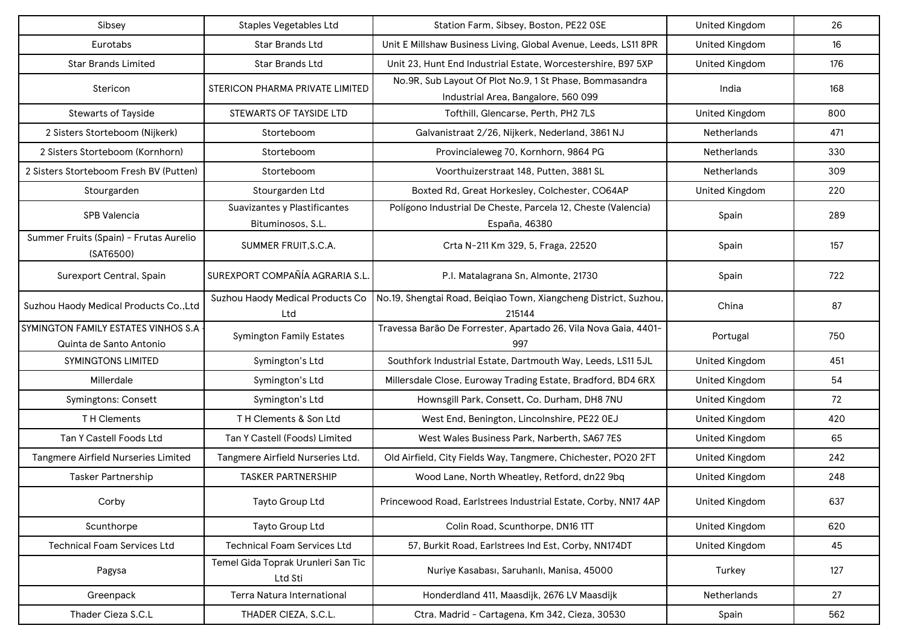| Sibsey | Staples Vegetables Ltd | Station Farm, Sibsey, Boston, PE22 0SE | United Kingdom | 26 |
|---|---|---|---|---|
| Eurotabs | Star Brands Ltd | Unit E Millshaw Business Living, Global Avenue, Leeds, LS11 8PR | United Kingdom | 16 |
| Star Brands Limited | Star Brands Ltd | Unit 23, Hunt End Industrial Estate, Worcestershire, B97 5XP | United Kingdom | 176 |
| Stericon | STERICON PHARMA PRIVATE LIMITED | No.9R, Sub Layout Of Plot No.9, 1 St Phase, Bommasandra Industrial Area, Bangalore, 560 099 | India | 168 |
| Stewarts of Tayside | STEWARTS OF TAYSIDE LTD | Tofthill, Glencarse, Perth, PH2 7LS | United Kingdom | 800 |
| 2 Sisters Storteboom (Nijkerk) | Storteboom | Galvanistraat 2/26, Nijkerk, Nederland, 3861 NJ | Netherlands | 471 |
| 2 Sisters Storteboom (Kornhorn) | Storteboom | Provincialeweg 70, Kornhorn, 9864 PG | Netherlands | 330 |
| 2 Sisters Storteboom Fresh BV (Putten) | Storteboom | Voorthuizerstraat 148, Putten, 3881 SL | Netherlands | 309 |
| Stourgarden | Stourgarden Ltd | Boxted Rd, Great Horkesley, Colchester, CO64AP | United Kingdom | 220 |
| SPB Valencia | Suavizantes y Plastificantes Bituminosos, S.L. | Polígono Industrial De Cheste, Parcela 12, Cheste (Valencia) España, 46380 | Spain | 289 |
| Summer Fruits (Spain) - Frutas Aurelio (SAT6500) | SUMMER FRUIT,S.C.A. | Crta N-211 Km 329, 5, Fraga, 22520 | Spain | 157 |
| Surexport Central, Spain | SUREXPORT COMPAÑÍA AGRARIA S.L. | P.I. Matalagrana Sn, Almonte, 21730 | Spain | 722 |
| Suzhou Haody Medical Products Co.,Ltd | Suzhou Haody Medical Products Co Ltd | No.19, Shengtai Road, Beiqiao Town, Xiangcheng District, Suzhou, 215144 | China | 87 |
| SYMINGTON FAMILY ESTATES VINHOS S.A - Quinta de Santo Antonio | Symington Family Estates | Travessa Barão De Forrester, Apartado 26, Vila Nova Gaia, 4401-997 | Portugal | 750 |
| SYMINGTONS LIMITED | Symington's Ltd | Southfork Industrial Estate, Dartmouth Way, Leeds, LS11 5JL | United Kingdom | 451 |
| Millerdale | Symington's Ltd | Millersdale Close, Euroway Trading Estate, Bradford, BD4 6RX | United Kingdom | 54 |
| Symingtons: Consett | Symington's Ltd | Hownsgill Park, Consett, Co. Durham, DH8 7NU | United Kingdom | 72 |
| T H Clements | T H Clements & Son Ltd | West End, Benington, Lincolnshire, PE22 0EJ | United Kingdom | 420 |
| Tan Y Castell Foods Ltd | Tan Y Castell (Foods) Limited | West Wales Business Park, Narberth, SA67 7ES | United Kingdom | 65 |
| Tangmere Airfield Nurseries Limited | Tangmere Airfield Nurseries Ltd. | Old Airfield, City Fields Way, Tangmere, Chichester, PO20 2FT | United Kingdom | 242 |
| Tasker Partnership | TASKER PARTNERSHIP | Wood Lane, North Wheatley, Retford, dn22 9bq | United Kingdom | 248 |
| Corby | Tayto Group Ltd | Princewood Road, Earlstrees Industrial Estate, Corby, NN17 4AP | United Kingdom | 637 |
| Scunthorpe | Tayto Group Ltd | Colin Road, Scunthorpe, DN16 1TT | United Kingdom | 620 |
| Technical Foam Services Ltd | Technical Foam Services Ltd | 57, Burkit Road, Earlstrees Ind Est, Corby, NN174DT | United Kingdom | 45 |
| Pagysa | Temel Gida Toprak Urunleri San Tic Ltd Sti | Nuriye Kasabası, Saruhanlı, Manisa, 45000 | Turkey | 127 |
| Greenpack | Terra Natura International | Honderdland 411, Maasdijk, 2676 LV Maasdijk | Netherlands | 27 |
| Thader Cieza S.C.L | THADER CIEZA, S.C.L. | Ctra. Madrid - Cartagena, Km 342, Cieza, 30530 | Spain | 562 |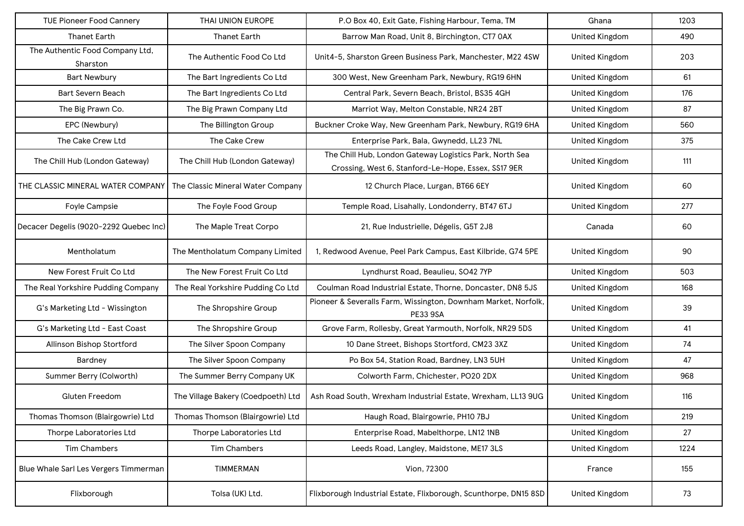| TUE Pioneer Food Cannery | THAI UNION EUROPE | P.O Box 40, Exit Gate, Fishing Harbour, Tema, TM | Ghana | 1203 |
|---|---|---|---|---|
| Thanet Earth | Thanet Earth | Barrow Man Road, Unit 8, Birchington, CT7 0AX | United Kingdom | 490 |
| The Authentic Food Company Ltd, Sharston | The Authentic Food Co Ltd | Unit4-5, Sharston Green Business Park, Manchester, M22 4SW | United Kingdom | 203 |
| Bart Newbury | The Bart Ingredients Co Ltd | 300 West, New Greenham Park, Newbury, RG19 6HN | United Kingdom | 61 |
| Bart Severn Beach | The Bart Ingredients Co Ltd | Central Park, Severn Beach, Bristol, BS35 4GH | United Kingdom | 176 |
| The Big Prawn Co. | The Big Prawn Company Ltd | Marriot Way, Melton Constable, NR24 2BT | United Kingdom | 87 |
| EPC (Newbury) | The Billington Group | Buckner Croke Way, New Greenham Park, Newbury, RG19 6HA | United Kingdom | 560 |
| The Cake Crew Ltd | The Cake Crew | Enterprise Park, Bala, Gwynedd, LL23 7NL | United Kingdom | 375 |
| The Chill Hub (London Gateway) | The Chill Hub (London Gateway) | The Chill Hub, London Gateway Logistics Park, North Sea Crossing, West 6, Stanford-Le-Hope, Essex, SS17 9ER | United Kingdom | 111 |
| THE CLASSIC MINERAL WATER COMPANY | The Classic Mineral Water Company | 12 Church Place, Lurgan, BT66 6EY | United Kingdom | 60 |
| Foyle Campsie | The Foyle Food Group | Temple Road, Lisahally, Londonderry, BT47 6TJ | United Kingdom | 277 |
| Decacer Degelis (9020-2292 Quebec Inc) | The Maple Treat Corpo | 21, Rue Industrielle, Dégelis, G5T 2J8 | Canada | 60 |
| Mentholatum | The Mentholatum Company Limited | 1, Redwood Avenue, Peel Park Campus, East Kilbride, G74 5PE | United Kingdom | 90 |
| New Forest Fruit Co Ltd | The New Forest Fruit Co Ltd | Lyndhurst Road, Beaulieu, SO42 7YP | United Kingdom | 503 |
| The Real Yorkshire Pudding Company | The Real Yorkshire Pudding Co Ltd | Coulman Road Industrial Estate, Thorne, Doncaster, DN8 5JS | United Kingdom | 168 |
| G's Marketing Ltd - Wissington | The Shropshire Group | Pioneer & Severalls Farm, Wissington, Downham Market, Norfolk, PE33 9SA | United Kingdom | 39 |
| G's Marketing Ltd - East Coast | The Shropshire Group | Grove Farm, Rollesby, Great Yarmouth, Norfolk, NR29 5DS | United Kingdom | 41 |
| Allinson Bishop Stortford | The Silver Spoon Company | 10 Dane Street, Bishops Stortford, CM23 3XZ | United Kingdom | 74 |
| Bardney | The Silver Spoon Company | Po Box 54, Station Road, Bardney, LN3 5UH | United Kingdom | 47 |
| Summer Berry (Colworth) | The Summer Berry Company UK | Colworth Farm, Chichester, PO20 2DX | United Kingdom | 968 |
| Gluten Freedom | The Village Bakery (Coedpoeth) Ltd | Ash Road South, Wrexham Industrial Estate, Wrexham, LL13 9UG | United Kingdom | 116 |
| Thomas Thomson (Blairgowrie) Ltd | Thomas Thomson (Blairgowrie) Ltd | Haugh Road, Blairgowrie, PH10 7BJ | United Kingdom | 219 |
| Thorpe Laboratories Ltd | Thorpe Laboratories Ltd | Enterprise Road, Mabelthorpe, LN12 1NB | United Kingdom | 27 |
| Tim Chambers | Tim Chambers | Leeds Road, Langley, Maidstone, ME17 3LS | United Kingdom | 1224 |
| Blue Whale Sarl Les Vergers Timmerman | TIMMERMAN | Vion, 72300 | France | 155 |
| Flixborough | Tolsa (UK) Ltd. | Flixborough Industrial Estate, Flixborough, Scunthorpe, DN15 8SD | United Kingdom | 73 |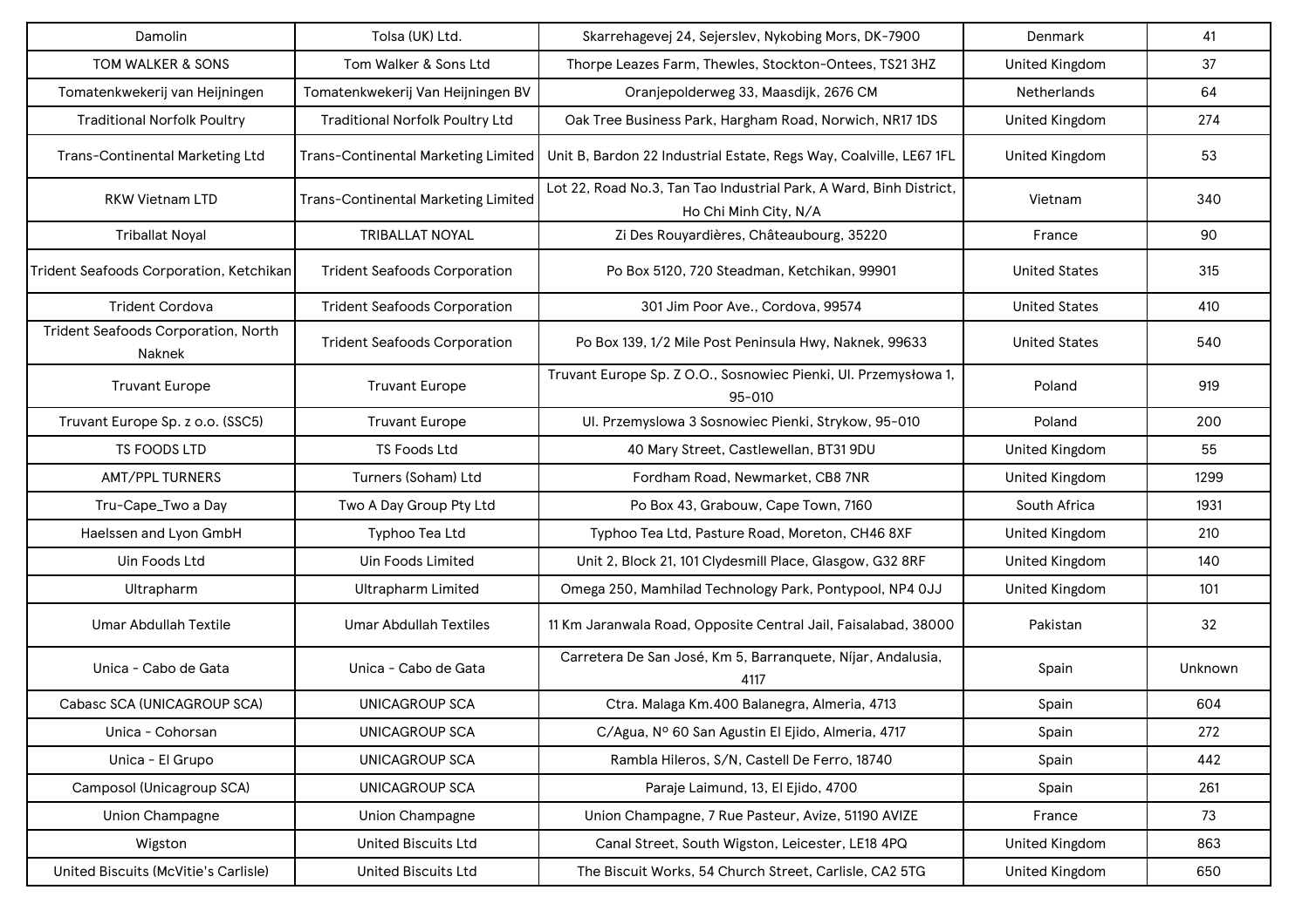| Damolin | Tolsa (UK) Ltd. | Skarrehagevej 24, Sejerslev, Nykobing Mors, DK-7900 | Denmark | 41 |
|---|---|---|---|---|
| TOM WALKER & SONS | Tom Walker & Sons Ltd | Thorpe Leazes Farm, Thewles, Stockton-Ontees, TS21 3HZ | United Kingdom | 37 |
| Tomatenkwekerij van Heijningen | Tomatenkwekerij Van Heijningen BV | Oranjepolderweg 33, Maasdijk, 2676 CM | Netherlands | 64 |
| Traditional Norfolk Poultry | Traditional Norfolk Poultry Ltd | Oak Tree Business Park, Hargham Road, Norwich, NR17 1DS | United Kingdom | 274 |
| Trans-Continental Marketing Ltd | Trans-Continental Marketing Limited | Unit B, Bardon 22 Industrial Estate, Regs Way, Coalville, LE67 1FL | United Kingdom | 53 |
| RKW Vietnam LTD | Trans-Continental Marketing Limited | Lot 22, Road No.3, Tan Tao Industrial Park, A Ward, Binh District, Ho Chi Minh City, N/A | Vietnam | 340 |
| Triballat Noyal | TRIBALLAT NOYAL | Zi Des Rouyardières, Châteaubourg, 35220 | France | 90 |
| Trident Seafoods Corporation, Ketchikan | Trident Seafoods Corporation | Po Box 5120, 720 Steadman, Ketchikan, 99901 | United States | 315 |
| Trident Cordova | Trident Seafoods Corporation | 301 Jim Poor Ave., Cordova, 99574 | United States | 410 |
| Trident Seafoods Corporation, North Naknek | Trident Seafoods Corporation | Po Box 139, 1/2 Mile Post Peninsula Hwy, Naknek, 99633 | United States | 540 |
| Truvant Europe | Truvant Europe | Truvant Europe Sp. Z O.O., Sosnowiec Pienki, Ul. Przemysłowa 1, 95-010 | Poland | 919 |
| Truvant Europe Sp. z o.o. (SSC5) | Truvant Europe | Ul. Przemyslowa 3 Sosnowiec Pienki, Strykow, 95-010 | Poland | 200 |
| TS FOODS LTD | TS Foods Ltd | 40 Mary Street, Castlewellan, BT31 9DU | United Kingdom | 55 |
| AMT/PPL TURNERS | Turners (Soham) Ltd | Fordham Road, Newmarket, CB8 7NR | United Kingdom | 1299 |
| Tru-Cape_Two a Day | Two A Day Group Pty Ltd | Po Box 43, Grabouw, Cape Town, 7160 | South Africa | 1931 |
| Haelssen and Lyon GmbH | Typhoo Tea Ltd | Typhoo Tea Ltd, Pasture Road, Moreton, CH46 8XF | United Kingdom | 210 |
| Uin Foods Ltd | Uin Foods Limited | Unit 2, Block 21, 101 Clydesmill Place, Glasgow, G32 8RF | United Kingdom | 140 |
| Ultrapharm | Ultrapharm Limited | Omega 250, Mamhilad Technology Park, Pontypool, NP4 0JJ | United Kingdom | 101 |
| Umar Abdullah Textile | Umar Abdullah Textiles | 11 Km Jaranwala Road, Opposite Central Jail, Faisalabad, 38000 | Pakistan | 32 |
| Unica - Cabo de Gata | Unica - Cabo de Gata | Carretera De San José, Km 5, Barranquete, Níjar, Andalusia, 4117 | Spain | Unknown |
| Cabasc SCA (UNICAGROUP SCA) | UNICAGROUP SCA | Ctra. Malaga Km.400 Balanegra, Almeria, 4713 | Spain | 604 |
| Unica - Cohorsan | UNICAGROUP SCA | C/Agua, Nº 60 San Agustin El Ejido, Almeria, 4717 | Spain | 272 |
| Unica - El Grupo | UNICAGROUP SCA | Rambla Hileros, S/N, Castell De Ferro, 18740 | Spain | 442 |
| Camposol (Unicagroup SCA) | UNICAGROUP SCA | Paraje Laimund, 13, El Ejido, 4700 | Spain | 261 |
| Union Champagne | Union Champagne | Union Champagne, 7 Rue Pasteur, Avize, 51190 AVIZE | France | 73 |
| Wigston | United Biscuits Ltd | Canal Street, South Wigston, Leicester, LE18 4PQ | United Kingdom | 863 |
| United Biscuits (McVitie's Carlisle) | United Biscuits Ltd | The Biscuit Works, 54 Church Street, Carlisle, CA2 5TG | United Kingdom | 650 |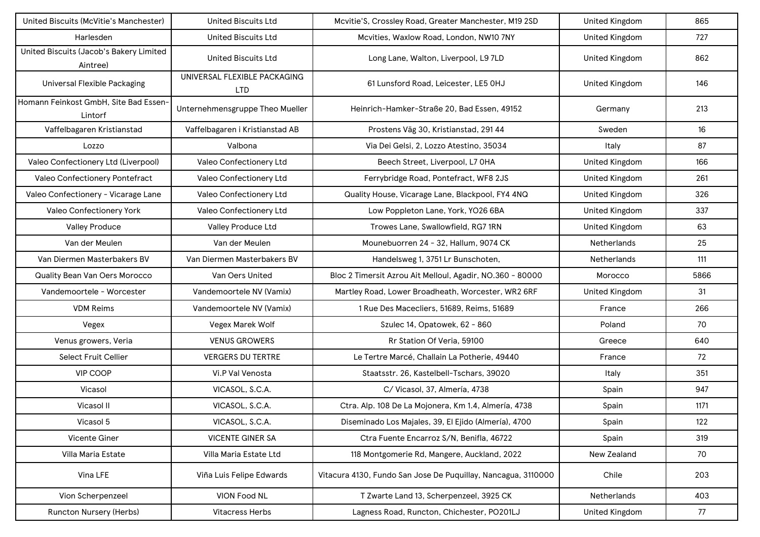| | | | | |
|---|---|---|---|---|
| United Biscuits (McVitie's Manchester) | United Biscuits Ltd | Mcvitie'S, Crossley Road, Greater Manchester, M19 2SD | United Kingdom | 865 |
| Harlesden | United Biscuits Ltd | Mcvities, Waxlow Road, London, NW10 7NY | United Kingdom | 727 |
| United Biscuits (Jacob's Bakery Limited Aintree) | United Biscuits Ltd | Long Lane, Walton, Liverpool, L9 7LD | United Kingdom | 862 |
| Universal Flexible Packaging | UNIVERSAL FLEXIBLE PACKAGING LTD | 61 Lunsford Road, Leicester, LE5 0HJ | United Kingdom | 146 |
| Homann Feinkost GmbH, Site Bad Essen-Lintorf | Unternehmensgruppe Theo Mueller | Heinrich-Hamker-Straße 20, Bad Essen, 49152 | Germany | 213 |
| Vaffelbagaren Kristianstad | Vaffelbagaren i Kristianstad AB | Prostens Väg 30, Kristianstad, 291 44 | Sweden | 16 |
| Lozzo | Valbona | Via Dei Gelsi, 2, Lozzo Atestino, 35034 | Italy | 87 |
| Valeo Confectionery Ltd (Liverpool) | Valeo Confectionery Ltd | Beech Street, Liverpool, L7 0HA | United Kingdom | 166 |
| Valeo Confectionery Pontefract | Valeo Confectionery Ltd | Ferrybridge Road, Pontefract, WF8 2JS | United Kingdom | 261 |
| Valeo Confectionery - Vicarage Lane | Valeo Confectionery Ltd | Quality House, Vicarage Lane, Blackpool, FY4 4NQ | United Kingdom | 326 |
| Valeo Confectionery York | Valeo Confectionery Ltd | Low Poppleton Lane, York, YO26 6BA | United Kingdom | 337 |
| Valley Produce | Valley Produce Ltd | Trowes Lane, Swallowfield, RG7 1RN | United Kingdom | 63 |
| Van der Meulen | Van der Meulen | Mounebuorren 24 - 32, Hallum, 9074 CK | Netherlands | 25 |
| Van Diermen Masterbakers BV | Van Diermen Masterbakers BV | Handelsweg 1, 3751 Lr Bunschoten, | Netherlands | 111 |
| Quality Bean Van Oers Morocco | Van Oers United | Bloc 2 Timersit Azrou Ait Melloul, Agadir, NO.360 - 80000 | Morocco | 5866 |
| Vandemoortele - Worcester | Vandemoortele NV (Vamix) | Martley Road, Lower Broadheath, Worcester, WR2 6RF | United Kingdom | 31 |
| VDM Reims | Vandemoortele NV (Vamix) | 1 Rue Des Macecliers, 51689, Reims, 51689 | France | 266 |
| Vegex | Vegex Marek Wolf | Szulec 14, Opatowek, 62 - 860 | Poland | 70 |
| Venus growers, Veria | VENUS GROWERS | Rr Station Of Veria, 59100 | Greece | 640 |
| Select Fruit Cellier | VERGERS DU TERTRE | Le Tertre Marcé, Challain La Potherie, 49440 | France | 72 |
| VIP COOP | Vi.P Val Venosta | Staatsstr. 26, Kastelbell-Tschars, 39020 | Italy | 351 |
| Vicasol | VICASOL, S.C.A. | C/ Vicasol, 37, Almería, 4738 | Spain | 947 |
| Vicasol II | VICASOL, S.C.A. | Ctra. Alp. 108 De La Mojonera, Km 1.4, Almería, 4738 | Spain | 1171 |
| Vicasol 5 | VICASOL, S.C.A. | Diseminado Los Majales, 39, El Ejido (Almería), 4700 | Spain | 122 |
| Vicente Giner | VICENTE GINER SA | Ctra Fuente Encarroz S/N, Benifla, 46722 | Spain | 319 |
| Villa Maria Estate | Villa Maria Estate Ltd | 118 Montgomerie Rd, Mangere, Auckland, 2022 | New Zealand | 70 |
| Vina LFE | Viña Luis Felipe Edwards | Vitacura 4130, Fundo San Jose De Puquillay, Nancagua, 3110000 | Chile | 203 |
| Vion Scherpenzeel | VION Food NL | T Zwarte Land 13, Scherpenzeel, 3925 CK | Netherlands | 403 |
| Runcton Nursery (Herbs) | Vitacress Herbs | Lagness Road, Runcton, Chichester, PO201LJ | United Kingdom | 77 |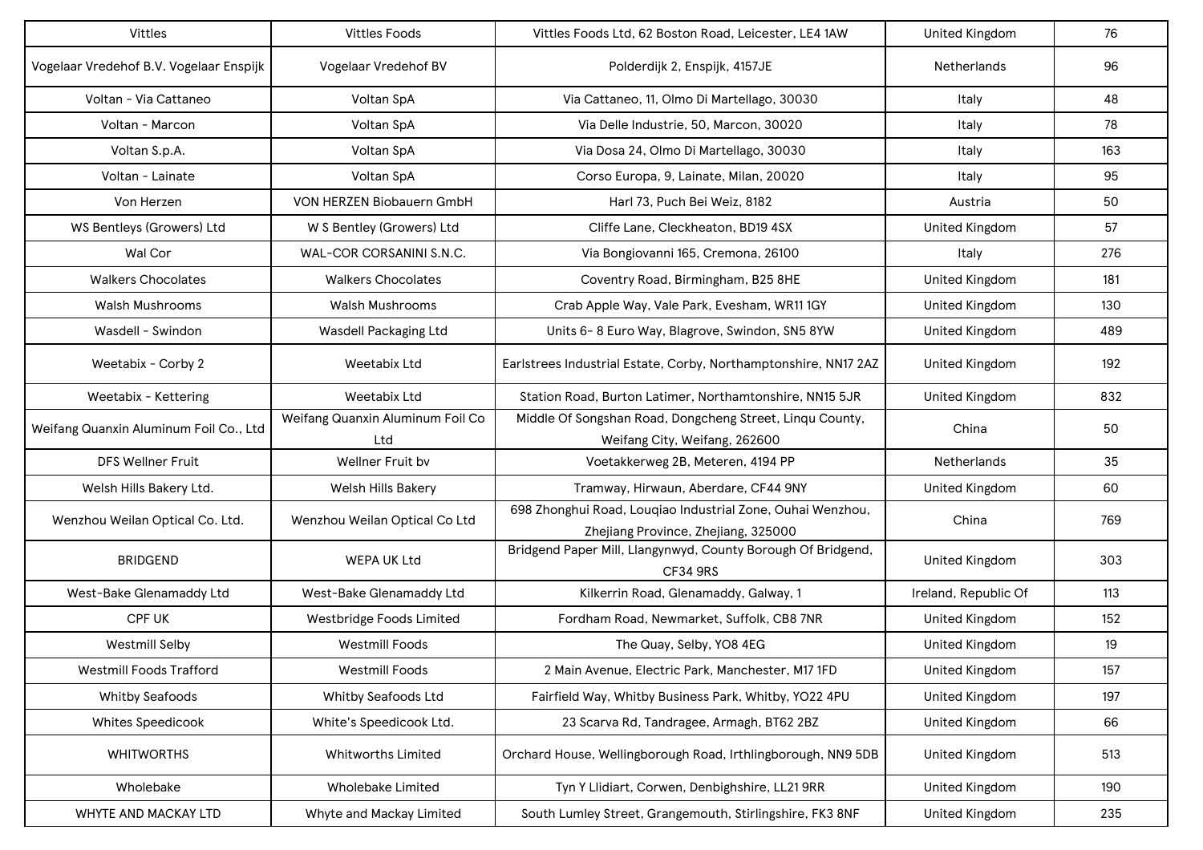| Vittles | Vittles Foods | Vittles Foods Ltd, 62 Boston Road, Leicester, LE4 1AW | United Kingdom | 76 |
|---|---|---|---|---|
| Vogelaar Vredehof B.V. Vogelaar Enspijk | Vogelaar Vredehof BV | Polderdijk 2, Enspijk, 4157JE | Netherlands | 96 |
| Voltan - Via Cattaneo | Voltan SpA | Via Cattaneo, 11, Olmo Di Martellago, 30030 | Italy | 48 |
| Voltan - Marcon | Voltan SpA | Via Delle Industrie, 50, Marcon, 30020 | Italy | 78 |
| Voltan S.p.A. | Voltan SpA | Via Dosa 24, Olmo Di Martellago, 30030 | Italy | 163 |
| Voltan - Lainate | Voltan SpA | Corso Europa, 9, Lainate, Milan, 20020 | Italy | 95 |
| Von Herzen | VON HERZEN Biobauern GmbH | Harl 73, Puch Bei Weiz, 8182 | Austria | 50 |
| WS Bentleys (Growers) Ltd | W S Bentley (Growers) Ltd | Cliffe Lane, Cleckheaton, BD19 4SX | United Kingdom | 57 |
| Wal Cor | WAL-COR CORSANINI S.N.C. | Via Bongiovanni 165, Cremona, 26100 | Italy | 276 |
| Walkers Chocolates | Walkers Chocolates | Coventry Road, Birmingham, B25 8HE | United Kingdom | 181 |
| Walsh Mushrooms | Walsh Mushrooms | Crab Apple Way, Vale Park, Evesham, WR11 1GY | United Kingdom | 130 |
| Wasdell - Swindon | Wasdell Packaging Ltd | Units 6- 8 Euro Way, Blagrove, Swindon, SN5 8YW | United Kingdom | 489 |
| Weetabix - Corby 2 | Weetabix Ltd | Earlstrees Industrial Estate, Corby, Northamptonshire, NN17 2AZ | United Kingdom | 192 |
| Weetabix - Kettering | Weetabix Ltd | Station Road, Burton Latimer, Northamtonshire, NN15 5JR | United Kingdom | 832 |
| Weifang Quanxin Aluminum Foil Co., Ltd | Weifang Quanxin Aluminum Foil Co Ltd | Middle Of Songshan Road, Dongcheng Street, Linqu County, Weifang City, Weifang, 262600 | China | 50 |
| DFS Wellner Fruit | Wellner Fruit bv | Voetakkerweg 2B, Meteren, 4194 PP | Netherlands | 35 |
| Welsh Hills Bakery Ltd. | Welsh Hills Bakery | Tramway, Hirwaun, Aberdare, CF44 9NY | United Kingdom | 60 |
| Wenzhou Weilan Optical Co. Ltd. | Wenzhou Weilan Optical Co Ltd | 698 Zhonghui Road, Louqiao Industrial Zone, Ouhai Wenzhou, Zhejiang Province, Zhejiang, 325000 | China | 769 |
| BRIDGEND | WEPA UK Ltd | Bridgend Paper Mill, Llangynwyd, County Borough Of Bridgend, CF34 9RS | United Kingdom | 303 |
| West-Bake Glenamaddy Ltd | West-Bake Glenamaddy Ltd | Kilkerrin Road, Glenamaddy, Galway, 1 | Ireland, Republic Of | 113 |
| CPF UK | Westbridge Foods Limited | Fordham Road, Newmarket, Suffolk, CB8 7NR | United Kingdom | 152 |
| Westmill Selby | Westmill Foods | The Quay, Selby, YO8 4EG | United Kingdom | 19 |
| Westmill Foods Trafford | Westmill Foods | 2 Main Avenue, Electric Park, Manchester, M17 1FD | United Kingdom | 157 |
| Whitby Seafoods | Whitby Seafoods Ltd | Fairfield Way, Whitby Business Park, Whitby, YO22 4PU | United Kingdom | 197 |
| Whites Speedicook | White's Speedicook Ltd. | 23 Scarva Rd, Tandragee, Armagh, BT62 2BZ | United Kingdom | 66 |
| WHITWORTHS | Whitworths Limited | Orchard House, Wellingborough Road, Irthlingborough, NN9 5DB | United Kingdom | 513 |
| Wholebake | Wholebake Limited | Tyn Y Llidiart, Corwen, Denbighshire, LL21 9RR | United Kingdom | 190 |
| WHYTE AND MACKAY LTD | Whyte and Mackay Limited | South Lumley Street, Grangemouth, Stirlingshire, FK3 8NF | United Kingdom | 235 |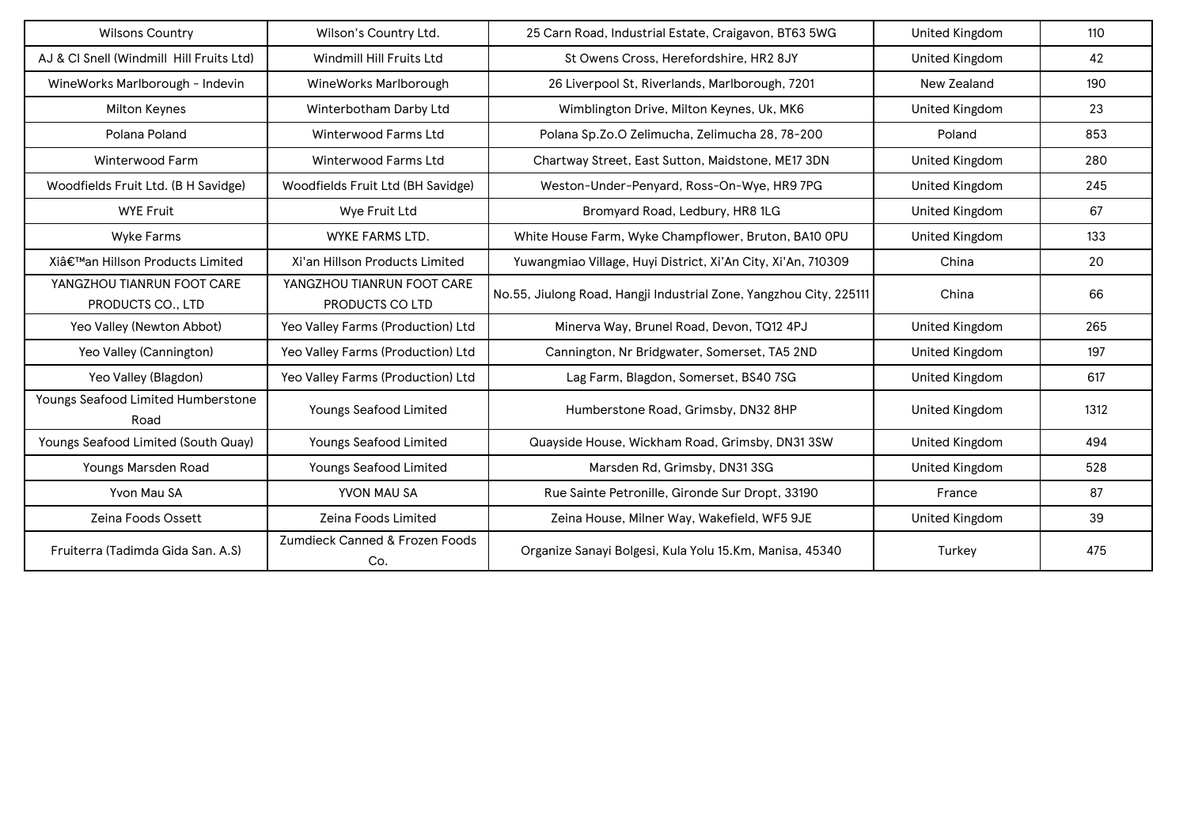| | | | | |
|---|---|---|---|---|
| Wilsons Country | Wilson's Country Ltd. | 25 Carn Road, Industrial Estate, Craigavon, BT63 5WG | United Kingdom | 110 |
| AJ & CI Snell (Windmill Hill Fruits Ltd) | Windmill Hill Fruits Ltd | St Owens Cross, Herefordshire, HR2 8JY | United Kingdom | 42 |
| WineWorks Marlborough - Indevin | WineWorks Marlborough | 26 Liverpool St, Riverlands, Marlborough, 7201 | New Zealand | 190 |
| Milton Keynes | Winterbotham Darby Ltd | Wimblington Drive, Milton Keynes, Uk, MK6 | United Kingdom | 23 |
| Polana Poland | Winterwood Farms Ltd | Polana Sp.Zo.O Zelimucha, Zelimucha 28, 78-200 | Poland | 853 |
| Winterwood Farm | Winterwood Farms Ltd | Chartway Street, East Sutton, Maidstone, ME17 3DN | United Kingdom | 280 |
| Woodfields Fruit Ltd. (B H Savidge) | Woodfields Fruit Ltd (BH Savidge) | Weston-Under-Penyard, Ross-On-Wye, HR9 7PG | United Kingdom | 245 |
| WYE Fruit | Wye Fruit Ltd | Bromyard Road, Ledbury, HR8 1LG | United Kingdom | 67 |
| Wyke Farms | WYKE FARMS LTD. | White House Farm, Wyke Champflower, Bruton, BA10 0PU | United Kingdom | 133 |
| Xiâ€™an Hillson Products Limited | Xi'an Hillson Products Limited | Yuwangmiao Village, Huyi District, Xi'An City, Xi'An, 710309 | China | 20 |
| YANGZHOU TIANRUN FOOT CARE PRODUCTS CO., LTD | YANGZHOU TIANRUN FOOT CARE PRODUCTS CO LTD | No.55, Jiulong Road, Hangji Industrial Zone, Yangzhou City, 225111 | China | 66 |
| Yeo Valley (Newton Abbot) | Yeo Valley Farms (Production) Ltd | Minerva Way, Brunel Road, Devon, TQ12 4PJ | United Kingdom | 265 |
| Yeo Valley (Cannington) | Yeo Valley Farms (Production) Ltd | Cannington, Nr Bridgwater, Somerset, TA5 2ND | United Kingdom | 197 |
| Yeo Valley (Blagdon) | Yeo Valley Farms (Production) Ltd | Lag Farm, Blagdon, Somerset, BS40 7SG | United Kingdom | 617 |
| Youngs Seafood Limited Humberstone Road | Youngs Seafood Limited | Humberstone Road, Grimsby, DN32 8HP | United Kingdom | 1312 |
| Youngs Seafood Limited (South Quay) | Youngs Seafood Limited | Quayside House, Wickham Road, Grimsby, DN31 3SW | United Kingdom | 494 |
| Youngs Marsden Road | Youngs Seafood Limited | Marsden Rd, Grimsby, DN31 3SG | United Kingdom | 528 |
| Yvon Mau SA | YVON MAU SA | Rue Sainte Petronille, Gironde Sur Dropt, 33190 | France | 87 |
| Zeina Foods Ossett | Zeina Foods Limited | Zeina House, Milner Way, Wakefield, WF5 9JE | United Kingdom | 39 |
| Fruiterra (Tadimda Gida San. A.S) | Zumdieck Canned & Frozen Foods Co. | Organize Sanayi Bolgesi, Kula Yolu 15.Km, Manisa, 45340 | Turkey | 475 |